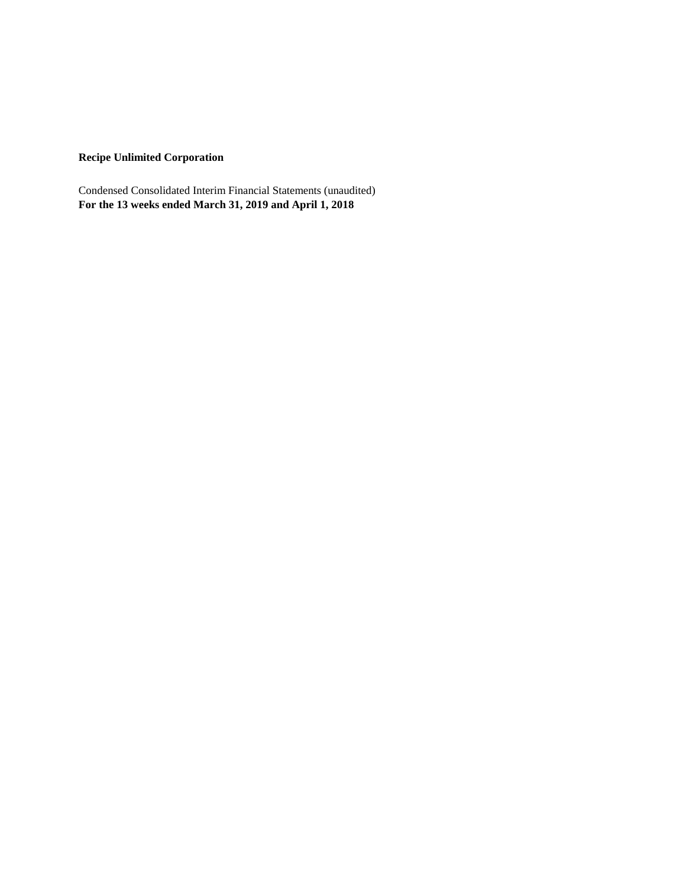**Recipe Unlimited Corporation**

Condensed Consolidated Interim Financial Statements (unaudited)
**For the 13 weeks ended March 31, 2019 and April 1, 2018**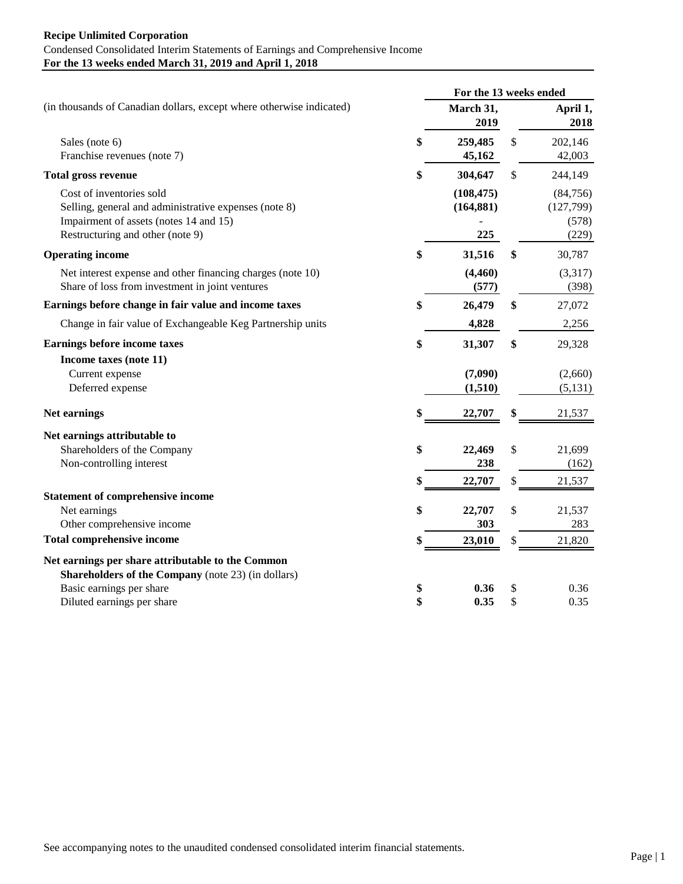**Recipe Unlimited Corporation**

Condensed Consolidated Interim Statements of Earnings and Comprehensive Income

**For the 13 weeks ended March 31, 2019 and April 1, 2018**

| (in thousands of Canadian dollars, except where otherwise indicated) | For the 13 weeks ended March 31, 2019 | April 1, 2018 |
|---|---|---|
| Sales (note 6) | **$ 259,485** | $ 202,146 |
| Franchise revenues (note 7) | **45,162** | 42,003 |
| **Total gross revenue** | **$ 304,647** | $ 244,149 |
| Cost of inventories sold | **(108,475)** | (84,756) |
| Selling, general and administrative expenses (note 8) | **(164,881)** | (127,799) |
| Impairment of assets (notes 14 and 15) | **-** | (578) |
| Restructuring and other (note 9) | **225** | (229) |
| **Operating income** | **$ 31,516** | **$** 30,787 |
| Net interest expense and other financing charges (note 10) | **(4,460)** | (3,317) |
| Share of loss from investment in joint ventures | **(577)** | (398) |
| **Earnings before change in fair value and income taxes** | **$ 26,479** | **$** 27,072 |
| Change in fair value of Exchangeable Keg Partnership units | **4,828** | 2,256 |
| **Earnings before income taxes** | **$ 31,307** | **$** 29,328 |
| **Income taxes (note 11)** | | |
| Current expense | **(7,090)** | (2,660) |
| Deferred expense | **(1,510)** | (5,131) |
| **Net earnings** | **$ 22,707** | **$** 21,537 |
| **Net earnings attributable to** | | |
| Shareholders of the Company | **$ 22,469** | $ 21,699 |
| Non-controlling interest | **238** | (162) |
| | **$ 22,707** | $ 21,537 |
| **Statement of comprehensive income** | | |
| Net earnings | **$ 22,707** | $ 21,537 |
| Other comprehensive income | **303** | 283 |
| **Total comprehensive income** | **$ 23,010** | $ 21,820 |
| **Net earnings per share attributable to the Common Shareholders of the Company** (note 23) (in dollars) | | |
| Basic earnings per share | **$ 0.36** | $ 0.36 |
| Diluted earnings per share | **$ 0.35** | $ 0.35 |

See accompanying notes to the unaudited condensed consolidated interim financial statements.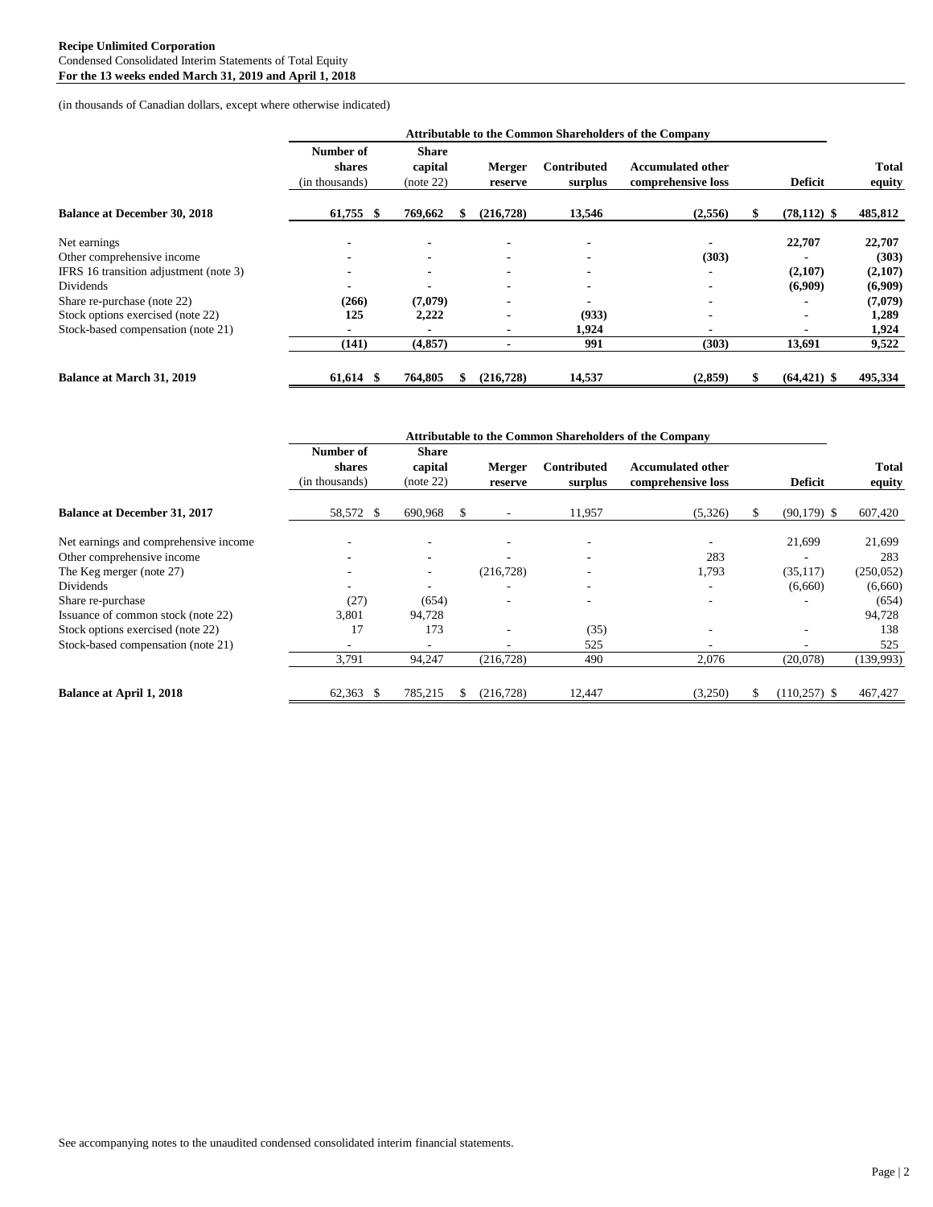**Recipe Unlimited Corporation**
Condensed Consolidated Interim Statements of Total Equity
**For the 13 weeks ended March 31, 2019 and April 1, 2018**

(in thousands of Canadian dollars, except where otherwise indicated)

| | Attributable to the Common Shareholders of the Company | | | | | | |
|---|---|---|---|---|---|---|---|
| | **Number of shares** (in thousands) | **Share capital** (note 22) | **Merger reserve** | **Contributed surplus** | **Accumulated other comprehensive loss** | **Deficit** | **Total equity** |
| **Balance at December 30, 2018** | **61,755** | **$ 769,662** | **$ (216,728)** | **13,546** | **(2,556)** | **$ (78,112)** | **$ 485,812** |
| Net earnings | - | - | - | - | - | **22,707** | **22,707** |
| Other comprehensive income | - | - | - | - | **(303)** | - | **(303)** |
| IFRS 16 transition adjustment (note 3) | - | - | - | - | - | **(2,107)** | **(2,107)** |
| Dividends | - | - | - | - | - | **(6,909)** | **(6,909)** |
| Share re-purchase (note 22) | **(266)** | **(7,079)** | - | - | - | - | **(7,079)** |
| Stock options exercised (note 22) | **125** | **2,222** | - | **(933)** | - | - | **1,289** |
| Stock-based compensation (note 21) | - | - | - | **1,924** | - | - | **1,924** |
| | **(141)** | **(4,857)** | - | **991** | **(303)** | **13,691** | **9,522** |
| **Balance at March 31, 2019** | **61,614** | **$ 764,805** | **$ (216,728)** | **14,537** | **(2,859)** | **$ (64,421)** | **$ 495,334** |

| | Attributable to the Common Shareholders of the Company | | | | | | |
|---|---|---|---|---|---|---|---|
| | **Number of shares** (in thousands) | **Share capital** (note 22) | **Merger reserve** | **Contributed surplus** | **Accumulated other comprehensive loss** | **Deficit** | **Total equity** |
| **Balance at December 31, 2017** | 58,572 | $ 690,968 | $ - | 11,957 | (5,326) | $ (90,179) | $ 607,420 |
| Net earnings and comprehensive income | - | - | - | - | - | 21,699 | 21,699 |
| Other comprehensive income | - | - | - | - | 283 | - | 283 |
| The Keg merger (note 27) | - | - | (216,728) | - | 1,793 | (35,117) | (250,052) |
| Dividends | - | - | - | - | - | (6,660) | (6,660) |
| Share re-purchase | (27) | (654) | - | - | - | - | (654) |
| Issuance of common stock (note 22) | 3,801 | 94,728 | | | | | 94,728 |
| Stock options exercised (note 22) | 17 | 173 | - | (35) | - | - | 138 |
| Stock-based compensation (note 21) | - | - | - | 525 | - | - | 525 |
| | 3,791 | 94,247 | (216,728) | 490 | 2,076 | (20,078) | (139,993) |
| **Balance at April 1, 2018** | 62,363 | $ 785,215 | $ (216,728) | 12,447 | (3,250) | $ (110,257) | $ 467,427 |

See accompanying notes to the unaudited condensed consolidated interim financial statements.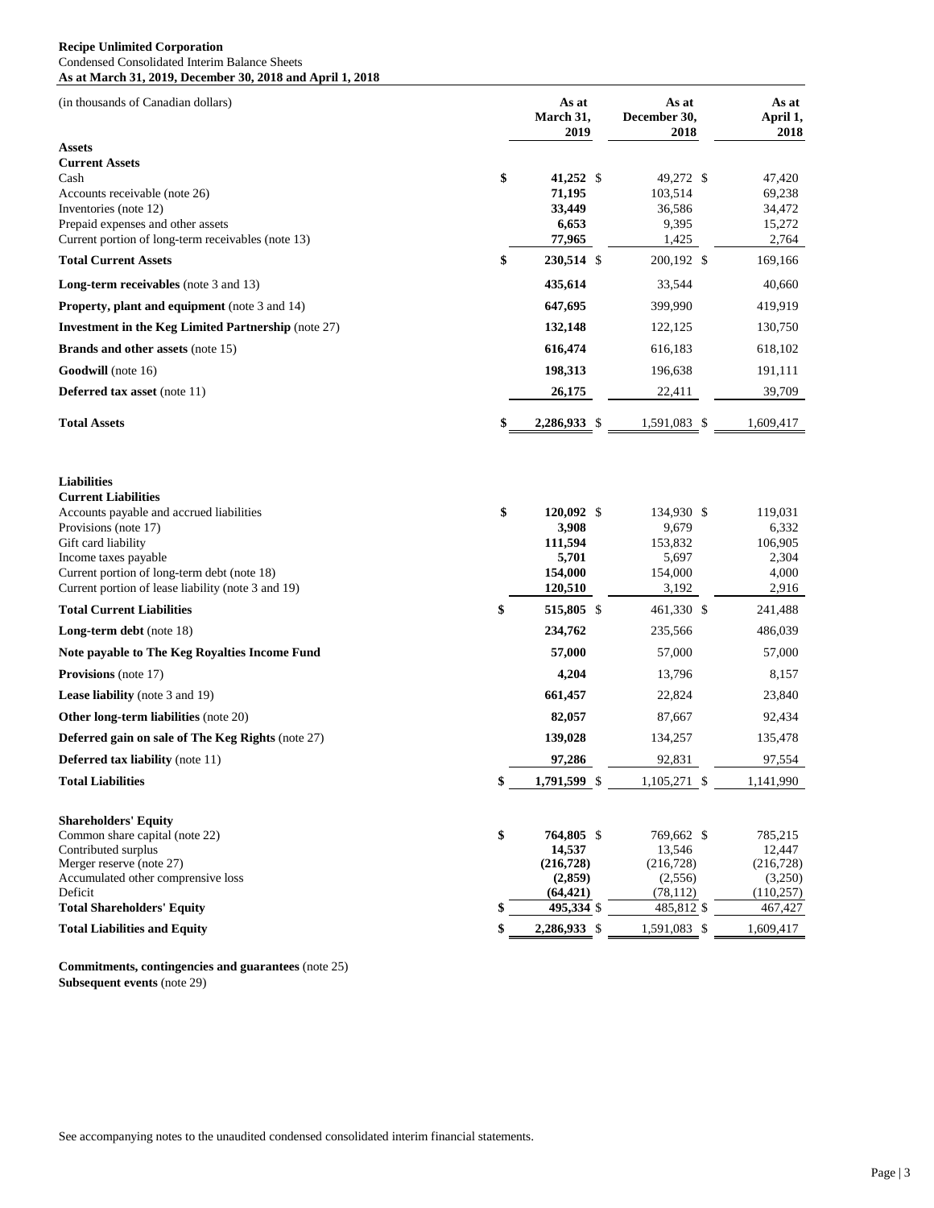**Recipe Unlimited Corporation**
Condensed Consolidated Interim Balance Sheets
**As at March 31, 2019, December 30, 2018 and April 1, 2018**

| (in thousands of Canadian dollars) | As at March 31, 2019 | As at December 30, 2018 | As at April 1, 2018 |
|---|---|---|---|
| **Assets** | | | |
| **Current Assets** | | | |
| Cash | $ **41,252** | $ 49,272 | $ 47,420 |
| Accounts receivable (note 26) | **71,195** | 103,514 | 69,238 |
| Inventories (note 12) | **33,449** | 36,586 | 34,472 |
| Prepaid expenses and other assets | **6,653** | 9,395 | 15,272 |
| Current portion of long-term receivables (note 13) | **77,965** | 1,425 | 2,764 |
| **Total Current Assets** | $ **230,514** | $ 200,192 | $ 169,166 |
| **Long-term receivables** (note 3 and 13) | **435,614** | 33,544 | 40,660 |
| **Property, plant and equipment** (note 3 and 14) | **647,695** | 399,990 | 419,919 |
| **Investment in the Keg Limited Partnership** (note 27) | **132,148** | 122,125 | 130,750 |
| **Brands and other assets** (note 15) | **616,474** | 616,183 | 618,102 |
| **Goodwill** (note 16) | **198,313** | 196,638 | 191,111 |
| **Deferred tax asset** (note 11) | **26,175** | 22,411 | 39,709 |
| **Total Assets** | $ **2,286,933** | $ 1,591,083 | $ 1,609,417 |
| | | | |
| **Liabilities** | | | |
| **Current Liabilities** | | | |
| Accounts payable and accrued liabilities | $ **120,092** | $ 134,930 | $ 119,031 |
| Provisions (note 17) | **3,908** | 9,679 | 6,332 |
| Gift card liability | **111,594** | 153,832 | 106,905 |
| Income taxes payable | **5,701** | 5,697 | 2,304 |
| Current portion of long-term debt (note 18) | **154,000** | 154,000 | 4,000 |
| Current portion of lease liability (note 3 and 19) | **120,510** | 3,192 | 2,916 |
| **Total Current Liabilities** | $ **515,805** | $ 461,330 | $ 241,488 |
| **Long-term debt** (note 18) | **234,762** | 235,566 | 486,039 |
| **Note payable to The Keg Royalties Income Fund** | **57,000** | 57,000 | 57,000 |
| **Provisions** (note 17) | **4,204** | 13,796 | 8,157 |
| **Lease liability** (note 3 and 19) | **661,457** | 22,824 | 23,840 |
| **Other long-term liabilities** (note 20) | **82,057** | 87,667 | 92,434 |
| **Deferred gain on sale of The Keg Rights** (note 27) | **139,028** | 134,257 | 135,478 |
| **Deferred tax liability** (note 11) | **97,286** | 92,831 | 97,554 |
| **Total Liabilities** | $ **1,791,599** | $ 1,105,271 | $ 1,141,990 |
| | | | |
| **Shareholders' Equity** | | | |
| Common share capital (note 22) | $ **764,805** | $ 769,662 | $ 785,215 |
| Contributed surplus | **14,537** | 13,546 | 12,447 |
| Merger reserve (note 27) | **(216,728)** | (216,728) | (216,728) |
| Accumulated other comprensive loss | **(2,859)** | (2,556) | (3,250) |
| Deficit | **(64,421)** | (78,112) | (110,257) |
| **Total Shareholders' Equity** | $ **495,334** | $ 485,812 | $ 467,427 |
| **Total Liabilities and Equity** | $ **2,286,933** | $ 1,591,083 | $ 1,609,417 |

**Commitments, contingencies and guarantees** (note 25)
**Subsequent events** (note 29)

See accompanying notes to the unaudited condensed consolidated interim financial statements.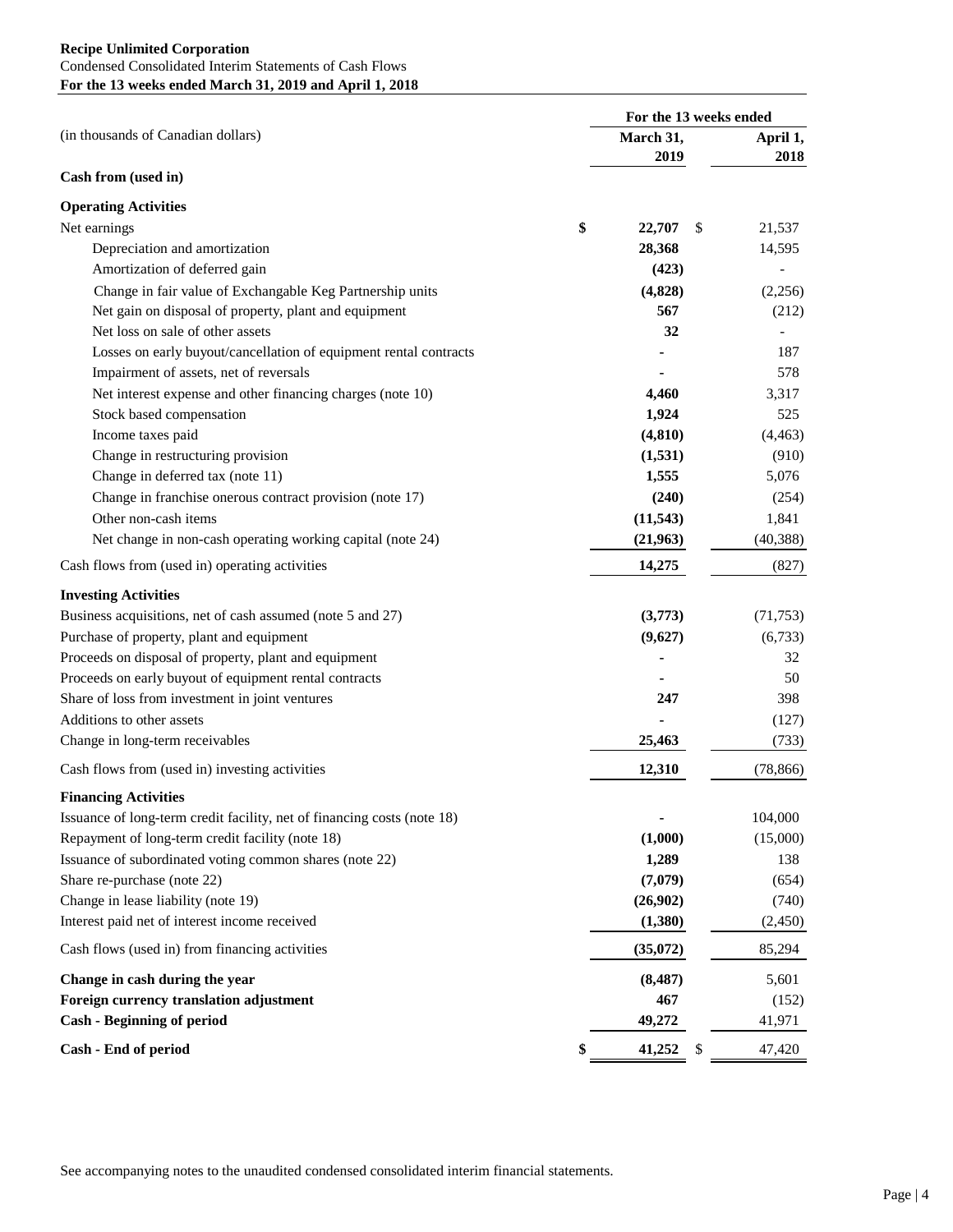**Recipe Unlimited Corporation**
Condensed Consolidated Interim Statements of Cash Flows
**For the 13 weeks ended March 31, 2019 and April 1, 2018**

| (in thousands of Canadian dollars) | For the 13 weeks ended March 31, 2019 | April 1, 2018 |
|---|---|---|
| **Cash from (used in)** | | |
| **Operating Activities** | | |
| Net earnings | **$ 22,707** | $ 21,537 |
| Depreciation and amortization | **28,368** | 14,595 |
| Amortization of deferred gain | **(423)** | - |
| Change in fair value of Exchangable Keg Partnership units | **(4,828)** | (2,256) |
| Net gain on disposal of property, plant and equipment | **567** | (212) |
| Net loss on sale of other assets | **32** | - |
| Losses on early buyout/cancellation of equipment rental contracts | **-** | 187 |
| Impairment of assets, net of reversals | **-** | 578 |
| Net interest expense and other financing charges (note 10) | **4,460** | 3,317 |
| Stock based compensation | **1,924** | 525 |
| Income taxes paid | **(4,810)** | (4,463) |
| Change in restructuring provision | **(1,531)** | (910) |
| Change in deferred tax (note 11) | **1,555** | 5,076 |
| Change in franchise onerous contract provision (note 17) | **(240)** | (254) |
| Other non-cash items | **(11,543)** | 1,841 |
| Net change in non-cash operating working capital (note 24) | **(21,963)** | (40,388) |
| Cash flows from (used in) operating activities | **14,275** | (827) |
| **Investing Activities** | | |
| Business acquisitions, net of cash assumed (note 5 and 27) | **(3,773)** | (71,753) |
| Purchase of property, plant and equipment | **(9,627)** | (6,733) |
| Proceeds on disposal of property, plant and equipment | **-** | 32 |
| Proceeds on early buyout of equipment rental contracts | **-** | 50 |
| Share of loss from investment in joint ventures | **247** | 398 |
| Additions to other assets | **-** | (127) |
| Change in long-term receivables | **25,463** | (733) |
| Cash flows from (used in) investing activities | **12,310** | (78,866) |
| **Financing Activities** | | |
| Issuance of long-term credit facility, net of financing costs (note 18) | **-** | 104,000 |
| Repayment of long-term credit facility (note 18) | **(1,000)** | (15,000) |
| Issuance of subordinated voting common shares (note 22) | **1,289** | 138 |
| Share re-purchase (note 22) | **(7,079)** | (654) |
| Change in lease liability (note 19) | **(26,902)** | (740) |
| Interest paid net of interest income received | **(1,380)** | (2,450) |
| Cash flows (used in) from financing activities | **(35,072)** | 85,294 |
| **Change in cash during the year** | **(8,487)** | 5,601 |
| **Foreign currency translation adjustment** | **467** | (152) |
| **Cash - Beginning of period** | **49,272** | 41,971 |
| **Cash - End of period** | **$ 41,252** | $ 47,420 |

See accompanying notes to the unaudited condensed consolidated interim financial statements.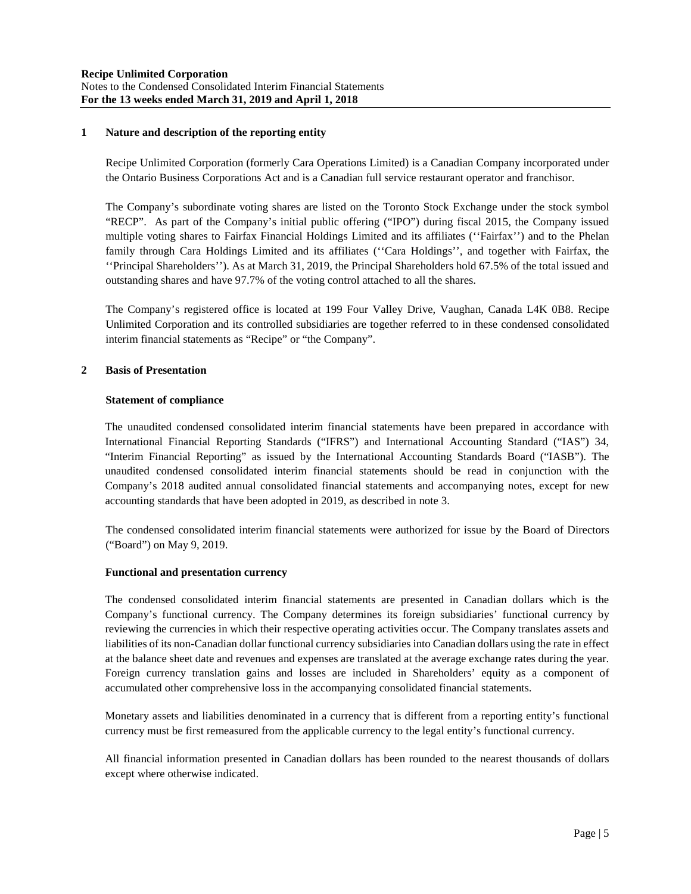## 1 Nature and description of the reporting entity

Recipe Unlimited Corporation (formerly Cara Operations Limited) is a Canadian Company incorporated under the Ontario Business Corporations Act and is a Canadian full service restaurant operator and franchisor.

The Company's subordinate voting shares are listed on the Toronto Stock Exchange under the stock symbol "RECP". As part of the Company's initial public offering ("IPO") during fiscal 2015, the Company issued multiple voting shares to Fairfax Financial Holdings Limited and its affiliates (''Fairfax'') and to the Phelan family through Cara Holdings Limited and its affiliates (''Cara Holdings'', and together with Fairfax, the ''Principal Shareholders''). As at March 31, 2019, the Principal Shareholders hold 67.5% of the total issued and outstanding shares and have 97.7% of the voting control attached to all the shares.

The Company's registered office is located at 199 Four Valley Drive, Vaughan, Canada L4K 0B8. Recipe Unlimited Corporation and its controlled subsidiaries are together referred to in these condensed consolidated interim financial statements as "Recipe" or "the Company".

## 2 Basis of Presentation

### Statement of compliance

The unaudited condensed consolidated interim financial statements have been prepared in accordance with International Financial Reporting Standards ("IFRS") and International Accounting Standard ("IAS") 34, "Interim Financial Reporting" as issued by the International Accounting Standards Board ("IASB"). The unaudited condensed consolidated interim financial statements should be read in conjunction with the Company's 2018 audited annual consolidated financial statements and accompanying notes, except for new accounting standards that have been adopted in 2019, as described in note 3.

The condensed consolidated interim financial statements were authorized for issue by the Board of Directors ("Board") on May 9, 2019.

### Functional and presentation currency

The condensed consolidated interim financial statements are presented in Canadian dollars which is the Company's functional currency. The Company determines its foreign subsidiaries' functional currency by reviewing the currencies in which their respective operating activities occur. The Company translates assets and liabilities of its non-Canadian dollar functional currency subsidiaries into Canadian dollars using the rate in effect at the balance sheet date and revenues and expenses are translated at the average exchange rates during the year. Foreign currency translation gains and losses are included in Shareholders' equity as a component of accumulated other comprehensive loss in the accompanying consolidated financial statements.

Monetary assets and liabilities denominated in a currency that is different from a reporting entity's functional currency must be first remeasured from the applicable currency to the legal entity's functional currency.

All financial information presented in Canadian dollars has been rounded to the nearest thousands of dollars except where otherwise indicated.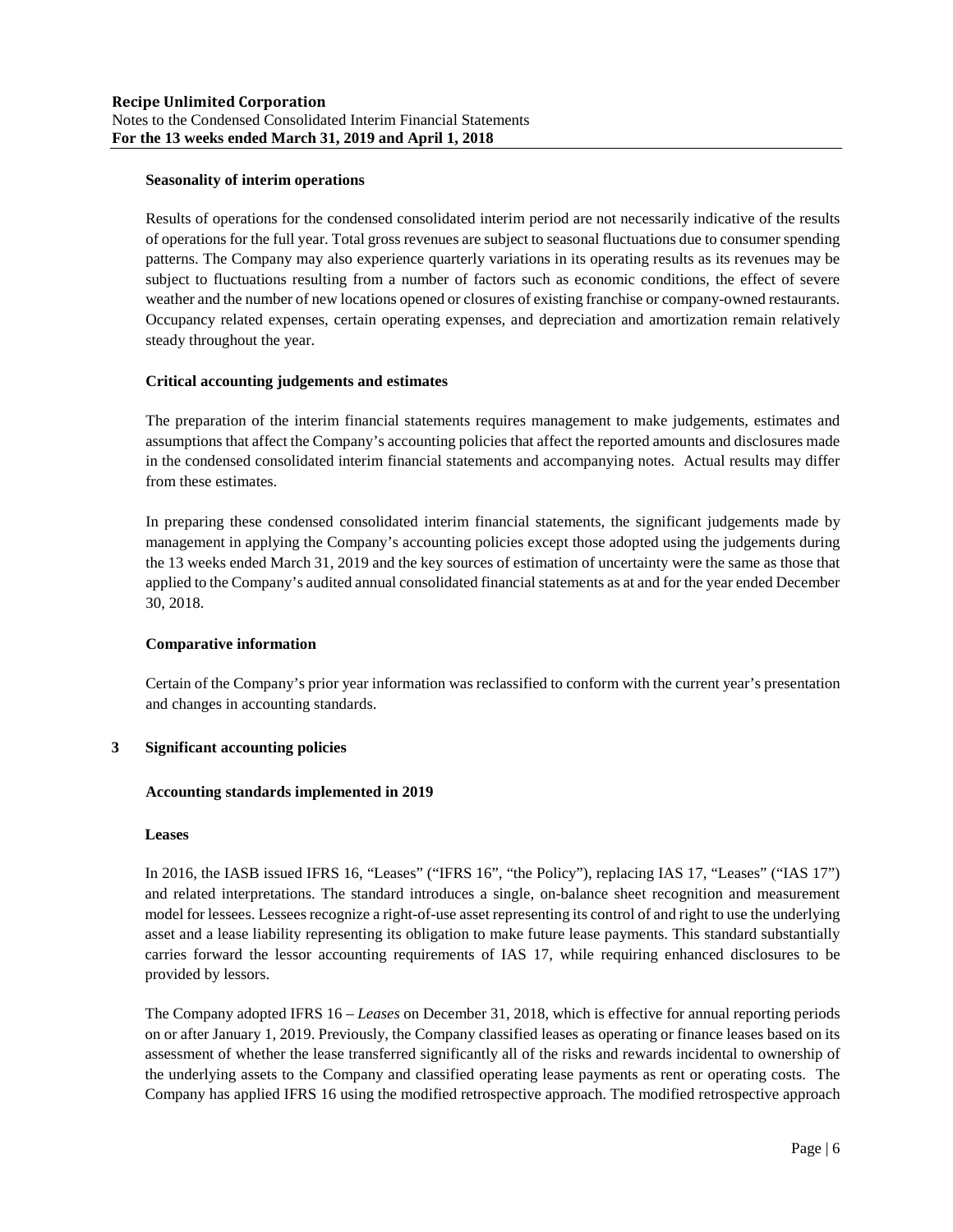**Seasonality of interim operations**

Results of operations for the condensed consolidated interim period are not necessarily indicative of the results of operations for the full year. Total gross revenues are subject to seasonal fluctuations due to consumer spending patterns. The Company may also experience quarterly variations in its operating results as its revenues may be subject to fluctuations resulting from a number of factors such as economic conditions, the effect of severe weather and the number of new locations opened or closures of existing franchise or company-owned restaurants. Occupancy related expenses, certain operating expenses, and depreciation and amortization remain relatively steady throughout the year.

**Critical accounting judgements and estimates**

The preparation of the interim financial statements requires management to make judgements, estimates and assumptions that affect the Company's accounting policies that affect the reported amounts and disclosures made in the condensed consolidated interim financial statements and accompanying notes. Actual results may differ from these estimates.

In preparing these condensed consolidated interim financial statements, the significant judgements made by management in applying the Company's accounting policies except those adopted using the judgements during the 13 weeks ended March 31, 2019 and the key sources of estimation of uncertainty were the same as those that applied to the Company's audited annual consolidated financial statements as at and for the year ended December 30, 2018.

**Comparative information**

Certain of the Company's prior year information was reclassified to conform with the current year's presentation and changes in accounting standards.

## 3 Significant accounting policies

**Accounting standards implemented in 2019**

**Leases**

In 2016, the IASB issued IFRS 16, "Leases" ("IFRS 16", "the Policy"), replacing IAS 17, "Leases" ("IAS 17") and related interpretations. The standard introduces a single, on-balance sheet recognition and measurement model for lessees. Lessees recognize a right-of-use asset representing its control of and right to use the underlying asset and a lease liability representing its obligation to make future lease payments. This standard substantially carries forward the lessor accounting requirements of IAS 17, while requiring enhanced disclosures to be provided by lessors.

The Company adopted IFRS 16 – *Leases* on December 31, 2018, which is effective for annual reporting periods on or after January 1, 2019. Previously, the Company classified leases as operating or finance leases based on its assessment of whether the lease transferred significantly all of the risks and rewards incidental to ownership of the underlying assets to the Company and classified operating lease payments as rent or operating costs. The Company has applied IFRS 16 using the modified retrospective approach. The modified retrospective approach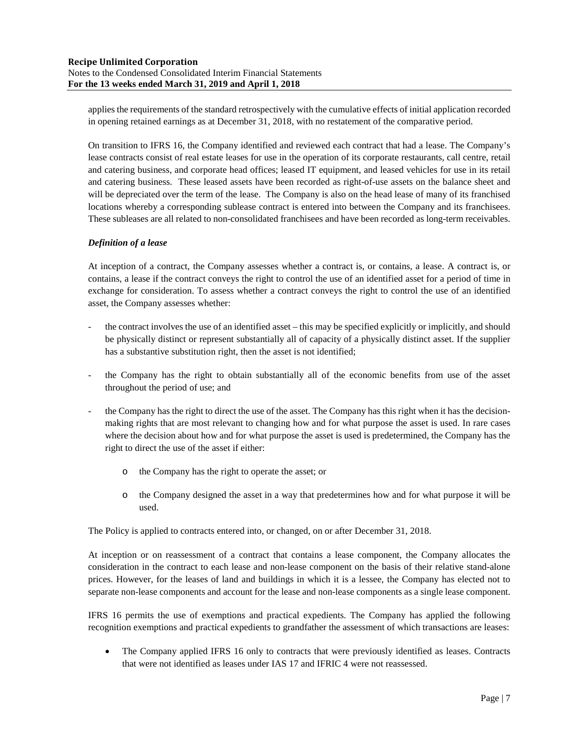applies the requirements of the standard retrospectively with the cumulative effects of initial application recorded in opening retained earnings as at December 31, 2018, with no restatement of the comparative period.

On transition to IFRS 16, the Company identified and reviewed each contract that had a lease. The Company's lease contracts consist of real estate leases for use in the operation of its corporate restaurants, call centre, retail and catering business, and corporate head offices; leased IT equipment, and leased vehicles for use in its retail and catering business. These leased assets have been recorded as right-of-use assets on the balance sheet and will be depreciated over the term of the lease. The Company is also on the head lease of many of its franchised locations whereby a corresponding sublease contract is entered into between the Company and its franchisees. These subleases are all related to non-consolidated franchisees and have been recorded as long-term receivables.

***Definition of a lease***

At inception of a contract, the Company assesses whether a contract is, or contains, a lease. A contract is, or contains, a lease if the contract conveys the right to control the use of an identified asset for a period of time in exchange for consideration. To assess whether a contract conveys the right to control the use of an identified asset, the Company assesses whether:

- the contract involves the use of an identified asset – this may be specified explicitly or implicitly, and should be physically distinct or represent substantially all of capacity of a physically distinct asset. If the supplier has a substantive substitution right, then the asset is not identified;
- the Company has the right to obtain substantially all of the economic benefits from use of the asset throughout the period of use; and
- the Company has the right to direct the use of the asset. The Company has this right when it has the decision-making rights that are most relevant to changing how and for what purpose the asset is used. In rare cases where the decision about how and for what purpose the asset is used is predetermined, the Company has the right to direct the use of the asset if either:
    - the Company has the right to operate the asset; or
    - the Company designed the asset in a way that predetermines how and for what purpose it will be used.

The Policy is applied to contracts entered into, or changed, on or after December 31, 2018.

At inception or on reassessment of a contract that contains a lease component, the Company allocates the consideration in the contract to each lease and non-lease component on the basis of their relative stand-alone prices. However, for the leases of land and buildings in which it is a lessee, the Company has elected not to separate non-lease components and account for the lease and non-lease components as a single lease component.

IFRS 16 permits the use of exemptions and practical expedients. The Company has applied the following recognition exemptions and practical expedients to grandfather the assessment of which transactions are leases:

- The Company applied IFRS 16 only to contracts that were previously identified as leases. Contracts that were not identified as leases under IAS 17 and IFRIC 4 were not reassessed.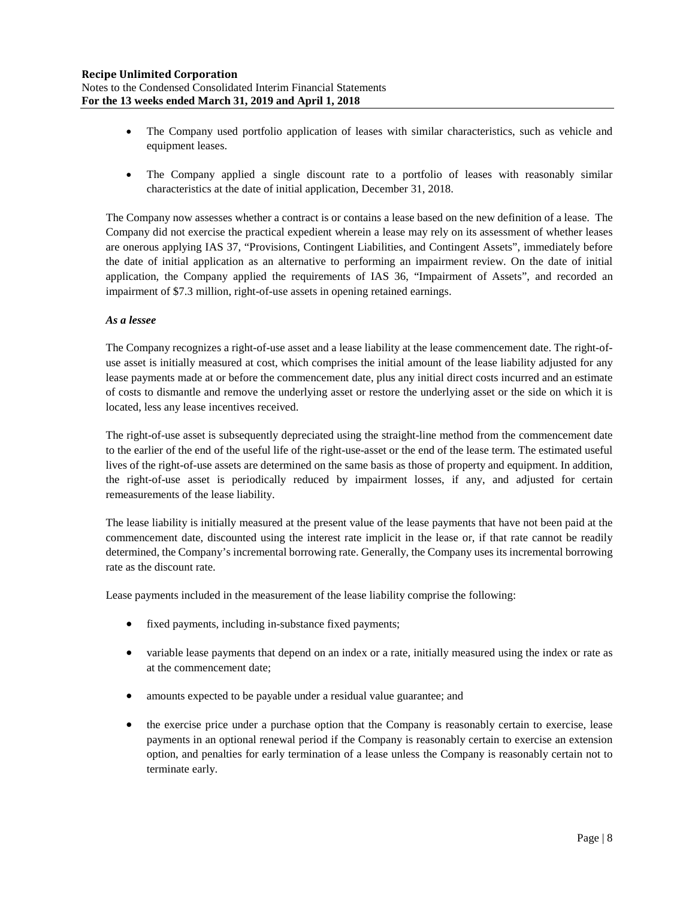- The Company used portfolio application of leases with similar characteristics, such as vehicle and equipment leases.

- The Company applied a single discount rate to a portfolio of leases with reasonably similar characteristics at the date of initial application, December 31, 2018.

The Company now assesses whether a contract is or contains a lease based on the new definition of a lease. The Company did not exercise the practical expedient wherein a lease may rely on its assessment of whether leases are onerous applying IAS 37, "Provisions, Contingent Liabilities, and Contingent Assets", immediately before the date of initial application as an alternative to performing an impairment review. On the date of initial application, the Company applied the requirements of IAS 36, "Impairment of Assets", and recorded an impairment of $7.3 million, right-of-use assets in opening retained earnings.

***As a lessee***

The Company recognizes a right-of-use asset and a lease liability at the lease commencement date. The right-of-use asset is initially measured at cost, which comprises the initial amount of the lease liability adjusted for any lease payments made at or before the commencement date, plus any initial direct costs incurred and an estimate of costs to dismantle and remove the underlying asset or restore the underlying asset or the side on which it is located, less any lease incentives received.

The right-of-use asset is subsequently depreciated using the straight-line method from the commencement date to the earlier of the end of the useful life of the right-use-asset or the end of the lease term. The estimated useful lives of the right-of-use assets are determined on the same basis as those of property and equipment. In addition, the right-of-use asset is periodically reduced by impairment losses, if any, and adjusted for certain remeasurements of the lease liability.

The lease liability is initially measured at the present value of the lease payments that have not been paid at the commencement date, discounted using the interest rate implicit in the lease or, if that rate cannot be readily determined, the Company's incremental borrowing rate. Generally, the Company uses its incremental borrowing rate as the discount rate.

Lease payments included in the measurement of the lease liability comprise the following:

- fixed payments, including in-substance fixed payments;

- variable lease payments that depend on an index or a rate, initially measured using the index or rate as at the commencement date;

- amounts expected to be payable under a residual value guarantee; and

- the exercise price under a purchase option that the Company is reasonably certain to exercise, lease payments in an optional renewal period if the Company is reasonably certain to exercise an extension option, and penalties for early termination of a lease unless the Company is reasonably certain not to terminate early.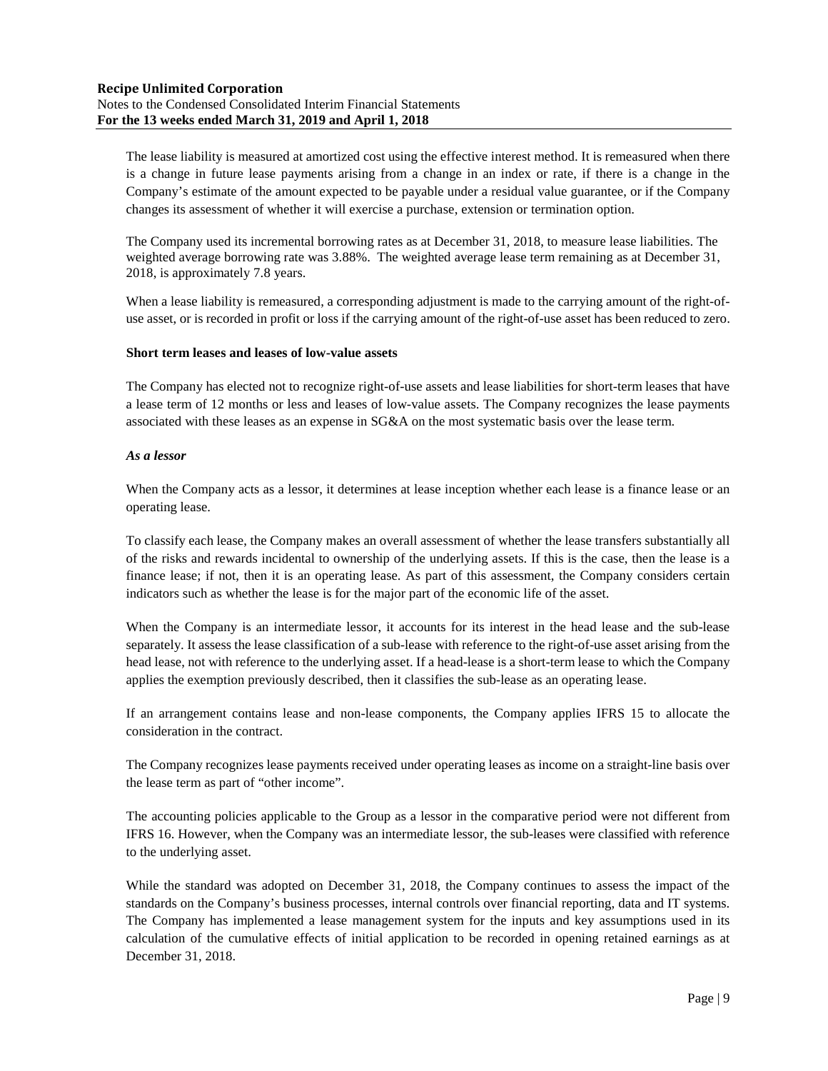The lease liability is measured at amortized cost using the effective interest method. It is remeasured when there is a change in future lease payments arising from a change in an index or rate, if there is a change in the Company's estimate of the amount expected to be payable under a residual value guarantee, or if the Company changes its assessment of whether it will exercise a purchase, extension or termination option.

The Company used its incremental borrowing rates as at December 31, 2018, to measure lease liabilities. The weighted average borrowing rate was 3.88%. The weighted average lease term remaining as at December 31, 2018, is approximately 7.8 years.

When a lease liability is remeasured, a corresponding adjustment is made to the carrying amount of the right-of-use asset, or is recorded in profit or loss if the carrying amount of the right-of-use asset has been reduced to zero.

**Short term leases and leases of low-value assets**

The Company has elected not to recognize right-of-use assets and lease liabilities for short-term leases that have a lease term of 12 months or less and leases of low-value assets. The Company recognizes the lease payments associated with these leases as an expense in SG&A on the most systematic basis over the lease term.

***As a lessor***

When the Company acts as a lessor, it determines at lease inception whether each lease is a finance lease or an operating lease.

To classify each lease, the Company makes an overall assessment of whether the lease transfers substantially all of the risks and rewards incidental to ownership of the underlying assets. If this is the case, then the lease is a finance lease; if not, then it is an operating lease. As part of this assessment, the Company considers certain indicators such as whether the lease is for the major part of the economic life of the asset.

When the Company is an intermediate lessor, it accounts for its interest in the head lease and the sub-lease separately. It assess the lease classification of a sub-lease with reference to the right-of-use asset arising from the head lease, not with reference to the underlying asset. If a head-lease is a short-term lease to which the Company applies the exemption previously described, then it classifies the sub-lease as an operating lease.

If an arrangement contains lease and non-lease components, the Company applies IFRS 15 to allocate the consideration in the contract.

The Company recognizes lease payments received under operating leases as income on a straight-line basis over the lease term as part of "other income".

The accounting policies applicable to the Group as a lessor in the comparative period were not different from IFRS 16. However, when the Company was an intermediate lessor, the sub-leases were classified with reference to the underlying asset.

While the standard was adopted on December 31, 2018, the Company continues to assess the impact of the standards on the Company's business processes, internal controls over financial reporting, data and IT systems. The Company has implemented a lease management system for the inputs and key assumptions used in its calculation of the cumulative effects of initial application to be recorded in opening retained earnings as at December 31, 2018.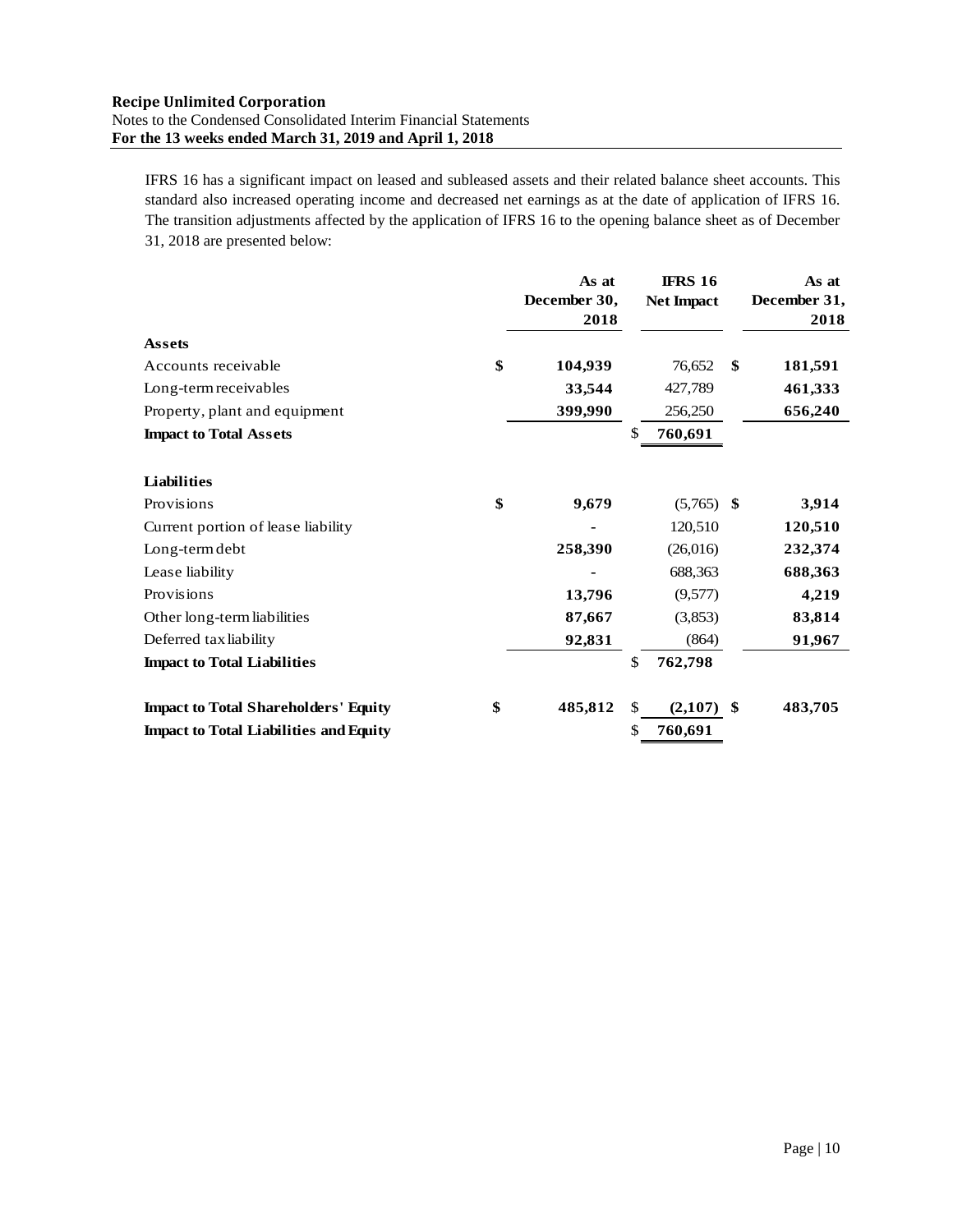IFRS 16 has a significant impact on leased and subleased assets and their related balance sheet accounts. This standard also increased operating income and decreased net earnings as at the date of application of IFRS 16. The transition adjustments affected by the application of IFRS 16 to the opening balance sheet as of December 31, 2018 are presented below:

| | As at December 30, 2018 | IFRS 16 Net Impact | As at December 31, 2018 |
|---|---|---|---|
| **Assets** | | | |
| Accounts receivable | $ 104,939 | 76,652 | $ 181,591 |
| Long-term receivables | 33,544 | 427,789 | 461,333 |
| Property, plant and equipment | 399,990 | 256,250 | 656,240 |
| **Impact to Total Assets** | | $ 760,691 | |
| **Liabilities** | | | |
| Provisions | $ 9,679 | (5,765) | $ 3,914 |
| Current portion of lease liability | - | 120,510 | 120,510 |
| Long-term debt | 258,390 | (26,016) | 232,374 |
| Lease liability | - | 688,363 | 688,363 |
| Provisions | 13,796 | (9,577) | 4,219 |
| Other long-term liabilities | 87,667 | (3,853) | 83,814 |
| Deferred tax liability | 92,831 | (864) | 91,967 |
| **Impact to Total Liabilities** | | $ 762,798 | |
| **Impact to Total Shareholders' Equity** | $ 485,812 | $ (2,107) | $ 483,705 |
| **Impact to Total Liabilities and Equity** | | $ 760,691 | |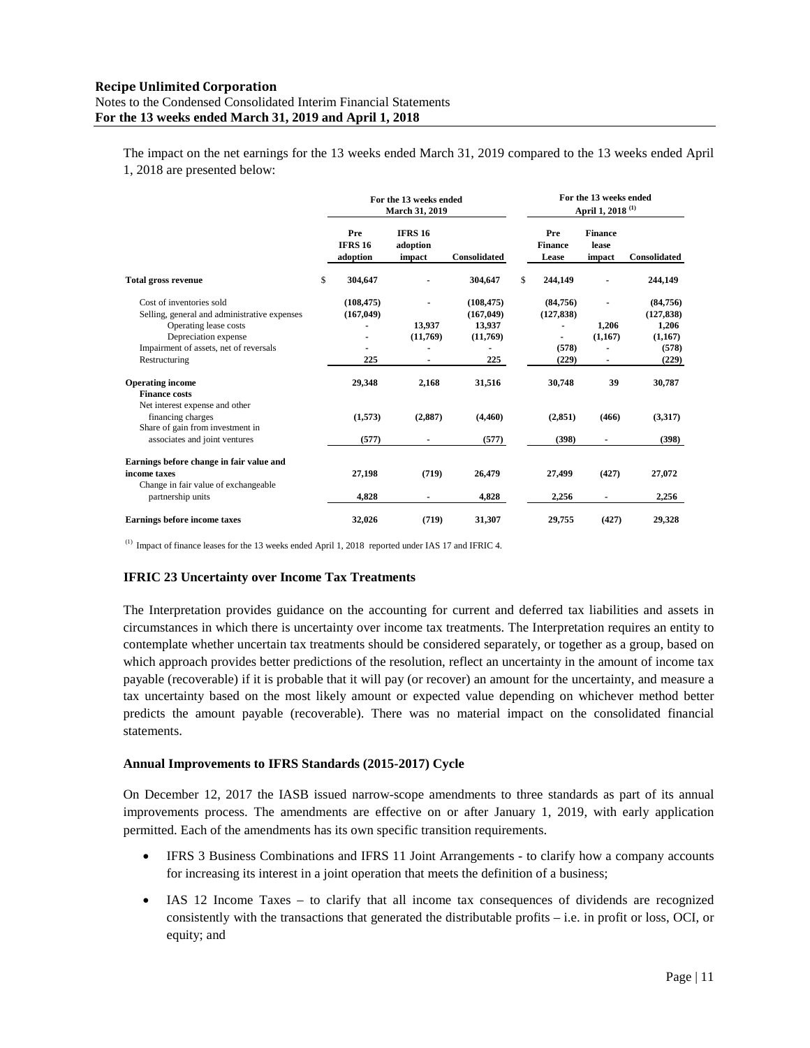The impact on the net earnings for the 13 weeks ended March 31, 2019 compared to the 13 weeks ended April 1, 2018 are presented below:

| | For the 13 weeks ended March 31, 2019 | | | For the 13 weeks ended April 1, 2018 (1) | | |
|---|---|---|---|---|---|---|
| | Pre IFRS 16 adoption | IFRS 16 adoption impact | Consolidated | Pre Finance Lease | Finance lease impact | Consolidated |
| **Total gross revenue** | $ 304,647 | - | 304,647 | $ 244,149 | - | 244,149 |
| Cost of inventories sold | (108,475) | - | (108,475) | (84,756) | - | (84,756) |
| Selling, general and administrative expenses | (167,049) | | (167,049) | (127,838) | | (127,838) |
| Operating lease costs | - | 13,937 | 13,937 | - | 1,206 | 1,206 |
| Depreciation expense | - | (11,769) | (11,769) | - | (1,167) | (1,167) |
| Impairment of assets, net of reversals | - | - | - | (578) | - | (578) |
| Restructuring | 225 | - | 225 | (229) | - | (229) |
| **Operating income** | 29,348 | 2,168 | 31,516 | 30,748 | 39 | 30,787 |
| **Finance costs** | | | | | | |
| Net interest expense and other financing charges | (1,573) | (2,887) | (4,460) | (2,851) | (466) | (3,317) |
| Share of gain from investment in associates and joint ventures | (577) | - | (577) | (398) | - | (398) |
| **Earnings before change in fair value and income taxes** | 27,198 | (719) | 26,479 | 27,499 | (427) | 27,072 |
| Change in fair value of exchangeable partnership units | 4,828 | - | 4,828 | 2,256 | - | 2,256 |
| **Earnings before income taxes** | 32,026 | (719) | 31,307 | 29,755 | (427) | 29,328 |

(1) Impact of finance leases for the 13 weeks ended April 1, 2018 reported under IAS 17 and IFRIC 4.

### IFRIC 23 Uncertainty over Income Tax Treatments

The Interpretation provides guidance on the accounting for current and deferred tax liabilities and assets in circumstances in which there is uncertainty over income tax treatments. The Interpretation requires an entity to contemplate whether uncertain tax treatments should be considered separately, or together as a group, based on which approach provides better predictions of the resolution, reflect an uncertainty in the amount of income tax payable (recoverable) if it is probable that it will pay (or recover) an amount for the uncertainty, and measure a tax uncertainty based on the most likely amount or expected value depending on whichever method better predicts the amount payable (recoverable). There was no material impact on the consolidated financial statements.

### Annual Improvements to IFRS Standards (2015-2017) Cycle

On December 12, 2017 the IASB issued narrow-scope amendments to three standards as part of its annual improvements process. The amendments are effective on or after January 1, 2019, with early application permitted. Each of the amendments has its own specific transition requirements.

- IFRS 3 Business Combinations and IFRS 11 Joint Arrangements - to clarify how a company accounts for increasing its interest in a joint operation that meets the definition of a business;
- IAS 12 Income Taxes – to clarify that all income tax consequences of dividends are recognized consistently with the transactions that generated the distributable profits – i.e. in profit or loss, OCI, or equity; and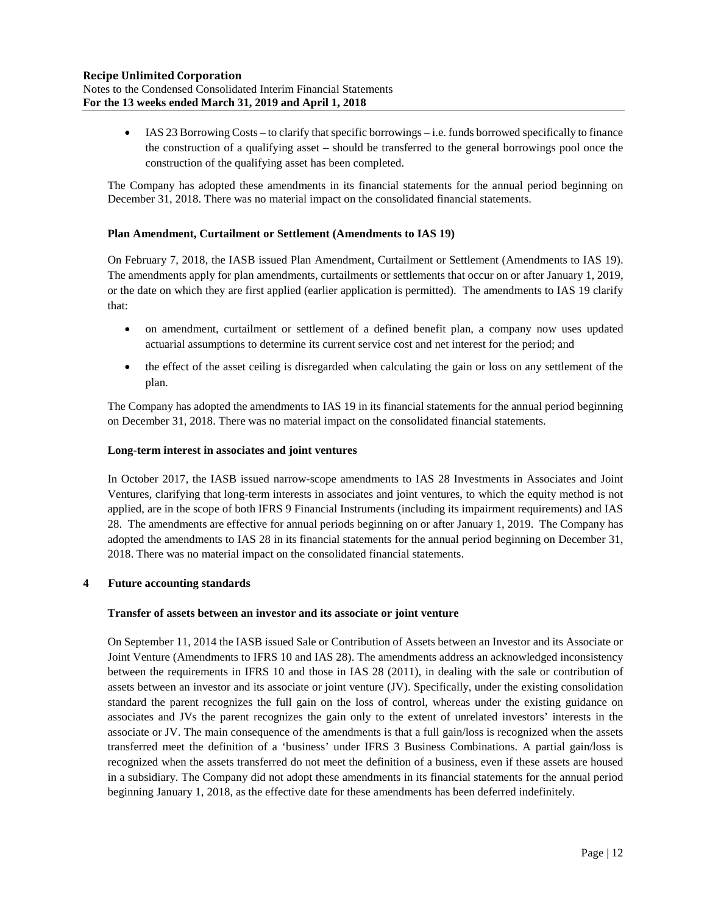- IAS 23 Borrowing Costs – to clarify that specific borrowings – i.e. funds borrowed specifically to finance the construction of a qualifying asset – should be transferred to the general borrowings pool once the construction of the qualifying asset has been completed.

The Company has adopted these amendments in its financial statements for the annual period beginning on December 31, 2018. There was no material impact on the consolidated financial statements.

**Plan Amendment, Curtailment or Settlement (Amendments to IAS 19)**

On February 7, 2018, the IASB issued Plan Amendment, Curtailment or Settlement (Amendments to IAS 19). The amendments apply for plan amendments, curtailments or settlements that occur on or after January 1, 2019, or the date on which they are first applied (earlier application is permitted). The amendments to IAS 19 clarify that:

- on amendment, curtailment or settlement of a defined benefit plan, a company now uses updated actuarial assumptions to determine its current service cost and net interest for the period; and
- the effect of the asset ceiling is disregarded when calculating the gain or loss on any settlement of the plan.

The Company has adopted the amendments to IAS 19 in its financial statements for the annual period beginning on December 31, 2018. There was no material impact on the consolidated financial statements.

**Long-term interest in associates and joint ventures**

In October 2017, the IASB issued narrow-scope amendments to IAS 28 Investments in Associates and Joint Ventures, clarifying that long-term interests in associates and joint ventures, to which the equity method is not applied, are in the scope of both IFRS 9 Financial Instruments (including its impairment requirements) and IAS 28. The amendments are effective for annual periods beginning on or after January 1, 2019. The Company has adopted the amendments to IAS 28 in its financial statements for the annual period beginning on December 31, 2018. There was no material impact on the consolidated financial statements.

## 4 Future accounting standards

**Transfer of assets between an investor and its associate or joint venture**

On September 11, 2014 the IASB issued Sale or Contribution of Assets between an Investor and its Associate or Joint Venture (Amendments to IFRS 10 and IAS 28). The amendments address an acknowledged inconsistency between the requirements in IFRS 10 and those in IAS 28 (2011), in dealing with the sale or contribution of assets between an investor and its associate or joint venture (JV). Specifically, under the existing consolidation standard the parent recognizes the full gain on the loss of control, whereas under the existing guidance on associates and JVs the parent recognizes the gain only to the extent of unrelated investors' interests in the associate or JV. The main consequence of the amendments is that a full gain/loss is recognized when the assets transferred meet the definition of a 'business' under IFRS 3 Business Combinations. A partial gain/loss is recognized when the assets transferred do not meet the definition of a business, even if these assets are housed in a subsidiary. The Company did not adopt these amendments in its financial statements for the annual period beginning January 1, 2018, as the effective date for these amendments has been deferred indefinitely.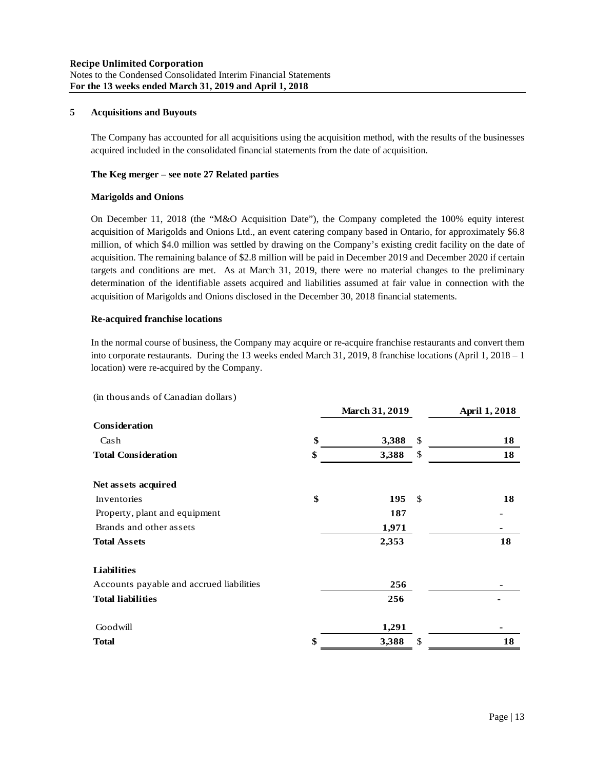## 5 Acquisitions and Buyouts

The Company has accounted for all acquisitions using the acquisition method, with the results of the businesses acquired included in the consolidated financial statements from the date of acquisition.

**The Keg merger – see note 27 Related parties**

**Marigolds and Onions**

On December 11, 2018 (the "M&O Acquisition Date"), the Company completed the 100% equity interest acquisition of Marigolds and Onions Ltd., an event catering company based in Ontario, for approximately $6.8 million, of which $4.0 million was settled by drawing on the Company's existing credit facility on the date of acquisition. The remaining balance of $2.8 million will be paid in December 2019 and December 2020 if certain targets and conditions are met. As at March 31, 2019, there were no material changes to the preliminary determination of the identifiable assets acquired and liabilities assumed at fair value in connection with the acquisition of Marigolds and Onions disclosed in the December 30, 2018 financial statements.

**Re-acquired franchise locations**

In the normal course of business, the Company may acquire or re-acquire franchise restaurants and convert them into corporate restaurants. During the 13 weeks ended March 31, 2019, 8 franchise locations (April 1, 2018 – 1 location) were re-acquired by the Company.

(in thousands of Canadian dollars)

| | March 31, 2019 | April 1, 2018 |
|---|---|---|
| **Consideration** | | |
| Cash | $ 3,388 | $ 18 |
| **Total Consideration** | $ 3,388 | $ 18 |
| | | |
| **Net assets acquired** | | |
| Inventories | $ 195 | $ 18 |
| Property, plant and equipment | 187 | - |
| Brands and other assets | 1,971 | - |
| **Total Assets** | 2,353 | 18 |
| | | |
| **Liabilities** | | |
| Accounts payable and accrued liabilities | 256 | - |
| **Total liabilities** | 256 | - |
| | | |
| Goodwill | 1,291 | - |
| **Total** | $ 3,388 | $ 18 |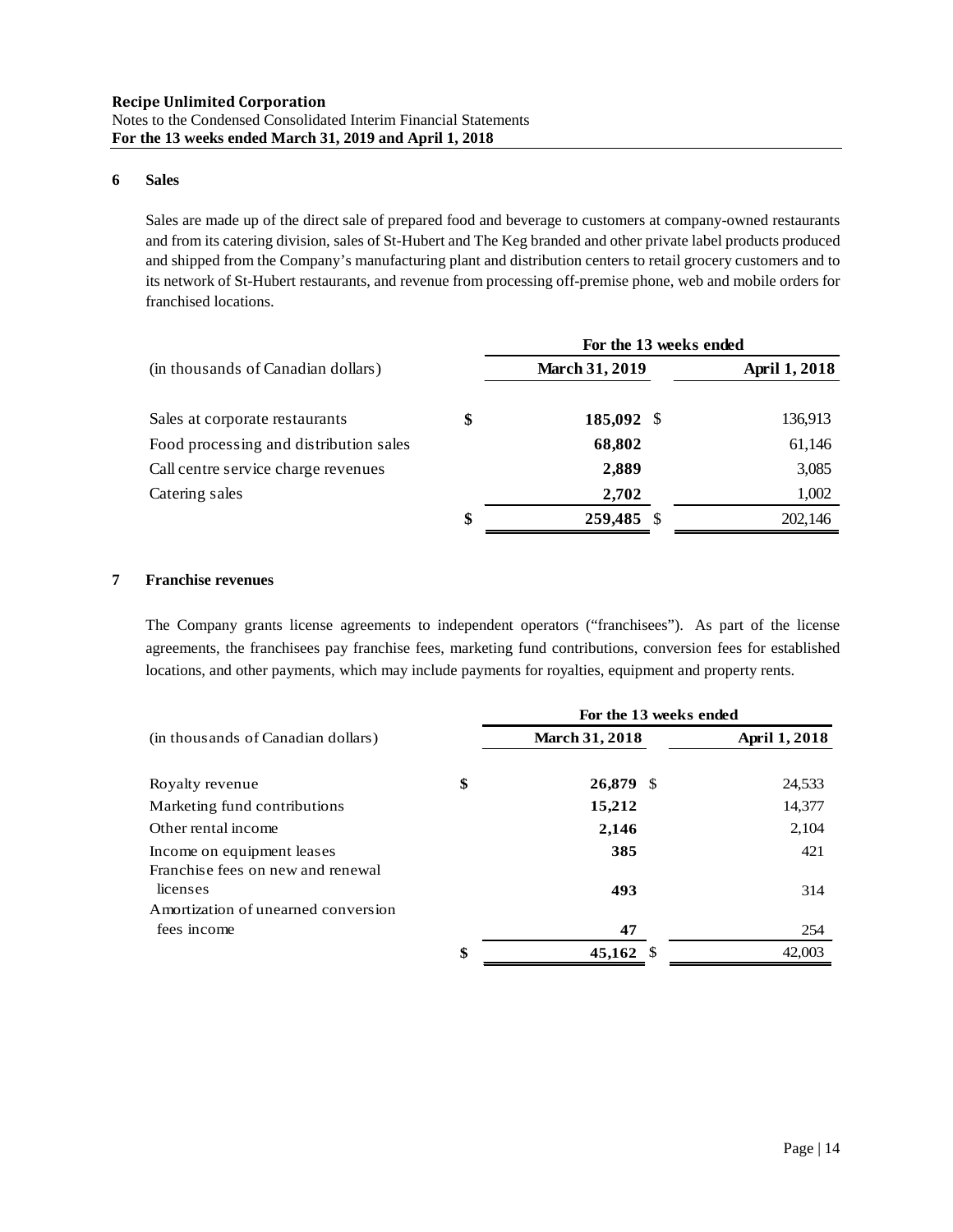**Recipe Unlimited Corporation**
Notes to the Condensed Consolidated Interim Financial Statements
**For the 13 weeks ended March 31, 2019 and April 1, 2018**

## 6 Sales

Sales are made up of the direct sale of prepared food and beverage to customers at company-owned restaurants and from its catering division, sales of St-Hubert and The Keg branded and other private label products produced and shipped from the Company's manufacturing plant and distribution centers to retail grocery customers and to its network of St-Hubert restaurants, and revenue from processing off-premise phone, web and mobile orders for franchised locations.

| | For the 13 weeks ended | |
|---|---|---|
| (in thousands of Canadian dollars) | **March 31, 2019** | **April 1, 2018** |
| Sales at corporate restaurants | $ **185,092** | $ 136,913 |
| Food processing and distribution sales | **68,802** | 61,146 |
| Call centre service charge revenues | **2,889** | 3,085 |
| Catering sales | **2,702** | 1,002 |
| | $ **259,485** | $ 202,146 |

## 7 Franchise revenues

The Company grants license agreements to independent operators ("franchisees"). As part of the license agreements, the franchisees pay franchise fees, marketing fund contributions, conversion fees for established locations, and other payments, which may include payments for royalties, equipment and property rents.

| | For the 13 weeks ended | |
|---|---|---|
| (in thousands of Canadian dollars) | **March 31, 2018** | **April 1, 2018** |
| Royalty revenue | $ **26,879** | $ 24,533 |
| Marketing fund contributions | **15,212** | 14,377 |
| Other rental income | **2,146** | 2,104 |
| Income on equipment leases | **385** | 421 |
| Franchise fees on new and renewal licenses | **493** | 314 |
| Amortization of unearned conversion fees income | **47** | 254 |
| | $ **45,162** | $ 42,003 |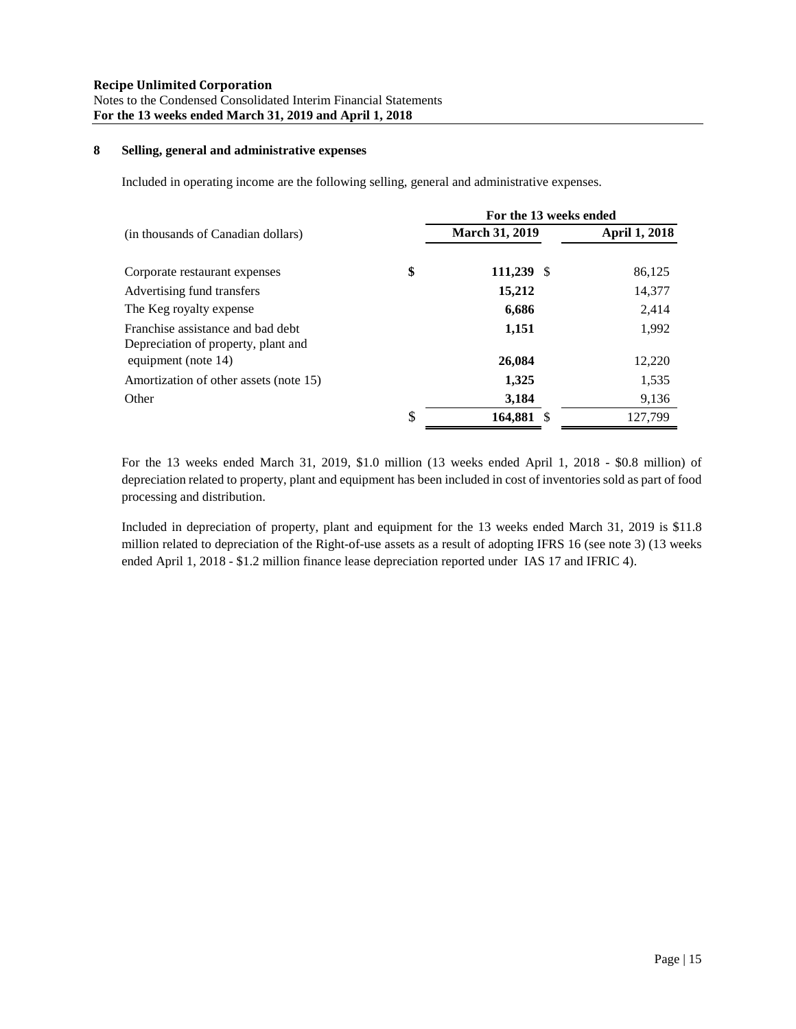**Recipe Unlimited Corporation**
Notes to the Condensed Consolidated Interim Financial Statements
**For the 13 weeks ended March 31, 2019 and April 1, 2018**

## 8 Selling, general and administrative expenses

Included in operating income are the following selling, general and administrative expenses.

| | For the 13 weeks ended | |
|---|---|---|
| (in thousands of Canadian dollars) | **March 31, 2019** | **April 1, 2018** |
| Corporate restaurant expenses | **$ 111,239** | $ 86,125 |
| Advertising fund transfers | **15,212** | 14,377 |
| The Keg royalty expense | **6,686** | 2,414 |
| Franchise assistance and bad debt | **1,151** | 1,992 |
| Depreciation of property, plant and equipment (note 14) | **26,084** | 12,220 |
| Amortization of other assets (note 15) | **1,325** | 1,535 |
| Other | **3,184** | 9,136 |
| | **$ 164,881** | $ 127,799 |

For the 13 weeks ended March 31, 2019, $1.0 million (13 weeks ended April 1, 2018 - $0.8 million) of depreciation related to property, plant and equipment has been included in cost of inventories sold as part of food processing and distribution.

Included in depreciation of property, plant and equipment for the 13 weeks ended March 31, 2019 is $11.8 million related to depreciation of the Right-of-use assets as a result of adopting IFRS 16 (see note 3) (13 weeks ended April 1, 2018 - $1.2 million finance lease depreciation reported under IAS 17 and IFRIC 4).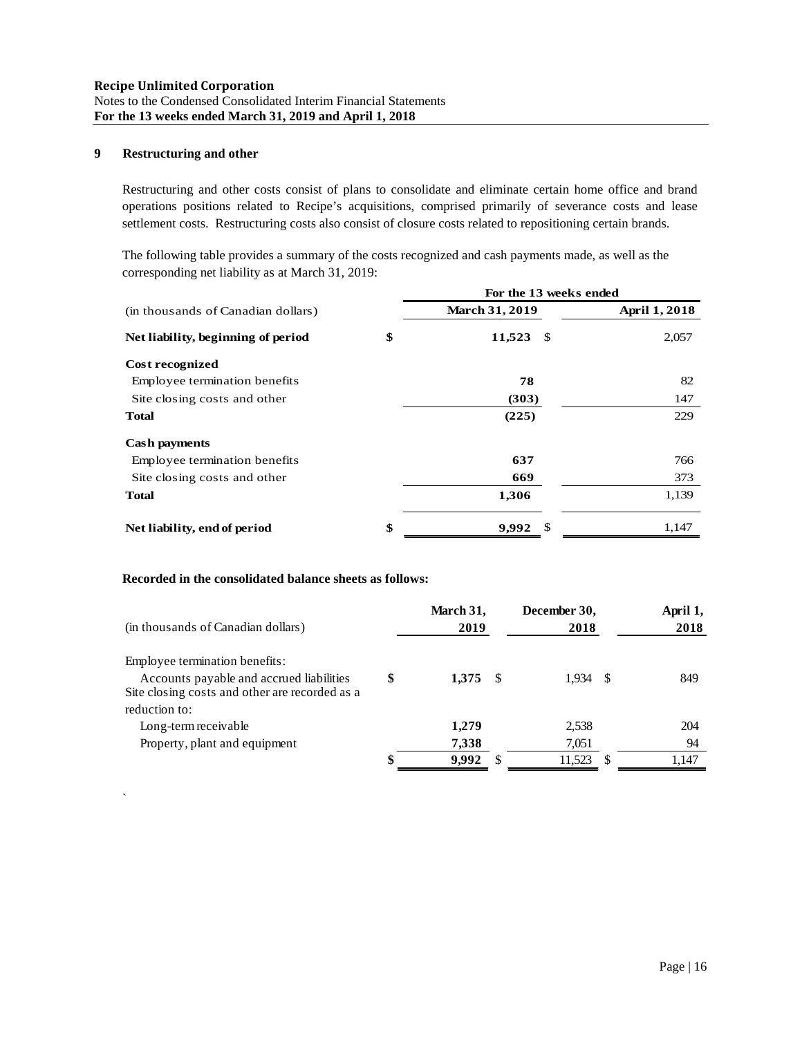## 9 Restructuring and other

Restructuring and other costs consist of plans to consolidate and eliminate certain home office and brand operations positions related to Recipe's acquisitions, comprised primarily of severance costs and lease settlement costs. Restructuring costs also consist of closure costs related to repositioning certain brands.

The following table provides a summary of the costs recognized and cash payments made, as well as the corresponding net liability as at March 31, 2019:

| (in thousands of Canadian dollars) | For the 13 weeks ended March 31, 2019 | For the 13 weeks ended April 1, 2018 |
|---|---|---|
| **Net liability, beginning of period** | **$ 11,523** | $ 2,057 |
| **Cost recognized** | | |
| Employee termination benefits | **78** | 82 |
| Site closing costs and other | **(303)** | 147 |
| **Total** | **(225)** | 229 |
| **Cash payments** | | |
| Employee termination benefits | **637** | 766 |
| Site closing costs and other | **669** | 373 |
| **Total** | **1,306** | 1,139 |
| **Net liability, end of period** | **$ 9,992** | $ 1,147 |

**Recorded in the consolidated balance sheets as follows:**

| (in thousands of Canadian dollars) | March 31, 2019 | December 30, 2018 | April 1, 2018 |
|---|---|---|---|
| Employee termination benefits: | | | |
| Accounts payable and accrued liabilities | **$ 1,375** | $ 1,934 | $ 849 |
| Site closing costs and other are recorded as a reduction to: | | | |
| Long-term receivable | **1,279** | 2,538 | 204 |
| Property, plant and equipment | **7,338** | 7,051 | 94 |
| | **$ 9,992** | $ 11,523 | $ 1,147 |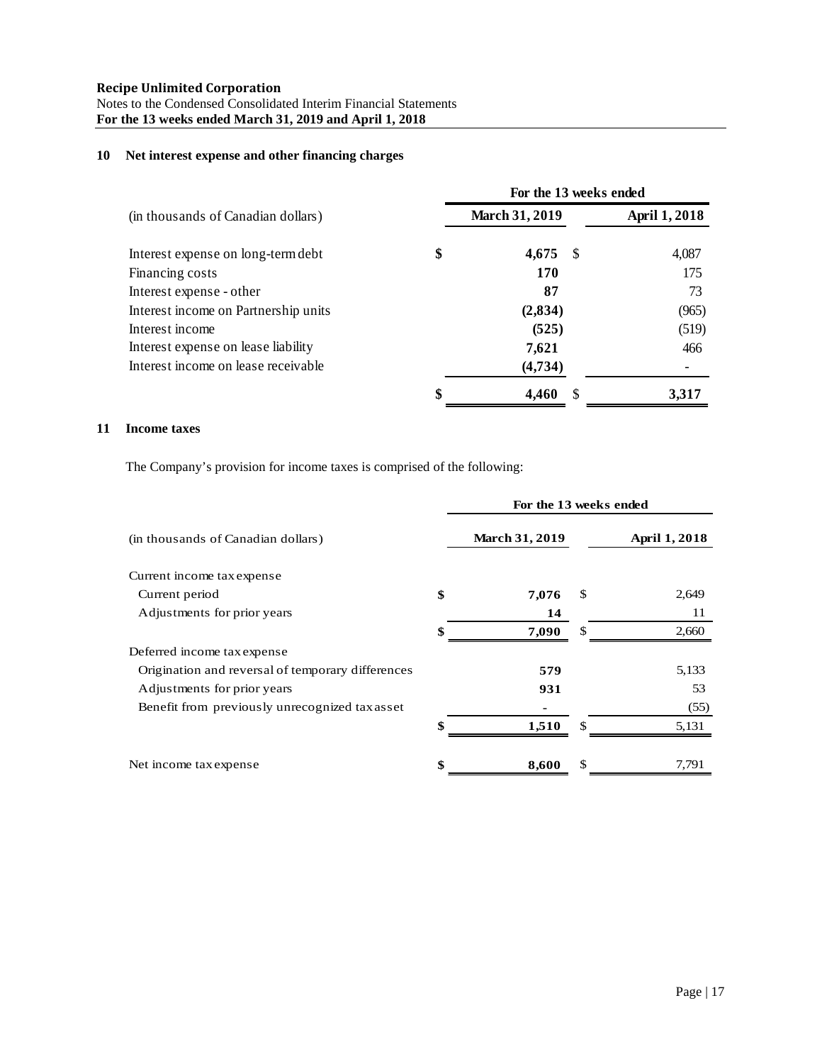**Recipe Unlimited Corporation**
Notes to the Condensed Consolidated Interim Financial Statements
**For the 13 weeks ended March 31, 2019 and April 1, 2018**

## 10 Net interest expense and other financing charges

| | For the 13 weeks ended | |
|---|---|---|
| (in thousands of Canadian dollars) | **March 31, 2019** | **April 1, 2018** |
| Interest expense on long-term debt | **$ 4,675** | $ 4,087 |
| Financing costs | **170** | 175 |
| Interest expense - other | **87** | 73 |
| Interest income on Partnership units | **(2,834)** | (965) |
| Interest income | **(525)** | (519) |
| Interest expense on lease liability | **7,621** | 466 |
| Interest income on lease receivable | **(4,734)** | - |
| | **$ 4,460** | $ **3,317** |

## 11 Income taxes

The Company's provision for income taxes is comprised of the following:

| | For the 13 weeks ended | |
|---|---|---|
| (in thousands of Canadian dollars) | **March 31, 2019** | **April 1, 2018** |
| Current income tax expense | | |
| Current period | **$ 7,076** | $ 2,649 |
| Adjustments for prior years | **14** | 11 |
| | **$ 7,090** | $ 2,660 |
| Deferred income tax expense | | |
| Origination and reversal of temporary differences | **579** | 5,133 |
| Adjustments for prior years | **931** | 53 |
| Benefit from previously unrecognized tax asset | **-** | (55) |
| | **$ 1,510** | $ 5,131 |
| Net income tax expense | **$ 8,600** | $ 7,791 |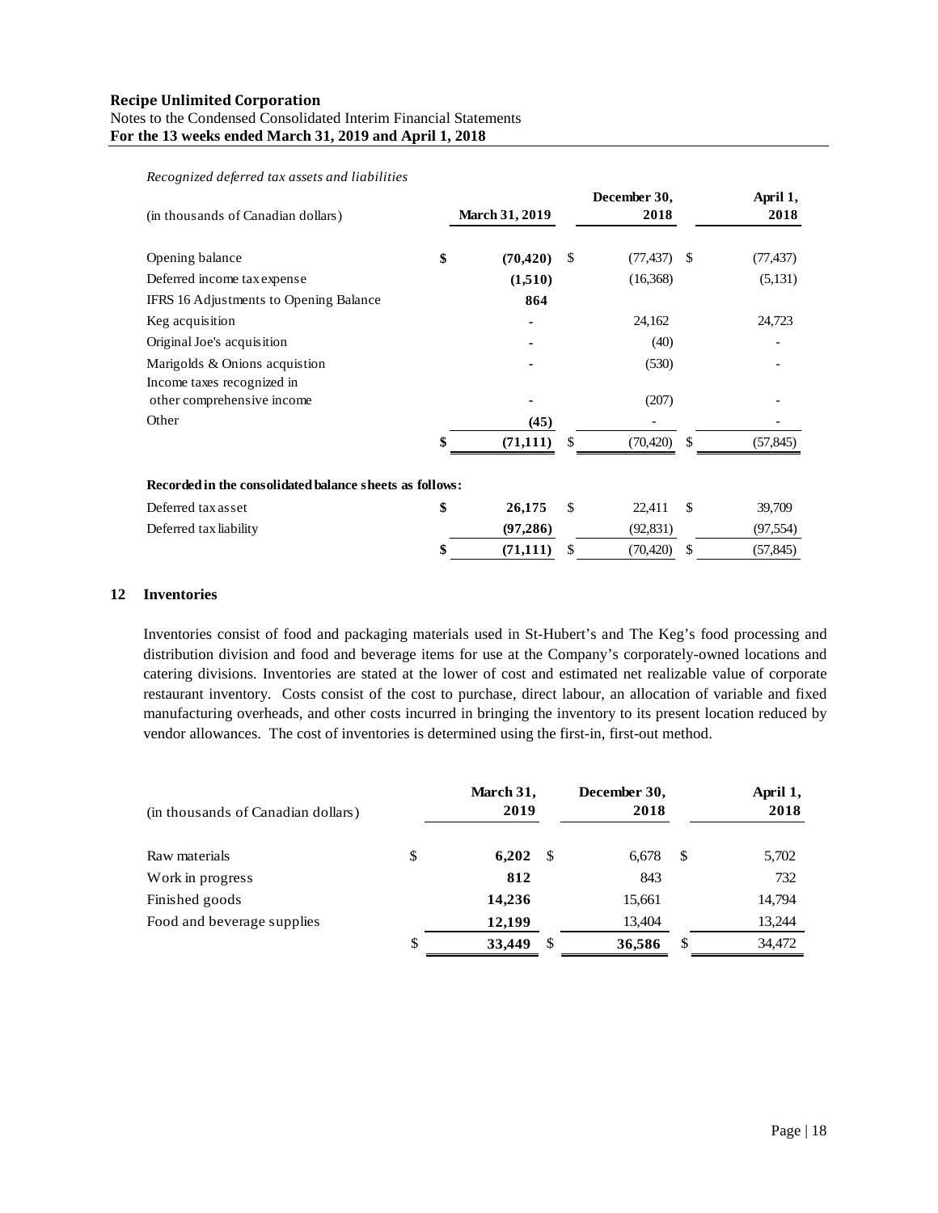*Recognized deferred tax assets and liabilities*

| (in thousands of Canadian dollars) | March 31, 2019 | December 30, 2018 | April 1, 2018 |
|---|---|---|---|
| Opening balance | **$ (70,420)** | $ (77,437) | $ (77,437) |
| Deferred income tax expense | **(1,510)** | (16,368) | (5,131) |
| IFRS 16 Adjustments to Opening Balance | **864** | | |
| Keg acquisition | **-** | 24,162 | 24,723 |
| Original Joe's acquisition | **-** | (40) | - |
| Marigolds & Onions acquistion | **-** | (530) | - |
| Income taxes recognized in other comprehensive income | **-** | (207) | - |
| Other | **(45)** | - | - |
| | **$ (71,111)** | $ (70,420) | $ (57,845) |
| **Recorded in the consolidated balance sheets as follows:** | | | |
| Deferred tax asset | **$ 26,175** | $ 22,411 | $ 39,709 |
| Deferred tax liability | **(97,286)** | (92,831) | (97,554) |
| | **$ (71,111)** | $ (70,420) | $ (57,845) |

## 12 Inventories

Inventories consist of food and packaging materials used in St-Hubert's and The Keg's food processing and distribution division and food and beverage items for use at the Company's corporately-owned locations and catering divisions. Inventories are stated at the lower of cost and estimated net realizable value of corporate restaurant inventory. Costs consist of the cost to purchase, direct labour, an allocation of variable and fixed manufacturing overheads, and other costs incurred in bringing the inventory to its present location reduced by vendor allowances. The cost of inventories is determined using the first-in, first-out method.

| (in thousands of Canadian dollars) | March 31, 2019 | December 30, 2018 | April 1, 2018 |
|---|---|---|---|
| Raw materials | $ **6,202** | $ 6,678 | $ 5,702 |
| Work in progress | **812** | 843 | 732 |
| Finished goods | **14,236** | 15,661 | 14,794 |
| Food and beverage supplies | **12,199** | 13,404 | 13,244 |
| | $ **33,449** | $ **36,586** | $ 34,472 |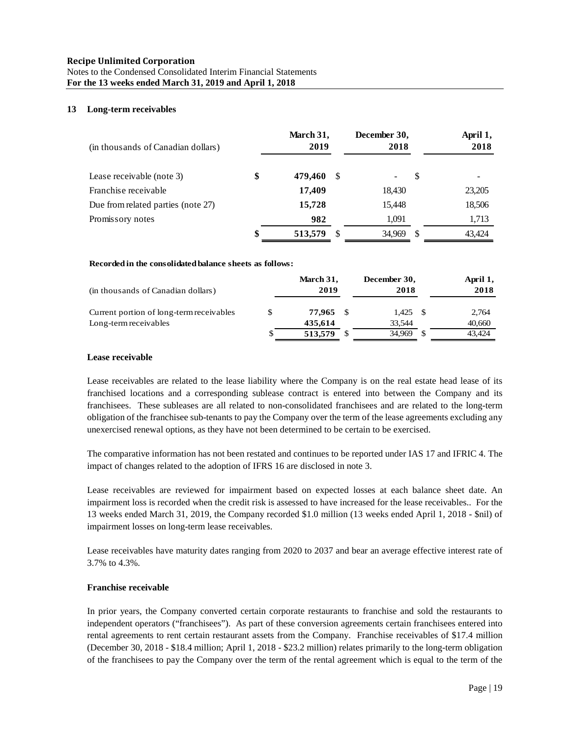## 13 Long-term receivables

| (in thousands of Canadian dollars) | March 31, 2019 | December 30, 2018 | April 1, 2018 |
|---|---|---|---|
| Lease receivable (note 3) | $ 479,460 | $ - | $ - |
| Franchise receivable | 17,409 | 18,430 | 23,205 |
| Due from related parties (note 27) | 15,728 | 15,448 | 18,506 |
| Promissory notes | 982 | 1,091 | 1,713 |
| | $ 513,579 | $ 34,969 | $ 43,424 |

**Recorded in the consolidated balance sheets as follows:**

| (in thousands of Canadian dollars) | March 31, 2019 | December 30, 2018 | April 1, 2018 |
|---|---|---|---|
| Current portion of long-term receivables | $ 77,965 | $ 1,425 | $ 2,764 |
| Long-term receivables | 435,614 | 33,544 | 40,660 |
| | $ 513,579 | $ 34,969 | $ 43,424 |

**Lease receivable**

Lease receivables are related to the lease liability where the Company is on the real estate head lease of its franchised locations and a corresponding sublease contract is entered into between the Company and its franchisees. These subleases are all related to non-consolidated franchisees and are related to the long-term obligation of the franchisee sub-tenants to pay the Company over the term of the lease agreements excluding any unexercised renewal options, as they have not been determined to be certain to be exercised.

The comparative information has not been restated and continues to be reported under IAS 17 and IFRIC 4. The impact of changes related to the adoption of IFRS 16 are disclosed in note 3.

Lease receivables are reviewed for impairment based on expected losses at each balance sheet date. An impairment loss is recorded when the credit risk is assessed to have increased for the lease receivables.. For the 13 weeks ended March 31, 2019, the Company recorded $1.0 million (13 weeks ended April 1, 2018 - $nil) of impairment losses on long-term lease receivables.

Lease receivables have maturity dates ranging from 2020 to 2037 and bear an average effective interest rate of 3.7% to 4.3%.

**Franchise receivable**

In prior years, the Company converted certain corporate restaurants to franchise and sold the restaurants to independent operators ("franchisees"). As part of these conversion agreements certain franchisees entered into rental agreements to rent certain restaurant assets from the Company. Franchise receivables of $17.4 million (December 30, 2018 - $18.4 million; April 1, 2018 - $23.2 million) relates primarily to the long-term obligation of the franchisees to pay the Company over the term of the rental agreement which is equal to the term of the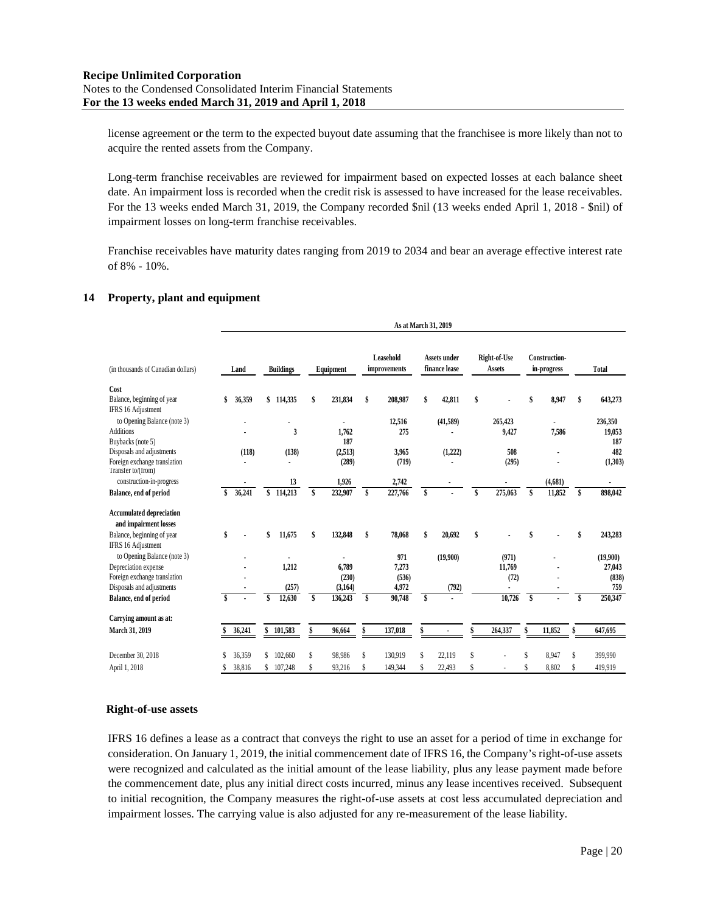license agreement or the term to the expected buyout date assuming that the franchisee is more likely than not to acquire the rented assets from the Company.

Long-term franchise receivables are reviewed for impairment based on expected losses at each balance sheet date. An impairment loss is recorded when the credit risk is assessed to have increased for the lease receivables. For the 13 weeks ended March 31, 2019, the Company recorded $nil (13 weeks ended April 1, 2018 - $nil) of impairment losses on long-term franchise receivables.

Franchise receivables have maturity dates ranging from 2019 to 2034 and bear an average effective interest rate of 8% - 10%.

## 14 Property, plant and equipment

| | As at March 31, 2019 | | | | | | | |
|---|---|---|---|---|---|---|---|---|
| (in thousands of Canadian dollars) | Land | Buildings | Equipment | Leasehold improvements | Assets under finance lease | Right-of-Use Assets | Construction-in-progress | Total |
| **Cost** | | | | | | | | |
| Balance, beginning of year | $ 36,359 | $ 114,335 | $ 231,834 | $ 208,987 | $ 42,811 | $ - | $ 8,947 | $ 643,273 |
| IFRS 16 Adjustment to Opening Balance (note 3) | - | - | - | 12,516 | (41,589) | 265,423 | - | 236,350 |
| Additions | - | 3 | 1,762 | 275 | - | 9,427 | 7,586 | 19,053 |
| Buybacks (note 5) | | | 187 | | | | | 187 |
| Disposals and adjustments | (118) | (138) | (2,513) | 3,965 | (1,222) | 508 | - | 482 |
| Foreign exchange translation | - | - | (289) | (719) | - | (295) | - | (1,303) |
| Transfer to/(from) construction-in-progress | - | 13 | 1,926 | 2,742 | - | - | (4,681) | - |
| **Balance, end of period** | **$ 36,241** | **$ 114,213** | **$ 232,907** | **$ 227,766** | **$ -** | **$ 275,063** | **$ 11,852** | **$ 898,042** |
| **Accumulated depreciation and impairment losses** | | | | | | | | |
| Balance, beginning of year | $ - | $ 11,675 | $ 132,848 | $ 78,068 | $ 20,692 | $ - | $ - | $ 243,283 |
| IFRS 16 Adjustment to Opening Balance (note 3) | - | - | - | 971 | (19,900) | (971) | - | (19,900) |
| Depreciation expense | - | 1,212 | 6,789 | 7,273 | | 11,769 | - | 27,043 |
| Foreign exchange translation | - | | (230) | (536) | | (72) | - | (838) |
| Disposals and adjustments | - | (257) | (3,164) | 4,972 | (792) | - | - | 759 |
| **Balance, end of period** | **$ -** | **$ 12,630** | **$ 136,243** | **$ 90,748** | **$ -** | **10,726** | **$ -** | **$ 250,347** |
| **Carrying amount as at:** | | | | | | | | |
| **March 31, 2019** | **$ 36,241** | **$ 101,583** | **$ 96,664** | **$ 137,018** | **$ -** | **$ 264,337** | **$ 11,852** | **$ 647,695** |
| December 30, 2018 | $ 36,359 | $ 102,660 | $ 98,986 | $ 130,919 | $ 22,119 | $ - | $ 8,947 | $ 399,990 |
| April 1, 2018 | $ 38,816 | $ 107,248 | $ 93,216 | $ 149,344 | $ 22,493 | $ - | $ 8,802 | $ 419,919 |

### Right-of-use assets

IFRS 16 defines a lease as a contract that conveys the right to use an asset for a period of time in exchange for consideration. On January 1, 2019, the initial commencement date of IFRS 16, the Company's right-of-use assets were recognized and calculated as the initial amount of the lease liability, plus any lease payment made before the commencement date, plus any initial direct costs incurred, minus any lease incentives received. Subsequent to initial recognition, the Company measures the right-of-use assets at cost less accumulated depreciation and impairment losses. The carrying value is also adjusted for any re-measurement of the lease liability.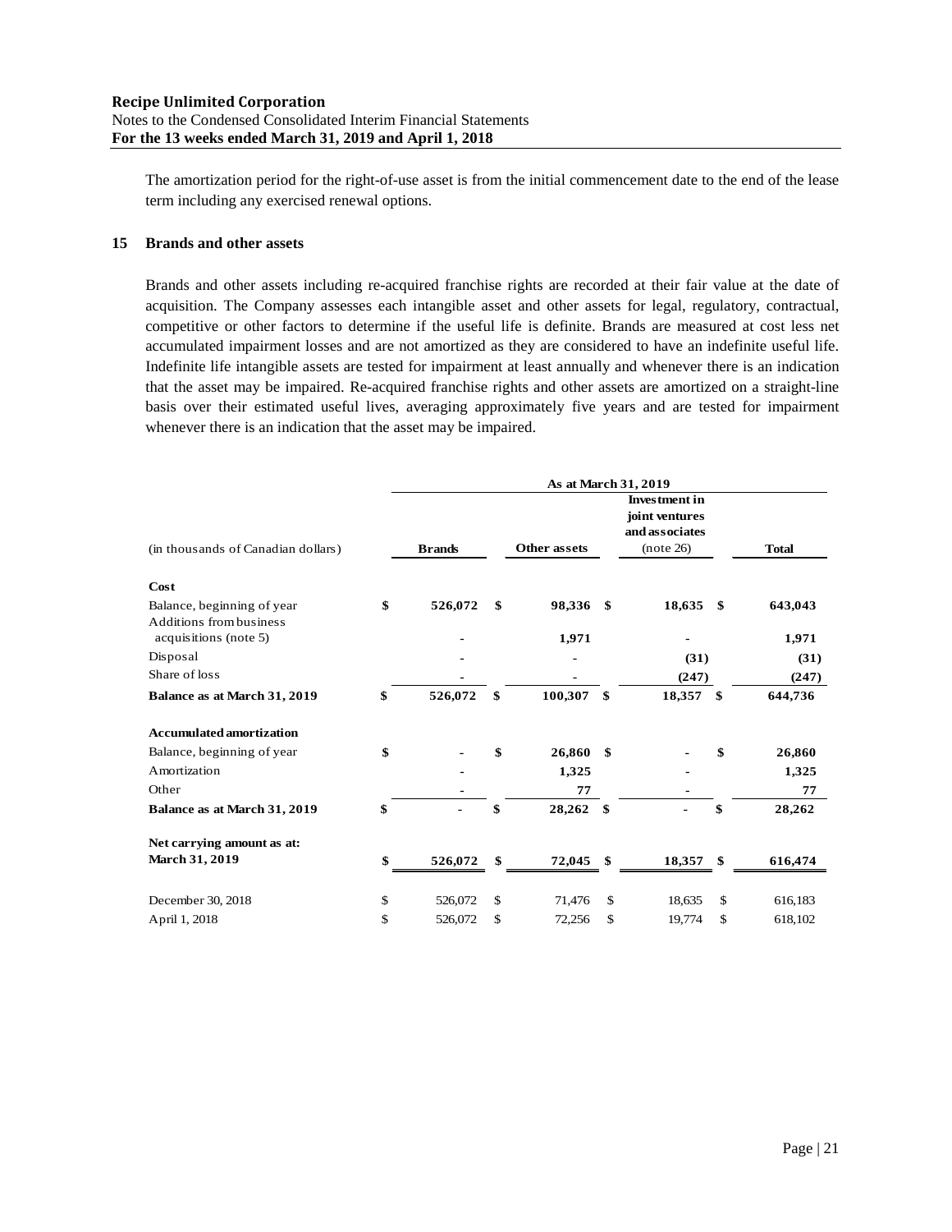The amortization period for the right-of-use asset is from the initial commencement date to the end of the lease term including any exercised renewal options.

## 15 Brands and other assets

Brands and other assets including re-acquired franchise rights are recorded at their fair value at the date of acquisition. The Company assesses each intangible asset and other assets for legal, regulatory, contractual, competitive or other factors to determine if the useful life is definite. Brands are measured at cost less net accumulated impairment losses and are not amortized as they are considered to have an indefinite useful life. Indefinite life intangible assets are tested for impairment at least annually and whenever there is an indication that the asset may be impaired. Re-acquired franchise rights and other assets are amortized on a straight-line basis over their estimated useful lives, averaging approximately five years and are tested for impairment whenever there is an indication that the asset may be impaired.

| | As at March 31, 2019 | | | |
|---|---|---|---|---|
| (in thousands of Canadian dollars) | Brands | Other assets | Investment in joint ventures and associates (note 26) | Total |
| **Cost** | | | | |
| Balance, beginning of year | **$ 526,072** | **$ 98,336** | **$ 18,635** | **$ 643,043** |
| Additions from business acquisitions (note 5) | **-** | **1,971** | **-** | **1,971** |
| Disposal | **-** | **-** | **(31)** | **(31)** |
| Share of loss | **-** | **-** | **(247)** | **(247)** |
| **Balance as at March 31, 2019** | **$ 526,072** | **$ 100,307** | **$ 18,357** | **$ 644,736** |
| **Accumulated amortization** | | | | |
| Balance, beginning of year | **$ -** | **$ 26,860** | **$ -** | **$ 26,860** |
| Amortization | **-** | **1,325** | **-** | **1,325** |
| Other | **-** | **77** | **-** | **77** |
| **Balance as at March 31, 2019** | **$ -** | **$ 28,262** | **$ -** | **$ 28,262** |
| **Net carrying amount as at:** | | | | |
| **March 31, 2019** | **$ 526,072** | **$ 72,045** | **$ 18,357** | **$ 616,474** |
| December 30, 2018 | $ 526,072 | $ 71,476 | $ 18,635 | $ 616,183 |
| April 1, 2018 | $ 526,072 | $ 72,256 | $ 19,774 | $ 618,102 |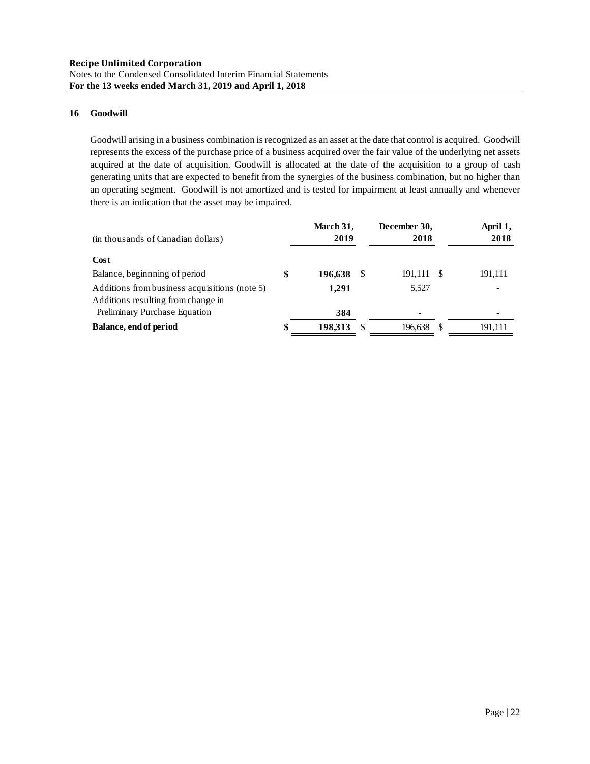**Recipe Unlimited Corporation**
Notes to the Condensed Consolidated Interim Financial Statements
**For the 13 weeks ended March 31, 2019 and April 1, 2018**

## 16 Goodwill

Goodwill arising in a business combination is recognized as an asset at the date that control is acquired. Goodwill represents the excess of the purchase price of a business acquired over the fair value of the underlying net assets acquired at the date of acquisition. Goodwill is allocated at the date of the acquisition to a group of cash generating units that are expected to benefit from the synergies of the business combination, but no higher than an operating segment. Goodwill is not amortized and is tested for impairment at least annually and whenever there is an indication that the asset may be impaired.

| (in thousands of Canadian dollars) | March 31, 2019 | December 30, 2018 | April 1, 2018 |
|---|---|---|---|
| **Cost** | | | |
| Balance, beginnning of period | **$ 196,638** | $ 191,111 | $ 191,111 |
| Additions from business acquisitions (note 5) | **1,291** | 5,527 | - |
| Additions resulting from change in Preliminary Purchase Equation | **384** | - | - |
| **Balance, end of period** | **$ 198,313** | $ 196,638 | $ 191,111 |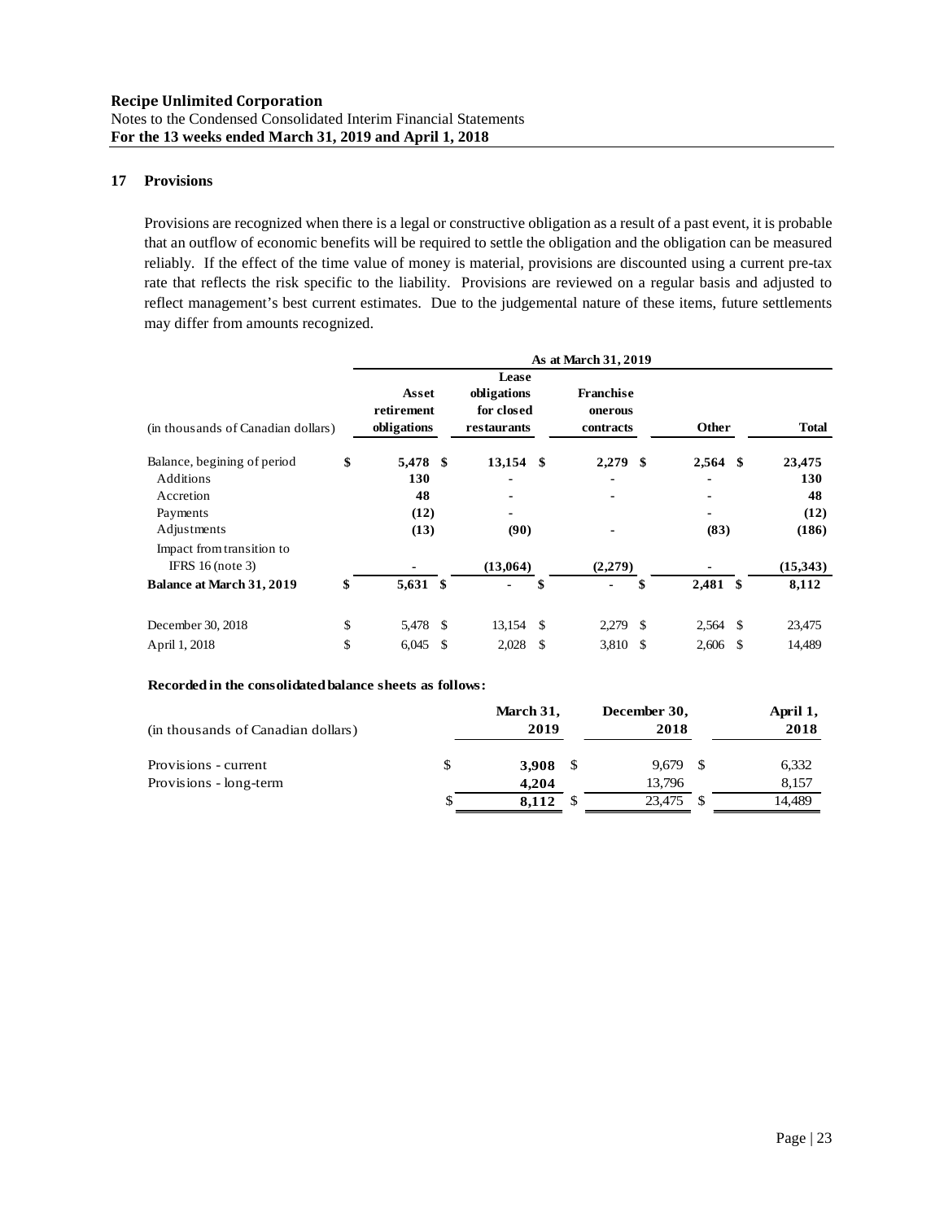## 17 Provisions

Provisions are recognized when there is a legal or constructive obligation as a result of a past event, it is probable that an outflow of economic benefits will be required to settle the obligation and the obligation can be measured reliably. If the effect of the time value of money is material, provisions are discounted using a current pre-tax rate that reflects the risk specific to the liability. Provisions are reviewed on a regular basis and adjusted to reflect management's best current estimates. Due to the judgemental nature of these items, future settlements may differ from amounts recognized.

| | As at March 31, 2019 | | | | |
|---|---|---|---|---|---|
| (in thousands of Canadian dollars) | Asset retirement obligations | Lease obligations for closed restaurants | Franchise onerous contracts | Other | Total |
| Balance, begining of period | **$ 5,478** | **$ 13,154** | **$ 2,279** | **$ 2,564** | **$ 23,475** |
| Additions | **130** | **-** | **-** | **-** | **130** |
| Accretion | **48** | **-** | **-** | **-** | **48** |
| Payments | **(12)** | **-** | | **-** | **(12)** |
| Adjustments | **(13)** | **(90)** | **-** | **(83)** | **(186)** |
| Impact from transition to IFRS 16 (note 3) | **-** | **(13,064)** | **(2,279)** | **-** | **(15,343)** |
| **Balance at March 31, 2019** | **$ 5,631** | **$ -** | **$ -** | **$ 2,481** | **$ 8,112** |
| December 30, 2018 | $ 5,478 | $ 13,154 | $ 2,279 | $ 2,564 | $ 23,475 |
| April 1, 2018 | $ 6,045 | $ 2,028 | $ 3,810 | $ 2,606 | $ 14,489 |

**Recorded in the consolidated balance sheets as follows:**

| (in thousands of Canadian dollars) | March 31, 2019 | December 30, 2018 | April 1, 2018 |
|---|---|---|---|
| Provisions - current | **$ 3,908** | $ 9,679 | $ 6,332 |
| Provisions - long-term | **4,204** | 13,796 | 8,157 |
| | **$ 8,112** | $ 23,475 | $ 14,489 |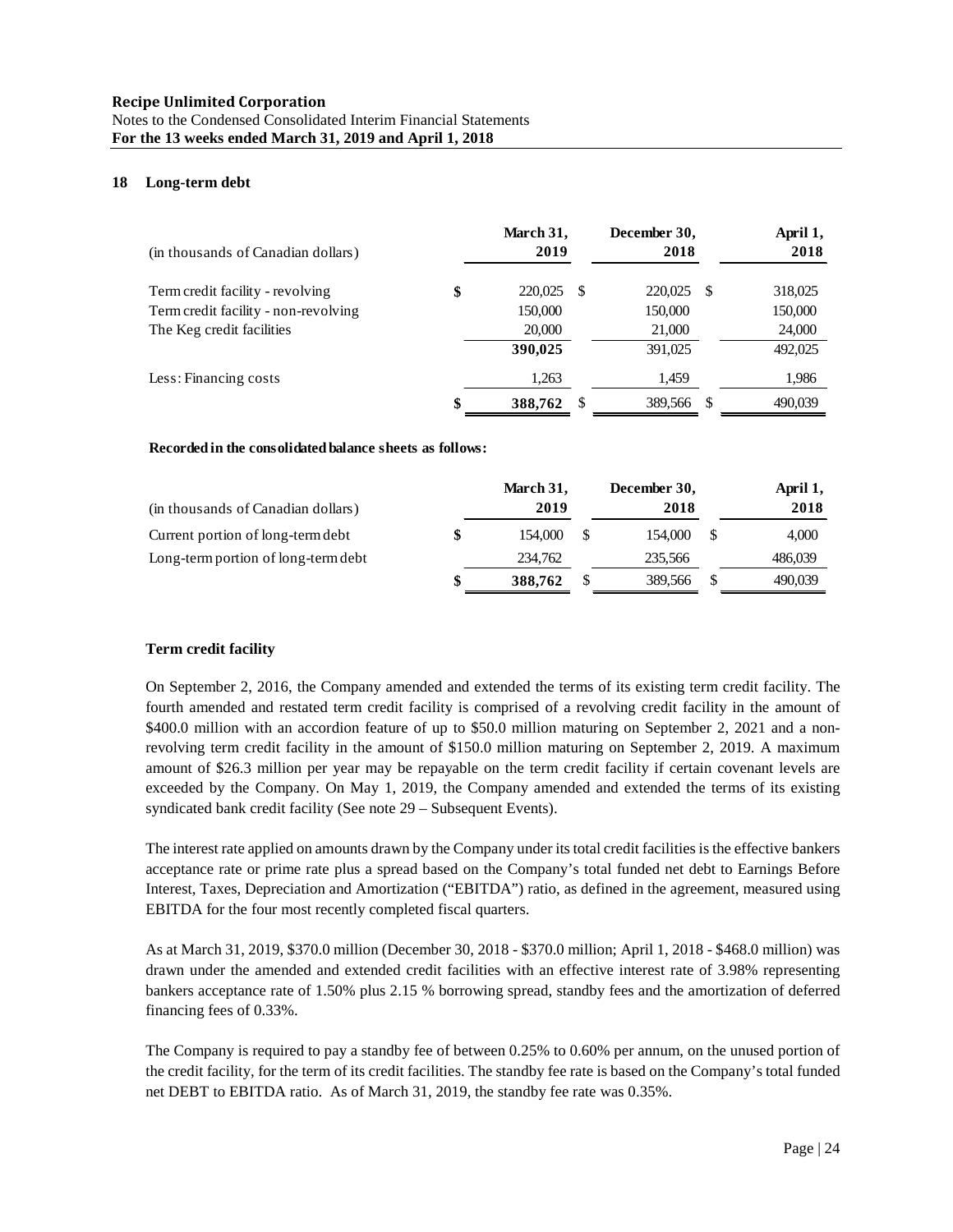## 18 Long-term debt

| (in thousands of Canadian dollars) | March 31, 2019 | December 30, 2018 | April 1, 2018 |
|---|---|---|---|
| Term credit facility - revolving | $ 220,025 | $ 220,025 | $ 318,025 |
| Term credit facility - non-revolving | 150,000 | 150,000 | 150,000 |
| The Keg credit facilities | 20,000 | 21,000 | 24,000 |
| | **390,025** | 391,025 | 492,025 |
| Less: Financing costs | 1,263 | 1,459 | 1,986 |
| | **$ 388,762** | $ 389,566 | $ 490,039 |

**Recorded in the consolidated balance sheets as follows:**

| (in thousands of Canadian dollars) | March 31, 2019 | December 30, 2018 | April 1, 2018 |
|---|---|---|---|
| Current portion of long-term debt | $ 154,000 | $ 154,000 | $ 4,000 |
| Long-term portion of long-term debt | 234,762 | 235,566 | 486,039 |
| | **$ 388,762** | $ 389,566 | $ 490,039 |

**Term credit facility**

On September 2, 2016, the Company amended and extended the terms of its existing term credit facility. The fourth amended and restated term credit facility is comprised of a revolving credit facility in the amount of $400.0 million with an accordion feature of up to $50.0 million maturing on September 2, 2021 and a non-revolving term credit facility in the amount of $150.0 million maturing on September 2, 2019. A maximum amount of $26.3 million per year may be repayable on the term credit facility if certain covenant levels are exceeded by the Company. On May 1, 2019, the Company amended and extended the terms of its existing syndicated bank credit facility (See note 29 – Subsequent Events).

The interest rate applied on amounts drawn by the Company under its total credit facilities is the effective bankers acceptance rate or prime rate plus a spread based on the Company's total funded net debt to Earnings Before Interest, Taxes, Depreciation and Amortization ("EBITDA") ratio, as defined in the agreement, measured using EBITDA for the four most recently completed fiscal quarters.

As at March 31, 2019, $370.0 million (December 30, 2018 - $370.0 million; April 1, 2018 - $468.0 million) was drawn under the amended and extended credit facilities with an effective interest rate of 3.98% representing bankers acceptance rate of 1.50% plus 2.15 % borrowing spread, standby fees and the amortization of deferred financing fees of 0.33%.

The Company is required to pay a standby fee of between 0.25% to 0.60% per annum, on the unused portion of the credit facility, for the term of its credit facilities. The standby fee rate is based on the Company's total funded net DEBT to EBITDA ratio. As of March 31, 2019, the standby fee rate was 0.35%.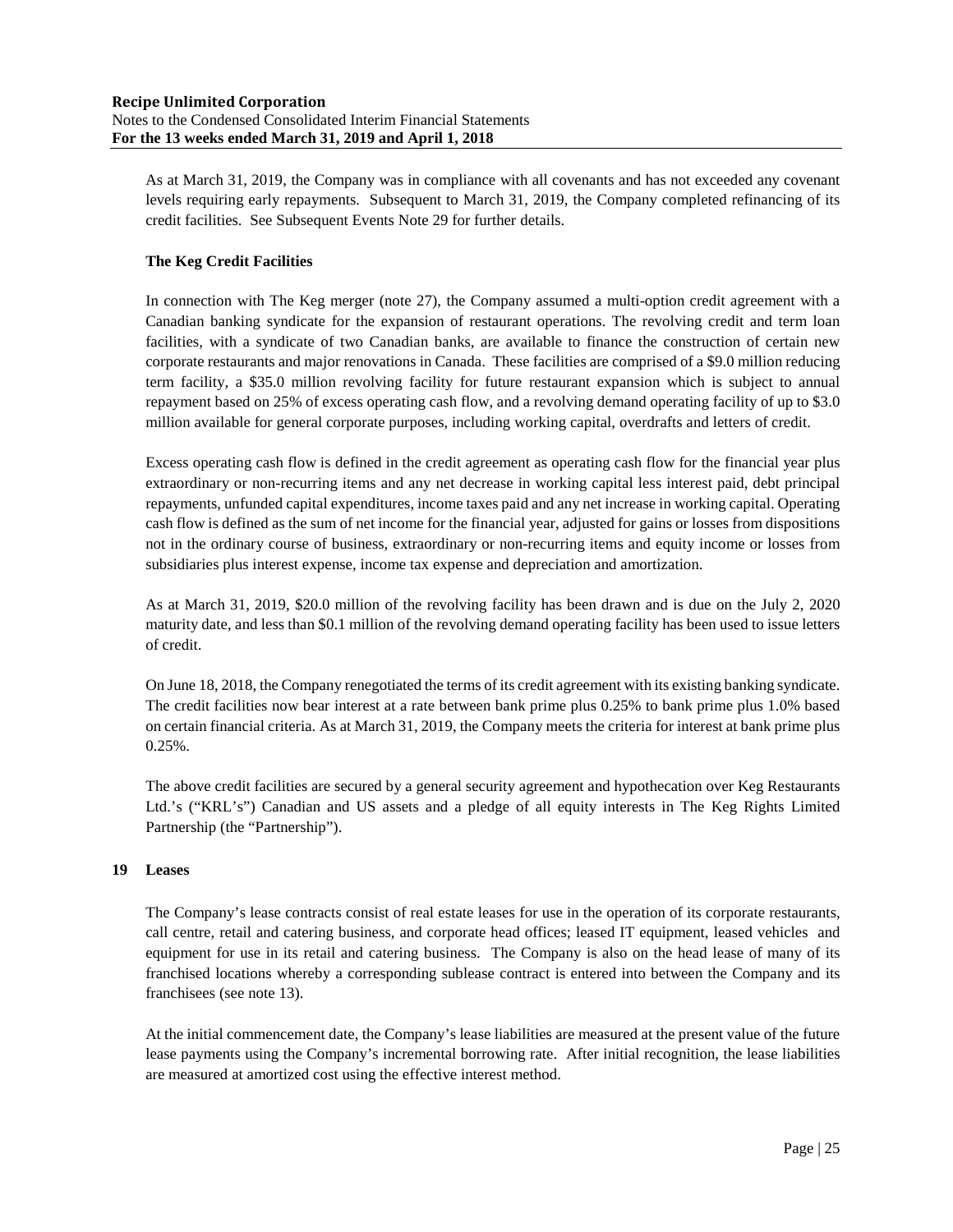As at March 31, 2019, the Company was in compliance with all covenants and has not exceeded any covenant levels requiring early repayments. Subsequent to March 31, 2019, the Company completed refinancing of its credit facilities. See Subsequent Events Note 29 for further details.

**The Keg Credit Facilities**

In connection with The Keg merger (note 27), the Company assumed a multi-option credit agreement with a Canadian banking syndicate for the expansion of restaurant operations. The revolving credit and term loan facilities, with a syndicate of two Canadian banks, are available to finance the construction of certain new corporate restaurants and major renovations in Canada. These facilities are comprised of a $9.0 million reducing term facility, a $35.0 million revolving facility for future restaurant expansion which is subject to annual repayment based on 25% of excess operating cash flow, and a revolving demand operating facility of up to $3.0 million available for general corporate purposes, including working capital, overdrafts and letters of credit.

Excess operating cash flow is defined in the credit agreement as operating cash flow for the financial year plus extraordinary or non-recurring items and any net decrease in working capital less interest paid, debt principal repayments, unfunded capital expenditures, income taxes paid and any net increase in working capital. Operating cash flow is defined as the sum of net income for the financial year, adjusted for gains or losses from dispositions not in the ordinary course of business, extraordinary or non-recurring items and equity income or losses from subsidiaries plus interest expense, income tax expense and depreciation and amortization.

As at March 31, 2019, $20.0 million of the revolving facility has been drawn and is due on the July 2, 2020 maturity date, and less than $0.1 million of the revolving demand operating facility has been used to issue letters of credit.

On June 18, 2018, the Company renegotiated the terms of its credit agreement with its existing banking syndicate. The credit facilities now bear interest at a rate between bank prime plus 0.25% to bank prime plus 1.0% based on certain financial criteria. As at March 31, 2019, the Company meets the criteria for interest at bank prime plus 0.25%.

The above credit facilities are secured by a general security agreement and hypothecation over Keg Restaurants Ltd.'s ("KRL's") Canadian and US assets and a pledge of all equity interests in The Keg Rights Limited Partnership (the "Partnership").

## 19 Leases

The Company's lease contracts consist of real estate leases for use in the operation of its corporate restaurants, call centre, retail and catering business, and corporate head offices; leased IT equipment, leased vehicles and equipment for use in its retail and catering business. The Company is also on the head lease of many of its franchised locations whereby a corresponding sublease contract is entered into between the Company and its franchisees (see note 13).

At the initial commencement date, the Company's lease liabilities are measured at the present value of the future lease payments using the Company's incremental borrowing rate. After initial recognition, the lease liabilities are measured at amortized cost using the effective interest method.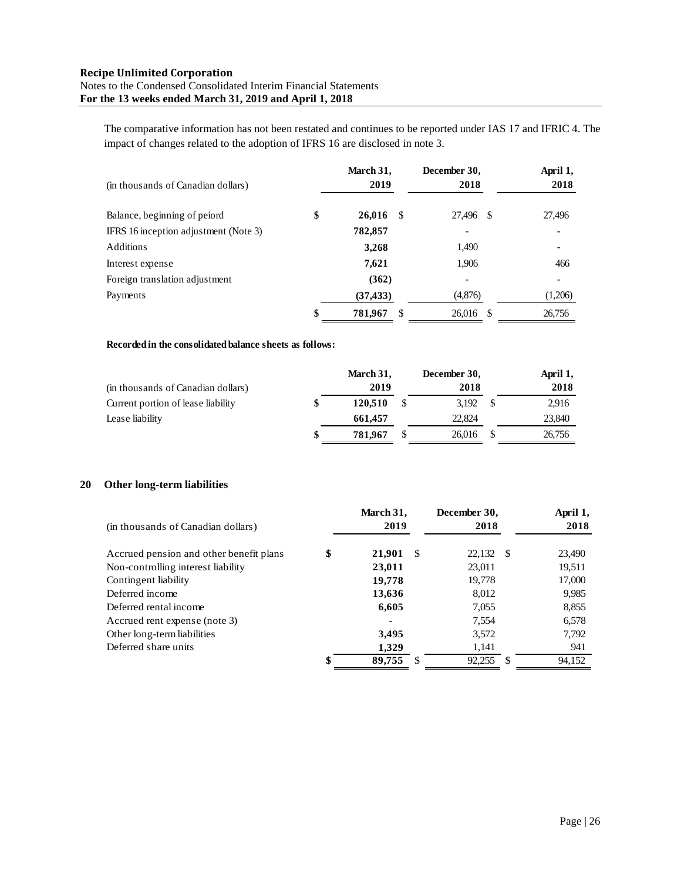The comparative information has not been restated and continues to be reported under IAS 17 and IFRIC 4. The impact of changes related to the adoption of IFRS 16 are disclosed in note 3.

| (in thousands of Canadian dollars) | March 31, 2019 | December 30, 2018 | April 1, 2018 |
|---|---|---|---|
| Balance, beginning of peiord | **$ 26,016** | $ 27,496 | $ 27,496 |
| IFRS 16 inception adjustment (Note 3) | **782,857** | - | - |
| Additions | **3,268** | 1,490 | - |
| Interest expense | **7,621** | 1,906 | 466 |
| Foreign translation adjustment | **(362)** | - | - |
| Payments | **(37,433)** | (4,876) | (1,206) |
| | **$ 781,967** | $ 26,016 | $ 26,756 |

**Recorded in the consolidated balance sheets as follows:**

| (in thousands of Canadian dollars) | March 31, 2019 | December 30, 2018 | April 1, 2018 |
|---|---|---|---|
| Current portion of lease liability | **$ 120,510** | $ 3,192 | $ 2,916 |
| Lease liability | **661,457** | 22,824 | 23,840 |
| | **$ 781,967** | $ 26,016 | $ 26,756 |

## 20 Other long-term liabilities

| (in thousands of Canadian dollars) | March 31, 2019 | December 30, 2018 | April 1, 2018 |
|---|---|---|---|
| Accrued pension and other benefit plans | **$ 21,901** | $ 22,132 | $ 23,490 |
| Non-controlling interest liability | **23,011** | 23,011 | 19,511 |
| Contingent liability | **19,778** | 19,778 | 17,000 |
| Deferred income | **13,636** | 8,012 | 9,985 |
| Deferred rental income | **6,605** | 7,055 | 8,855 |
| Accrued rent expense (note 3) | **-** | 7,554 | 6,578 |
| Other long-term liabilities | **3,495** | 3,572 | 7,792 |
| Deferred share units | **1,329** | 1,141 | 941 |
| | **$ 89,755** | $ 92,255 | $ 94,152 |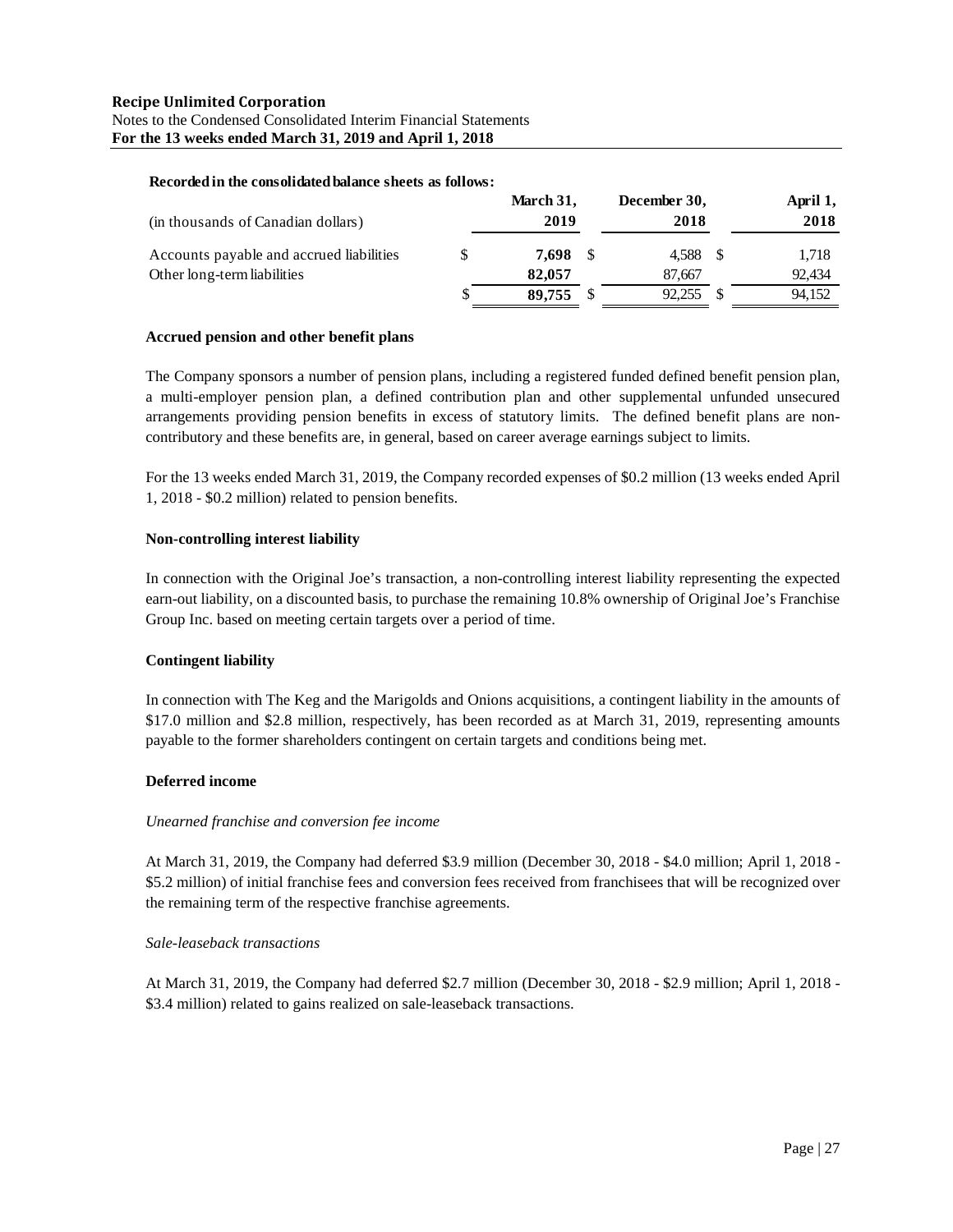**Recorded in the consolidated balance sheets as follows:**

| (in thousands of Canadian dollars) | March 31, 2019 | December 30, 2018 | April 1, 2018 |
|---|---|---|---|
| Accounts payable and accrued liabilities | $ **7,698** | $ 4,588 | $ 1,718 |
| Other long-term liabilities | **82,057** | 87,667 | 92,434 |
| | $ **89,755** | $ 92,255 | $ 94,152 |

**Accrued pension and other benefit plans**

The Company sponsors a number of pension plans, including a registered funded defined benefit pension plan, a multi-employer pension plan, a defined contribution plan and other supplemental unfunded unsecured arrangements providing pension benefits in excess of statutory limits. The defined benefit plans are non-contributory and these benefits are, in general, based on career average earnings subject to limits.

For the 13 weeks ended March 31, 2019, the Company recorded expenses of $0.2 million (13 weeks ended April 1, 2018 - $0.2 million) related to pension benefits.

**Non-controlling interest liability**

In connection with the Original Joe's transaction, a non-controlling interest liability representing the expected earn-out liability, on a discounted basis, to purchase the remaining 10.8% ownership of Original Joe's Franchise Group Inc. based on meeting certain targets over a period of time.

**Contingent liability**

In connection with The Keg and the Marigolds and Onions acquisitions, a contingent liability in the amounts of $17.0 million and $2.8 million, respectively, has been recorded as at March 31, 2019, representing amounts payable to the former shareholders contingent on certain targets and conditions being met.

**Deferred income**

*Unearned franchise and conversion fee income*

At March 31, 2019, the Company had deferred $3.9 million (December 30, 2018 - $4.0 million; April 1, 2018 - $5.2 million) of initial franchise fees and conversion fees received from franchisees that will be recognized over the remaining term of the respective franchise agreements.

*Sale-leaseback transactions*

At March 31, 2019, the Company had deferred $2.7 million (December 30, 2018 - $2.9 million; April 1, 2018 - $3.4 million) related to gains realized on sale-leaseback transactions.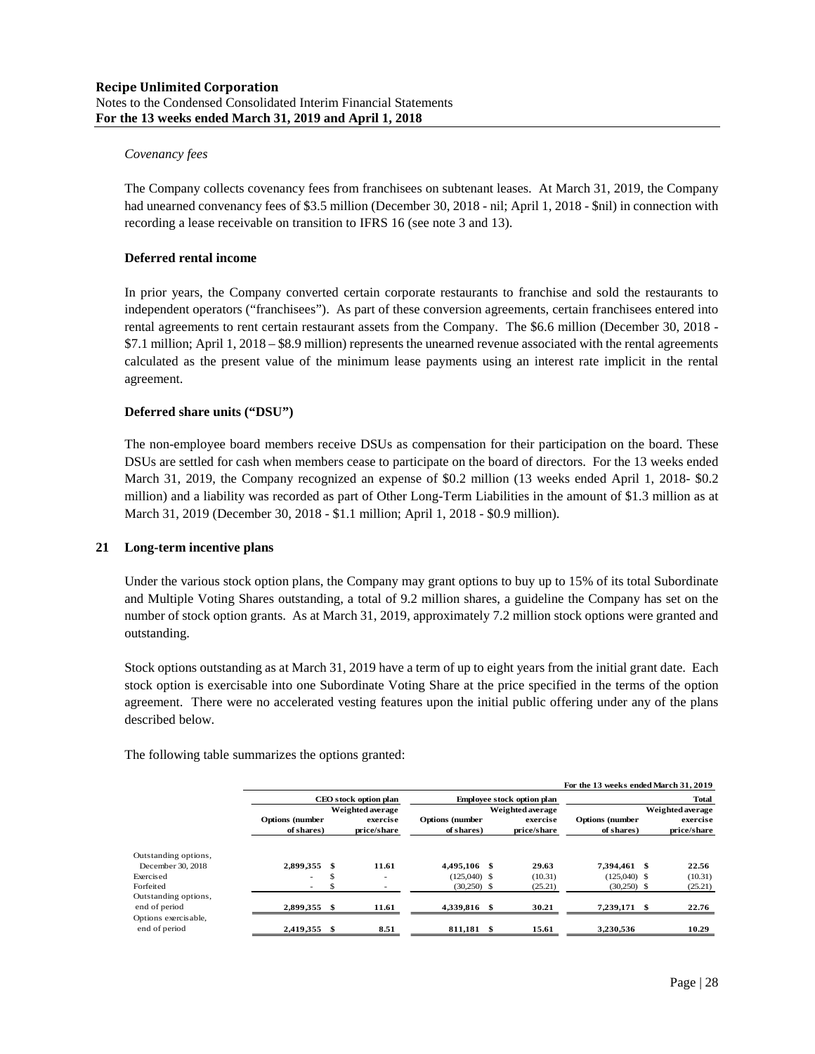*Covenancy fees*

The Company collects covenancy fees from franchisees on subtenant leases. At March 31, 2019, the Company had unearned convenancy fees of $3.5 million (December 30, 2018 - nil; April 1, 2018 - $nil) in connection with recording a lease receivable on transition to IFRS 16 (see note 3 and 13).

**Deferred rental income**

In prior years, the Company converted certain corporate restaurants to franchise and sold the restaurants to independent operators ("franchisees"). As part of these conversion agreements, certain franchisees entered into rental agreements to rent certain restaurant assets from the Company. The $6.6 million (December 30, 2018 - $7.1 million; April 1, 2018 – $8.9 million) represents the unearned revenue associated with the rental agreements calculated as the present value of the minimum lease payments using an interest rate implicit in the rental agreement.

**Deferred share units ("DSU")**

The non-employee board members receive DSUs as compensation for their participation on the board. These DSUs are settled for cash when members cease to participate on the board of directors. For the 13 weeks ended March 31, 2019, the Company recognized an expense of $0.2 million (13 weeks ended April 1, 2018- $0.2 million) and a liability was recorded as part of Other Long-Term Liabilities in the amount of $1.3 million as at March 31, 2019 (December 30, 2018 - $1.1 million; April 1, 2018 - $0.9 million).

## 21 Long-term incentive plans

Under the various stock option plans, the Company may grant options to buy up to 15% of its total Subordinate and Multiple Voting Shares outstanding, a total of 9.2 million shares, a guideline the Company has set on the number of stock option grants. As at March 31, 2019, approximately 7.2 million stock options were granted and outstanding.

Stock options outstanding as at March 31, 2019 have a term of up to eight years from the initial grant date. Each stock option is exercisable into one Subordinate Voting Share at the price specified in the terms of the option agreement. There were no accelerated vesting features upon the initial public offering under any of the plans described below.

The following table summarizes the options granted:

| | For the 13 weeks ended March 31, 2019 | | | | | |
|---|---|---|---|---|---|---|
| | CEO stock option plan | | Employee stock option plan | | Total | |
| | Options (number of shares) | Weighted average exercise price/share | Options (number of shares) | Weighted average exercise price/share | Options (number of shares) | Weighted average exercise price/share |
| Outstanding options, December 30, 2018 | 2,899,355 | $ 11.61 | 4,495,106 | $ 29.63 | 7,394,461 | $ 22.56 |
| Exercised | - | $ - | (125,040) | $ (10.31) | (125,040) | $ (10.31) |
| Forfeited | - | $ - | (30,250) | $ (25.21) | (30,250) | $ (25.21) |
| Outstanding options, end of period | 2,899,355 | $ 11.61 | 4,339,816 | $ 30.21 | 7,239,171 | $ 22.76 |
| Options exercisable, end of period | 2,419,355 | $ 8.51 | 811,181 | $ 15.61 | 3,230,536 | 10.29 |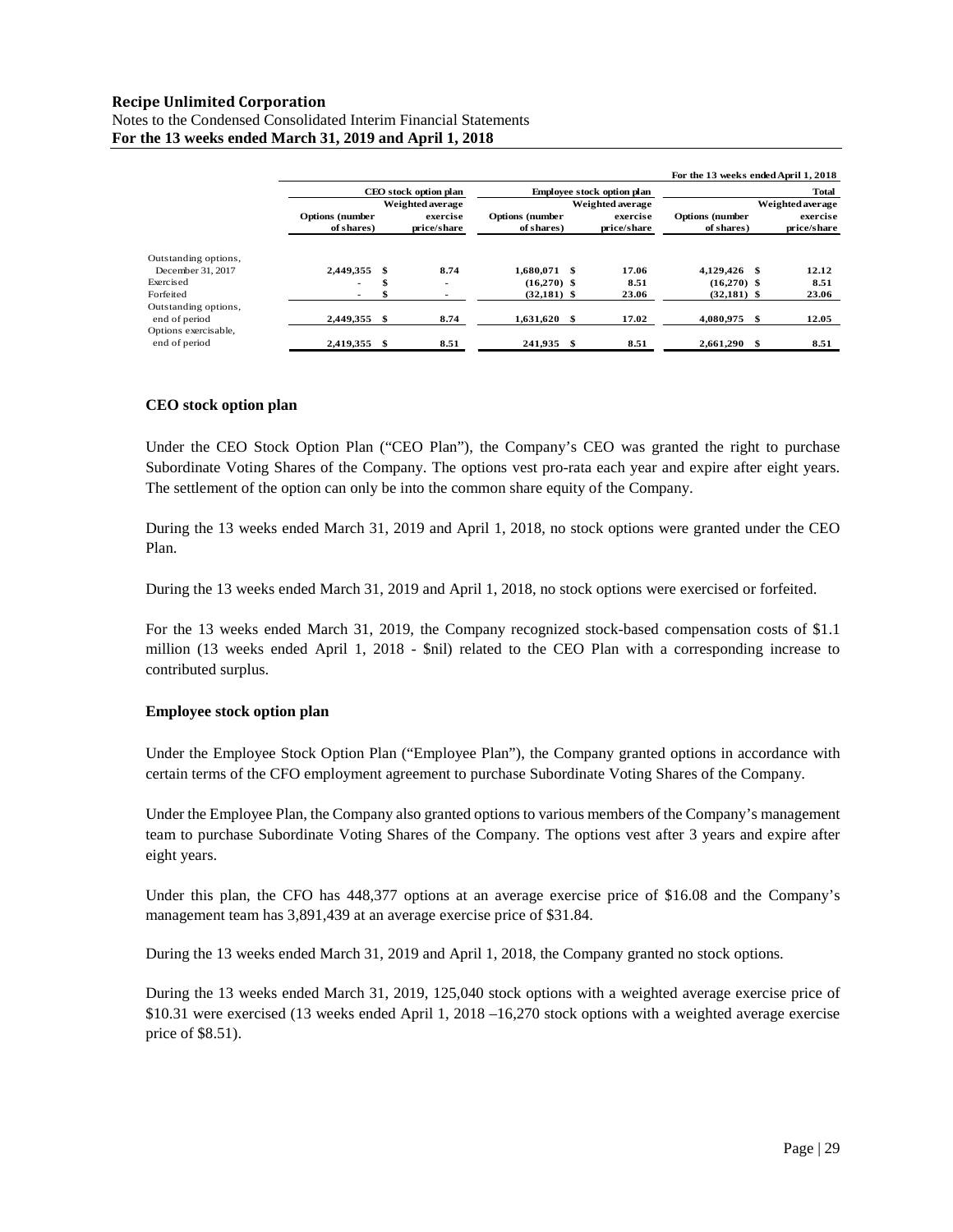**Recipe Unlimited Corporation**
Notes to the Condensed Consolidated Interim Financial Statements
**For the 13 weeks ended March 31, 2019 and April 1, 2018**

| | For the 13 weeks ended April 1, 2018 | | | | | |
|---|---|---|---|---|---|---|
| | CEO stock option plan | | Employee stock option plan | | Total | |
| | Options (number of shares) | Weighted average exercise price/share | Options (number of shares) | Weighted average exercise price/share | Options (number of shares) | Weighted average exercise price/share |
| Outstanding options, December 31, 2017 | 2,449,355 | $ 8.74 | 1,680,071 | $ 17.06 | 4,129,426 | $ 12.12 |
| Exercised | - | $ - | (16,270) | $ 8.51 | (16,270) | $ 8.51 |
| Forfeited | - | $ - | (32,181) | $ 23.06 | (32,181) | $ 23.06 |
| Outstanding options, end of period | 2,449,355 | $ 8.74 | 1,631,620 | $ 17.02 | 4,080,975 | $ 12.05 |
| Options exercisable, end of period | 2,419,355 | $ 8.51 | 241,935 | $ 8.51 | 2,661,290 | $ 8.51 |

**CEO stock option plan**

Under the CEO Stock Option Plan ("CEO Plan"), the Company's CEO was granted the right to purchase Subordinate Voting Shares of the Company. The options vest pro-rata each year and expire after eight years. The settlement of the option can only be into the common share equity of the Company.

During the 13 weeks ended March 31, 2019 and April 1, 2018, no stock options were granted under the CEO Plan.

During the 13 weeks ended March 31, 2019 and April 1, 2018, no stock options were exercised or forfeited.

For the 13 weeks ended March 31, 2019, the Company recognized stock-based compensation costs of $1.1 million (13 weeks ended April 1, 2018 - $nil) related to the CEO Plan with a corresponding increase to contributed surplus.

**Employee stock option plan**

Under the Employee Stock Option Plan ("Employee Plan"), the Company granted options in accordance with certain terms of the CFO employment agreement to purchase Subordinate Voting Shares of the Company.

Under the Employee Plan, the Company also granted options to various members of the Company's management team to purchase Subordinate Voting Shares of the Company. The options vest after 3 years and expire after eight years.

Under this plan, the CFO has 448,377 options at an average exercise price of $16.08 and the Company's management team has 3,891,439 at an average exercise price of $31.84.

During the 13 weeks ended March 31, 2019 and April 1, 2018, the Company granted no stock options.

During the 13 weeks ended March 31, 2019, 125,040 stock options with a weighted average exercise price of $10.31 were exercised (13 weeks ended April 1, 2018 –16,270 stock options with a weighted average exercise price of $8.51).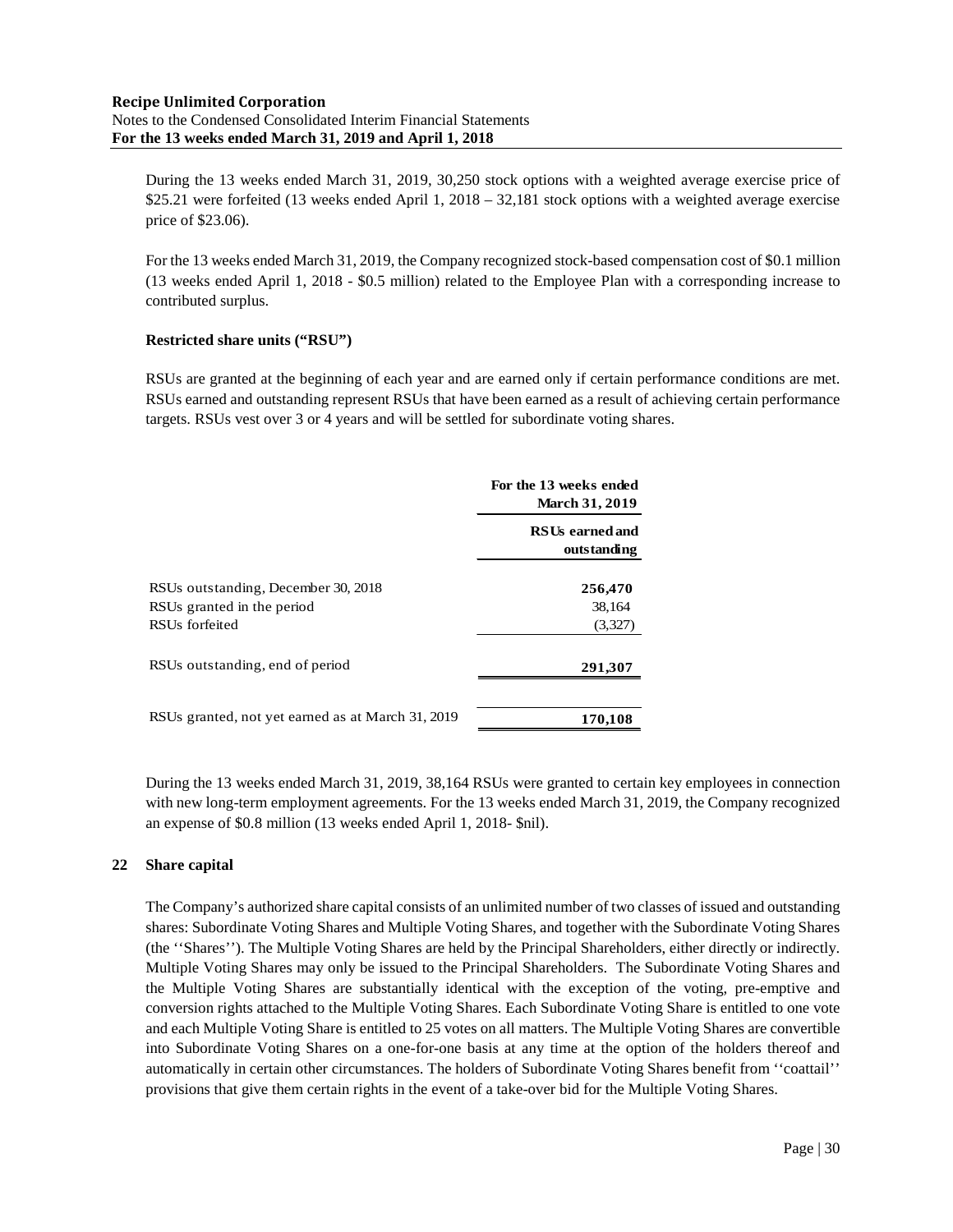During the 13 weeks ended March 31, 2019, 30,250 stock options with a weighted average exercise price of \$25.21 were forfeited (13 weeks ended April 1, 2018 – 32,181 stock options with a weighted average exercise price of \$23.06).

For the 13 weeks ended March 31, 2019, the Company recognized stock-based compensation cost of \$0.1 million (13 weeks ended April 1, 2018 - \$0.5 million) related to the Employee Plan with a corresponding increase to contributed surplus.

**Restricted share units ("RSU")**

RSUs are granted at the beginning of each year and are earned only if certain performance conditions are met. RSUs earned and outstanding represent RSUs that have been earned as a result of achieving certain performance targets. RSUs vest over 3 or 4 years and will be settled for subordinate voting shares.

| | For the 13 weeks ended March 31, 2019 |
|---|---|
| | RSUs earned and outstanding |
| RSUs outstanding, December 30, 2018 | **256,470** |
| RSUs granted in the period | 38,164 |
| RSUs forfeited | (3,327) |
| RSUs outstanding, end of period | **291,307** |
| RSUs granted, not yet earned as at March 31, 2019 | **170,108** |

During the 13 weeks ended March 31, 2019, 38,164 RSUs were granted to certain key employees in connection with new long-term employment agreements. For the 13 weeks ended March 31, 2019, the Company recognized an expense of \$0.8 million (13 weeks ended April 1, 2018- \$nil).

## 22 Share capital

The Company's authorized share capital consists of an unlimited number of two classes of issued and outstanding shares: Subordinate Voting Shares and Multiple Voting Shares, and together with the Subordinate Voting Shares (the ''Shares''). The Multiple Voting Shares are held by the Principal Shareholders, either directly or indirectly. Multiple Voting Shares may only be issued to the Principal Shareholders. The Subordinate Voting Shares and the Multiple Voting Shares are substantially identical with the exception of the voting, pre-emptive and conversion rights attached to the Multiple Voting Shares. Each Subordinate Voting Share is entitled to one vote and each Multiple Voting Share is entitled to 25 votes on all matters. The Multiple Voting Shares are convertible into Subordinate Voting Shares on a one-for-one basis at any time at the option of the holders thereof and automatically in certain other circumstances. The holders of Subordinate Voting Shares benefit from ''coattail'' provisions that give them certain rights in the event of a take-over bid for the Multiple Voting Shares.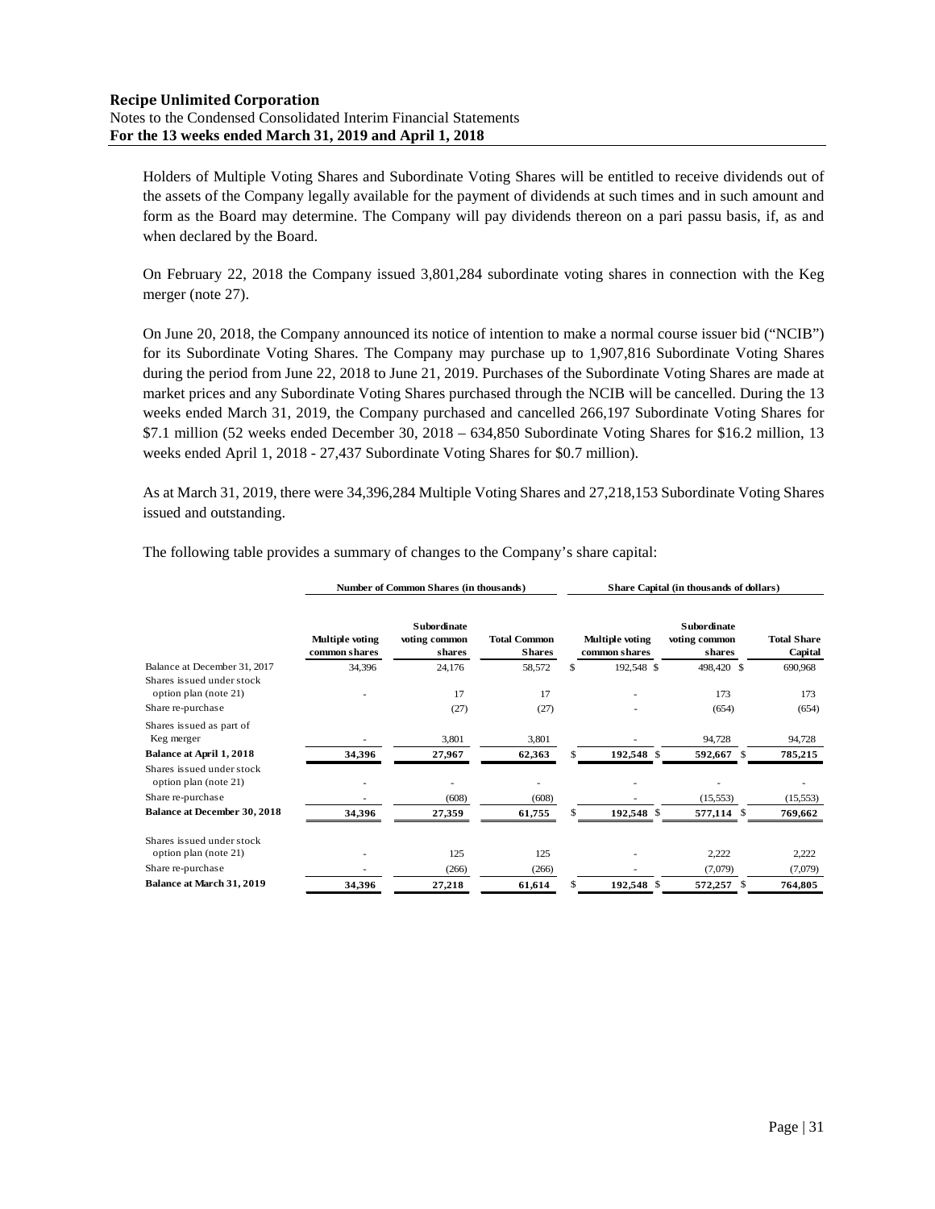Holders of Multiple Voting Shares and Subordinate Voting Shares will be entitled to receive dividends out of the assets of the Company legally available for the payment of dividends at such times and in such amount and form as the Board may determine. The Company will pay dividends thereon on a pari passu basis, if, as and when declared by the Board.

On February 22, 2018 the Company issued 3,801,284 subordinate voting shares in connection with the Keg merger (note 27).

On June 20, 2018, the Company announced its notice of intention to make a normal course issuer bid ("NCIB") for its Subordinate Voting Shares. The Company may purchase up to 1,907,816 Subordinate Voting Shares during the period from June 22, 2018 to June 21, 2019. Purchases of the Subordinate Voting Shares are made at market prices and any Subordinate Voting Shares purchased through the NCIB will be cancelled. During the 13 weeks ended March 31, 2019, the Company purchased and cancelled 266,197 Subordinate Voting Shares for $7.1 million (52 weeks ended December 30, 2018 – 634,850 Subordinate Voting Shares for $16.2 million, 13 weeks ended April 1, 2018 - 27,437 Subordinate Voting Shares for $0.7 million).

As at March 31, 2019, there were 34,396,284 Multiple Voting Shares and 27,218,153 Subordinate Voting Shares issued and outstanding.

The following table provides a summary of changes to the Company's share capital:

| | Number of Common Shares (in thousands) | | | Share Capital (in thousands of dollars) | | |
|---|---|---|---|---|---|---|
| | Multiple voting common shares | Subordinate voting common shares | Total Common Shares | Multiple voting common shares | Subordinate voting common shares | Total Share Capital |
| Balance at December 31, 2017 | 34,396 | 24,176 | 58,572 | $ 192,548 | $ 498,420 | $ 690,968 |
| Shares issued under stock option plan (note 21) | - | 17 | 17 | - | 173 | 173 |
| Share re-purchase | | (27) | (27) | - | (654) | (654) |
| Shares issued as part of Keg merger | - | 3,801 | 3,801 | - | 94,728 | 94,728 |
| **Balance at April 1, 2018** | **34,396** | **27,967** | **62,363** | **$ 192,548** | **$ 592,667** | **$ 785,215** |
| Shares issued under stock option plan (note 21) | - | - | - | - | - | - |
| Share re-purchase | - | (608) | (608) | - | (15,553) | (15,553) |
| **Balance at December 30, 2018** | **34,396** | **27,359** | **61,755** | **$ 192,548** | **$ 577,114** | **$ 769,662** |
| Shares issued under stock option plan (note 21) | - | 125 | 125 | - | 2,222 | 2,222 |
| Share re-purchase | - | (266) | (266) | - | (7,079) | (7,079) |
| **Balance at March 31, 2019** | **34,396** | **27,218** | **61,614** | **$ 192,548** | **$ 572,257** | **$ 764,805** |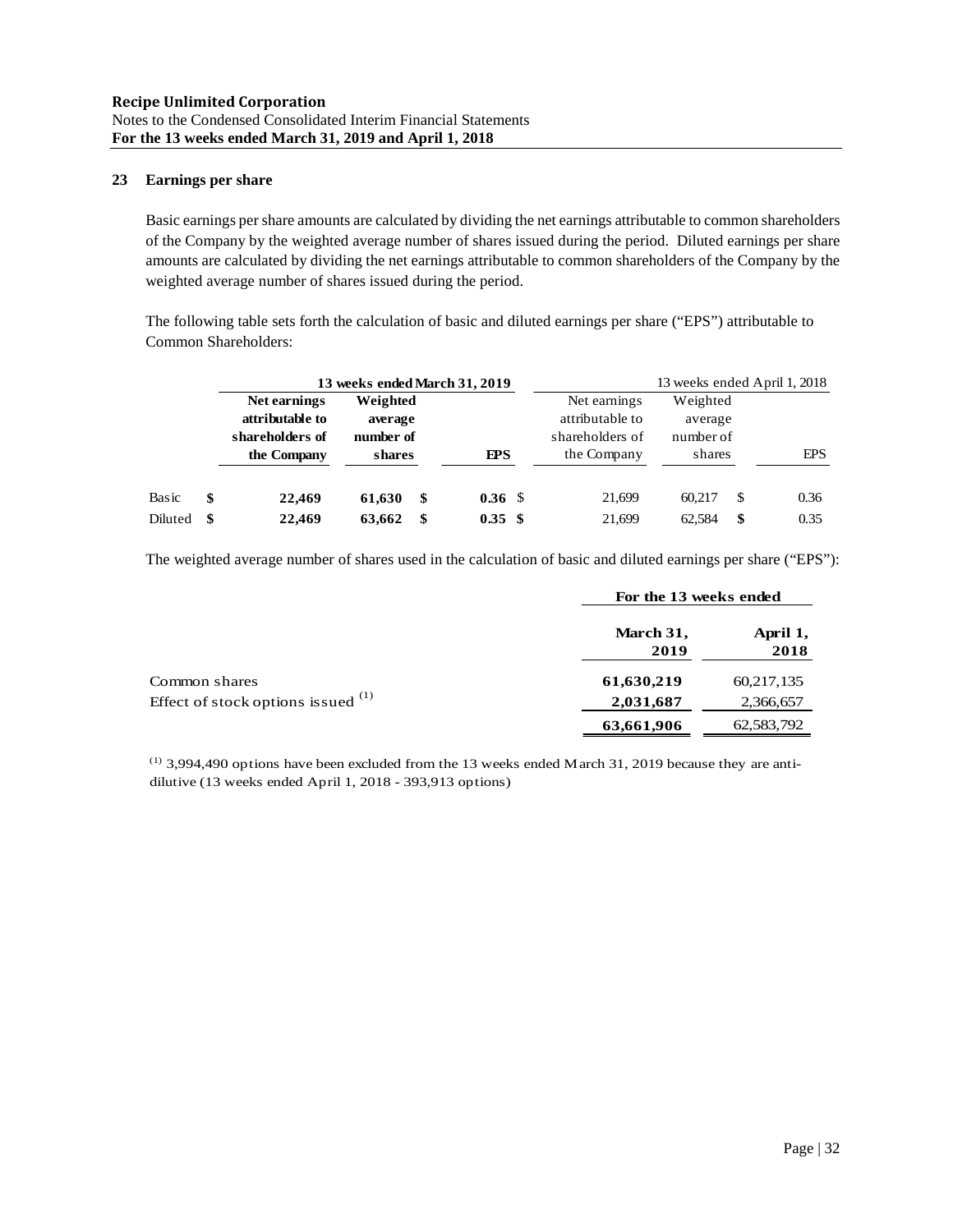**Recipe Unlimited Corporation**
Notes to the Condensed Consolidated Interim Financial Statements
**For the 13 weeks ended March 31, 2019 and April 1, 2018**

## 23 Earnings per share

Basic earnings per share amounts are calculated by dividing the net earnings attributable to common shareholders of the Company by the weighted average number of shares issued during the period. Diluted earnings per share amounts are calculated by dividing the net earnings attributable to common shareholders of the Company by the weighted average number of shares issued during the period.

The following table sets forth the calculation of basic and diluted earnings per share ("EPS") attributable to Common Shareholders:

| | **13 weeks ended March 31, 2019** | | | 13 weeks ended April 1, 2018 | | |
|---|---|---|---|---|---|---|
| | **Net earnings attributable to shareholders of the Company** | **Weighted average number of shares** | **EPS** | Net earnings attributable to shareholders of the Company | Weighted average number of shares | EPS |
| Basic | **$ 22,469** | **61,630** | **$ 0.36** | $ 21,699 | 60,217 | $ 0.36 |
| Diluted | **$ 22,469** | **63,662** | **$ 0.35** | $ 21,699 | 62,584 | $ 0.35 |

The weighted average number of shares used in the calculation of basic and diluted earnings per share ("EPS"):

| | **For the 13 weeks ended** | |
|---|---|---|
| | **March 31, 2019** | **April 1, 2018** |
| Common shares | **61,630,219** | 60,217,135 |
| Effect of stock options issued [(1)] | **2,031,687** | 2,366,657 |
| | **63,661,906** | 62,583,792 |

[(1)] 3,994,490 options have been excluded from the 13 weeks ended March 31, 2019 because they are anti-dilutive (13 weeks ended April 1, 2018 - 393,913 options)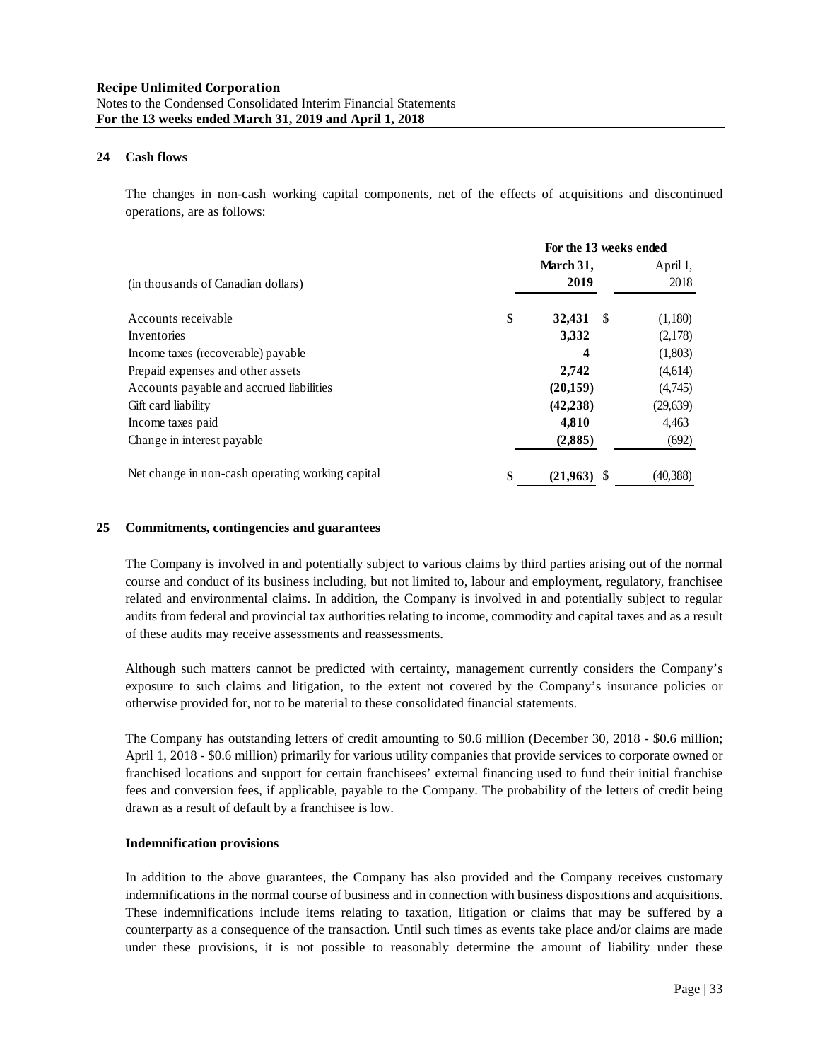## 24 Cash flows

The changes in non-cash working capital components, net of the effects of acquisitions and discontinued operations, are as follows:

| (in thousands of Canadian dollars) | For the 13 weeks ended March 31, 2019 | For the 13 weeks ended April 1, 2018 |
|---|---|---|
| Accounts receivable | **$ 32,431** | $ (1,180) |
| Inventories | **3,332** | (2,178) |
| Income taxes (recoverable) payable | **4** | (1,803) |
| Prepaid expenses and other assets | **2,742** | (4,614) |
| Accounts payable and accrued liabilities | **(20,159)** | (4,745) |
| Gift card liability | **(42,238)** | (29,639) |
| Income taxes paid | **4,810** | 4,463 |
| Change in interest payable | **(2,885)** | (692) |
| Net change in non-cash operating working capital | **$ (21,963)** | $ (40,388) |

## 25 Commitments, contingencies and guarantees

The Company is involved in and potentially subject to various claims by third parties arising out of the normal course and conduct of its business including, but not limited to, labour and employment, regulatory, franchisee related and environmental claims. In addition, the Company is involved in and potentially subject to regular audits from federal and provincial tax authorities relating to income, commodity and capital taxes and as a result of these audits may receive assessments and reassessments.

Although such matters cannot be predicted with certainty, management currently considers the Company's exposure to such claims and litigation, to the extent not covered by the Company's insurance policies or otherwise provided for, not to be material to these consolidated financial statements.

The Company has outstanding letters of credit amounting to \$0.6 million (December 30, 2018 - \$0.6 million; April 1, 2018 - \$0.6 million) primarily for various utility companies that provide services to corporate owned or franchised locations and support for certain franchisees' external financing used to fund their initial franchise fees and conversion fees, if applicable, payable to the Company. The probability of the letters of credit being drawn as a result of default by a franchisee is low.

### Indemnification provisions

In addition to the above guarantees, the Company has also provided and the Company receives customary indemnifications in the normal course of business and in connection with business dispositions and acquisitions. These indemnifications include items relating to taxation, litigation or claims that may be suffered by a counterparty as a consequence of the transaction. Until such times as events take place and/or claims are made under these provisions, it is not possible to reasonably determine the amount of liability under these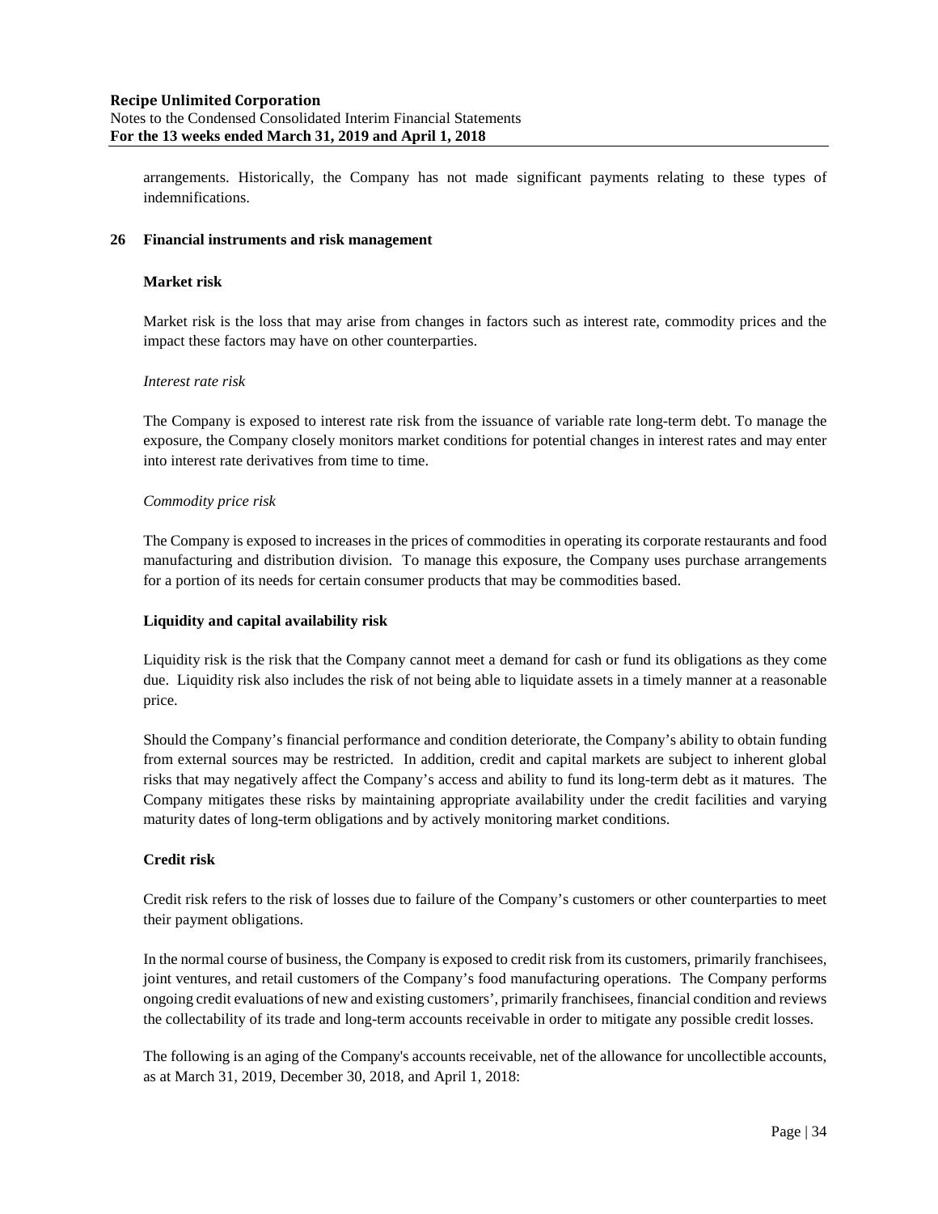arrangements. Historically, the Company has not made significant payments relating to these types of indemnifications.

## 26 Financial instruments and risk management

### Market risk

Market risk is the loss that may arise from changes in factors such as interest rate, commodity prices and the impact these factors may have on other counterparties.

*Interest rate risk*

The Company is exposed to interest rate risk from the issuance of variable rate long-term debt. To manage the exposure, the Company closely monitors market conditions for potential changes in interest rates and may enter into interest rate derivatives from time to time.

*Commodity price risk*

The Company is exposed to increases in the prices of commodities in operating its corporate restaurants and food manufacturing and distribution division. To manage this exposure, the Company uses purchase arrangements for a portion of its needs for certain consumer products that may be commodities based.

### Liquidity and capital availability risk

Liquidity risk is the risk that the Company cannot meet a demand for cash or fund its obligations as they come due. Liquidity risk also includes the risk of not being able to liquidate assets in a timely manner at a reasonable price.

Should the Company's financial performance and condition deteriorate, the Company's ability to obtain funding from external sources may be restricted. In addition, credit and capital markets are subject to inherent global risks that may negatively affect the Company's access and ability to fund its long-term debt as it matures. The Company mitigates these risks by maintaining appropriate availability under the credit facilities and varying maturity dates of long-term obligations and by actively monitoring market conditions.

### Credit risk

Credit risk refers to the risk of losses due to failure of the Company's customers or other counterparties to meet their payment obligations.

In the normal course of business, the Company is exposed to credit risk from its customers, primarily franchisees, joint ventures, and retail customers of the Company's food manufacturing operations. The Company performs ongoing credit evaluations of new and existing customers', primarily franchisees, financial condition and reviews the collectability of its trade and long-term accounts receivable in order to mitigate any possible credit losses.

The following is an aging of the Company's accounts receivable, net of the allowance for uncollectible accounts, as at March 31, 2019, December 30, 2018, and April 1, 2018: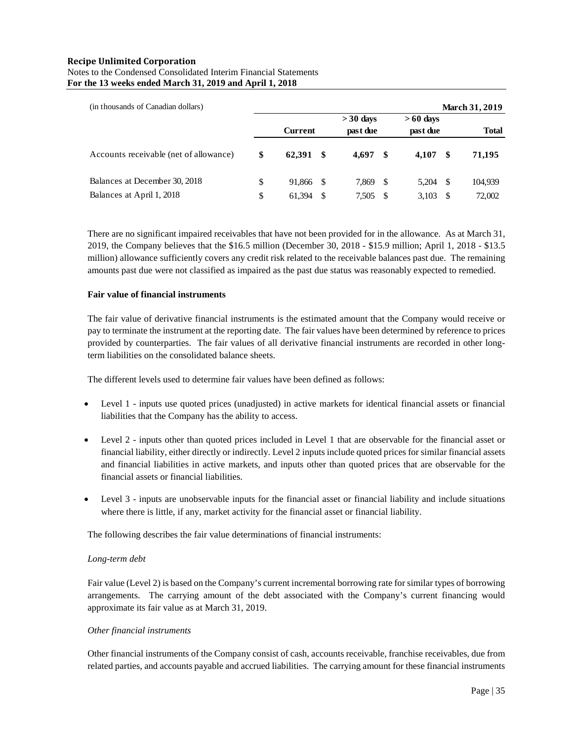| (in thousands of Canadian dollars) | | | | March 31, 2019 |
|---|---|---|---|---|
| | Current | > 30 days past due | > 60 days past due | Total |
| Accounts receivable (net of allowance) | **$ 62,391** | **$ 4,697** | **$ 4,107** | **$ 71,195** |
| Balances at December 30, 2018 | $ 91,866 | $ 7,869 | $ 5,204 | $ 104,939 |
| Balances at April 1, 2018 | $ 61,394 | $ 7,505 | $ 3,103 | $ 72,002 |

There are no significant impaired receivables that have not been provided for in the allowance. As at March 31, 2019, the Company believes that the $16.5 million (December 30, 2018 - $15.9 million; April 1, 2018 - $13.5 million) allowance sufficiently covers any credit risk related to the receivable balances past due. The remaining amounts past due were not classified as impaired as the past due status was reasonably expected to remedied.

**Fair value of financial instruments**

The fair value of derivative financial instruments is the estimated amount that the Company would receive or pay to terminate the instrument at the reporting date. The fair values have been determined by reference to prices provided by counterparties. The fair values of all derivative financial instruments are recorded in other long-term liabilities on the consolidated balance sheets.

The different levels used to determine fair values have been defined as follows:

- Level 1 - inputs use quoted prices (unadjusted) in active markets for identical financial assets or financial liabilities that the Company has the ability to access.
- Level 2 - inputs other than quoted prices included in Level 1 that are observable for the financial asset or financial liability, either directly or indirectly. Level 2 inputs include quoted prices for similar financial assets and financial liabilities in active markets, and inputs other than quoted prices that are observable for the financial assets or financial liabilities.
- Level 3 - inputs are unobservable inputs for the financial asset or financial liability and include situations where there is little, if any, market activity for the financial asset or financial liability.

The following describes the fair value determinations of financial instruments:

*Long-term debt*

Fair value (Level 2) is based on the Company's current incremental borrowing rate for similar types of borrowing arrangements. The carrying amount of the debt associated with the Company's current financing would approximate its fair value as at March 31, 2019.

*Other financial instruments*

Other financial instruments of the Company consist of cash, accounts receivable, franchise receivables, due from related parties, and accounts payable and accrued liabilities. The carrying amount for these financial instruments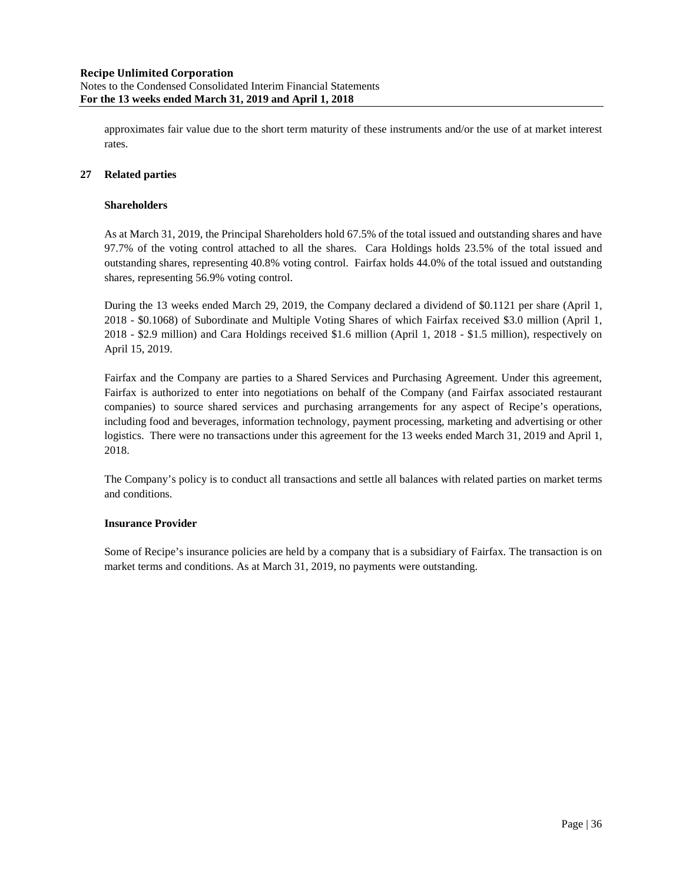approximates fair value due to the short term maturity of these instruments and/or the use of at market interest rates.

## 27 Related parties

### Shareholders

As at March 31, 2019, the Principal Shareholders hold 67.5% of the total issued and outstanding shares and have 97.7% of the voting control attached to all the shares. Cara Holdings holds 23.5% of the total issued and outstanding shares, representing 40.8% voting control. Fairfax holds 44.0% of the total issued and outstanding shares, representing 56.9% voting control.

During the 13 weeks ended March 29, 2019, the Company declared a dividend of $0.1121 per share (April 1, 2018 - $0.1068) of Subordinate and Multiple Voting Shares of which Fairfax received $3.0 million (April 1, 2018 - $2.9 million) and Cara Holdings received $1.6 million (April 1, 2018 - $1.5 million), respectively on April 15, 2019.

Fairfax and the Company are parties to a Shared Services and Purchasing Agreement. Under this agreement, Fairfax is authorized to enter into negotiations on behalf of the Company (and Fairfax associated restaurant companies) to source shared services and purchasing arrangements for any aspect of Recipe's operations, including food and beverages, information technology, payment processing, marketing and advertising or other logistics. There were no transactions under this agreement for the 13 weeks ended March 31, 2019 and April 1, 2018.

The Company's policy is to conduct all transactions and settle all balances with related parties on market terms and conditions.

### Insurance Provider

Some of Recipe's insurance policies are held by a company that is a subsidiary of Fairfax. The transaction is on market terms and conditions. As at March 31, 2019, no payments were outstanding.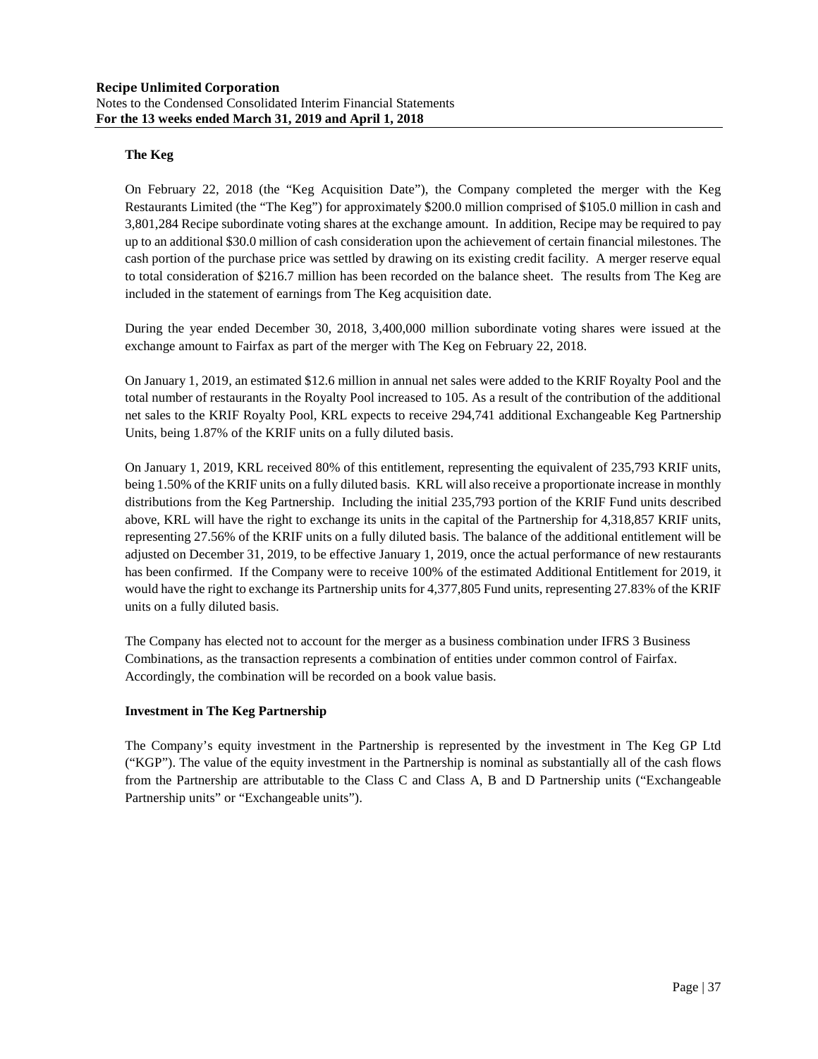**The Keg**

On February 22, 2018 (the "Keg Acquisition Date"), the Company completed the merger with the Keg Restaurants Limited (the "The Keg") for approximately $200.0 million comprised of $105.0 million in cash and 3,801,284 Recipe subordinate voting shares at the exchange amount. In addition, Recipe may be required to pay up to an additional $30.0 million of cash consideration upon the achievement of certain financial milestones. The cash portion of the purchase price was settled by drawing on its existing credit facility. A merger reserve equal to total consideration of $216.7 million has been recorded on the balance sheet. The results from The Keg are included in the statement of earnings from The Keg acquisition date.

During the year ended December 30, 2018, 3,400,000 million subordinate voting shares were issued at the exchange amount to Fairfax as part of the merger with The Keg on February 22, 2018.

On January 1, 2019, an estimated $12.6 million in annual net sales were added to the KRIF Royalty Pool and the total number of restaurants in the Royalty Pool increased to 105. As a result of the contribution of the additional net sales to the KRIF Royalty Pool, KRL expects to receive 294,741 additional Exchangeable Keg Partnership Units, being 1.87% of the KRIF units on a fully diluted basis.

On January 1, 2019, KRL received 80% of this entitlement, representing the equivalent of 235,793 KRIF units, being 1.50% of the KRIF units on a fully diluted basis. KRL will also receive a proportionate increase in monthly distributions from the Keg Partnership. Including the initial 235,793 portion of the KRIF Fund units described above, KRL will have the right to exchange its units in the capital of the Partnership for 4,318,857 KRIF units, representing 27.56% of the KRIF units on a fully diluted basis. The balance of the additional entitlement will be adjusted on December 31, 2019, to be effective January 1, 2019, once the actual performance of new restaurants has been confirmed. If the Company were to receive 100% of the estimated Additional Entitlement for 2019, it would have the right to exchange its Partnership units for 4,377,805 Fund units, representing 27.83% of the KRIF units on a fully diluted basis.

The Company has elected not to account for the merger as a business combination under IFRS 3 Business Combinations, as the transaction represents a combination of entities under common control of Fairfax. Accordingly, the combination will be recorded on a book value basis.

**Investment in The Keg Partnership**

The Company's equity investment in the Partnership is represented by the investment in The Keg GP Ltd ("KGP"). The value of the equity investment in the Partnership is nominal as substantially all of the cash flows from the Partnership are attributable to the Class C and Class A, B and D Partnership units ("Exchangeable Partnership units" or "Exchangeable units").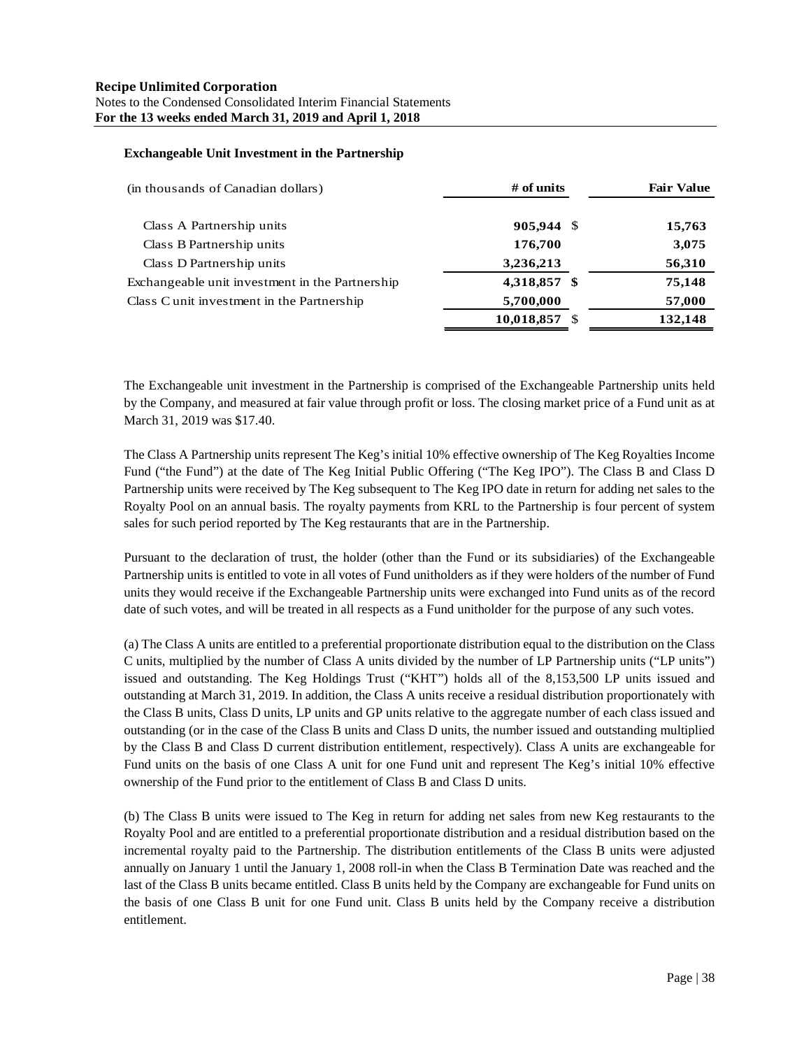**Exchangeable Unit Investment in the Partnership**

| (in thousands of Canadian dollars) | # of units | Fair Value |
|---|---|---|
| Class A Partnership units | **905,944** $ | **15,763** |
| Class B Partnership units | **176,700** | **3,075** |
| Class D Partnership units | **3,236,213** | **56,310** |
| Exchangeable unit investment in the Partnership | **4,318,857 $** | **75,148** |
| Class C unit investment in the Partnership | **5,700,000** | **57,000** |
| | **10,018,857** $ | **132,148** |

The Exchangeable unit investment in the Partnership is comprised of the Exchangeable Partnership units held by the Company, and measured at fair value through profit or loss. The closing market price of a Fund unit as at March 31, 2019 was $17.40.

The Class A Partnership units represent The Keg's initial 10% effective ownership of The Keg Royalties Income Fund ("the Fund") at the date of The Keg Initial Public Offering ("The Keg IPO"). The Class B and Class D Partnership units were received by The Keg subsequent to The Keg IPO date in return for adding net sales to the Royalty Pool on an annual basis. The royalty payments from KRL to the Partnership is four percent of system sales for such period reported by The Keg restaurants that are in the Partnership.

Pursuant to the declaration of trust, the holder (other than the Fund or its subsidiaries) of the Exchangeable Partnership units is entitled to vote in all votes of Fund unitholders as if they were holders of the number of Fund units they would receive if the Exchangeable Partnership units were exchanged into Fund units as of the record date of such votes, and will be treated in all respects as a Fund unitholder for the purpose of any such votes.

(a) The Class A units are entitled to a preferential proportionate distribution equal to the distribution on the Class C units, multiplied by the number of Class A units divided by the number of LP Partnership units ("LP units") issued and outstanding. The Keg Holdings Trust ("KHT") holds all of the 8,153,500 LP units issued and outstanding at March 31, 2019. In addition, the Class A units receive a residual distribution proportionately with the Class B units, Class D units, LP units and GP units relative to the aggregate number of each class issued and outstanding (or in the case of the Class B units and Class D units, the number issued and outstanding multiplied by the Class B and Class D current distribution entitlement, respectively). Class A units are exchangeable for Fund units on the basis of one Class A unit for one Fund unit and represent The Keg's initial 10% effective ownership of the Fund prior to the entitlement of Class B and Class D units.

(b) The Class B units were issued to The Keg in return for adding net sales from new Keg restaurants to the Royalty Pool and are entitled to a preferential proportionate distribution and a residual distribution based on the incremental royalty paid to the Partnership. The distribution entitlements of the Class B units were adjusted annually on January 1 until the January 1, 2008 roll-in when the Class B Termination Date was reached and the last of the Class B units became entitled. Class B units held by the Company are exchangeable for Fund units on the basis of one Class B unit for one Fund unit. Class B units held by the Company receive a distribution entitlement.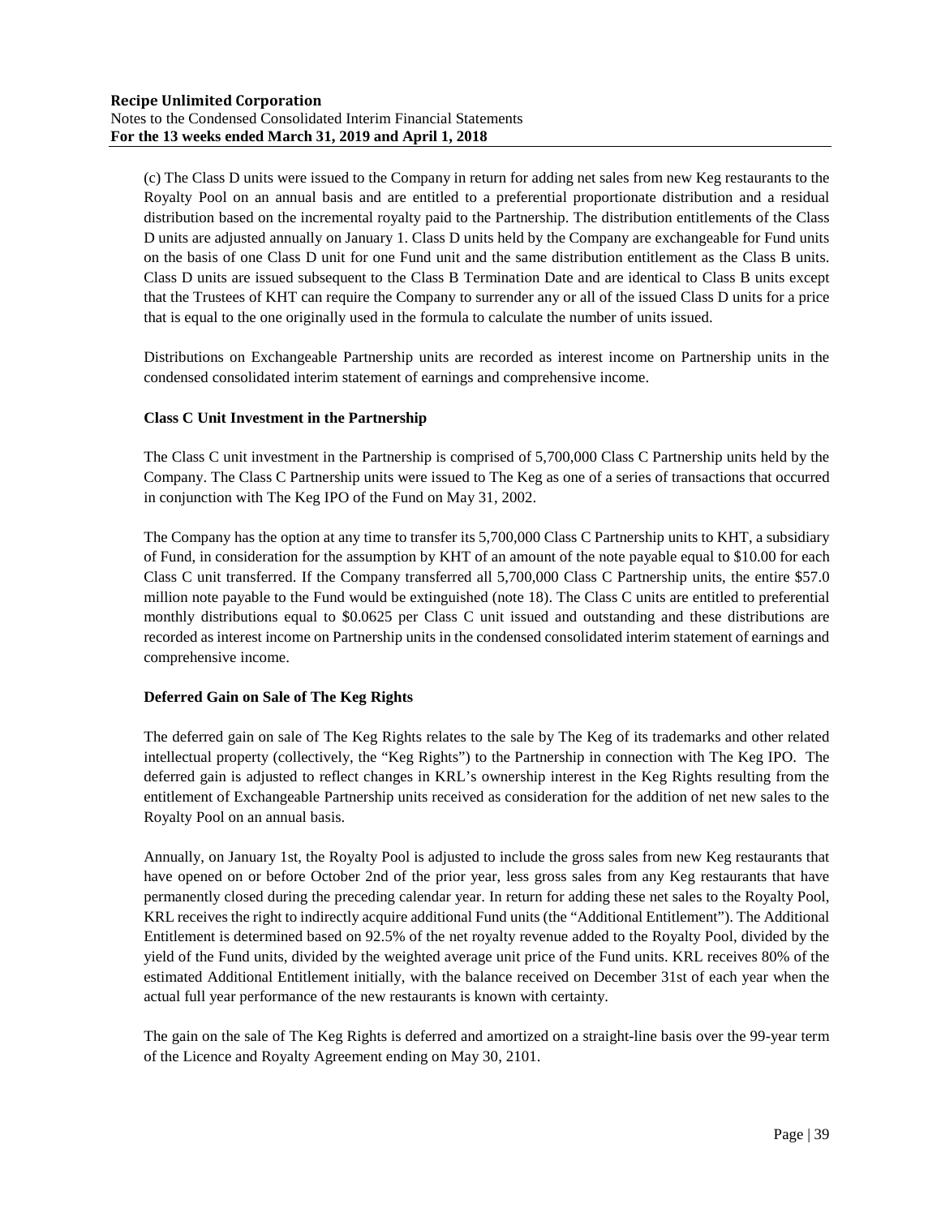(c) The Class D units were issued to the Company in return for adding net sales from new Keg restaurants to the Royalty Pool on an annual basis and are entitled to a preferential proportionate distribution and a residual distribution based on the incremental royalty paid to the Partnership. The distribution entitlements of the Class D units are adjusted annually on January 1. Class D units held by the Company are exchangeable for Fund units on the basis of one Class D unit for one Fund unit and the same distribution entitlement as the Class B units. Class D units are issued subsequent to the Class B Termination Date and are identical to Class B units except that the Trustees of KHT can require the Company to surrender any or all of the issued Class D units for a price that is equal to the one originally used in the formula to calculate the number of units issued.

Distributions on Exchangeable Partnership units are recorded as interest income on Partnership units in the condensed consolidated interim statement of earnings and comprehensive income.

**Class C Unit Investment in the Partnership**

The Class C unit investment in the Partnership is comprised of 5,700,000 Class C Partnership units held by the Company. The Class C Partnership units were issued to The Keg as one of a series of transactions that occurred in conjunction with The Keg IPO of the Fund on May 31, 2002.

The Company has the option at any time to transfer its 5,700,000 Class C Partnership units to KHT, a subsidiary of Fund, in consideration for the assumption by KHT of an amount of the note payable equal to $10.00 for each Class C unit transferred. If the Company transferred all 5,700,000 Class C Partnership units, the entire $57.0 million note payable to the Fund would be extinguished (note 18). The Class C units are entitled to preferential monthly distributions equal to $0.0625 per Class C unit issued and outstanding and these distributions are recorded as interest income on Partnership units in the condensed consolidated interim statement of earnings and comprehensive income.

**Deferred Gain on Sale of The Keg Rights**

The deferred gain on sale of The Keg Rights relates to the sale by The Keg of its trademarks and other related intellectual property (collectively, the "Keg Rights") to the Partnership in connection with The Keg IPO. The deferred gain is adjusted to reflect changes in KRL's ownership interest in the Keg Rights resulting from the entitlement of Exchangeable Partnership units received as consideration for the addition of net new sales to the Royalty Pool on an annual basis.

Annually, on January 1st, the Royalty Pool is adjusted to include the gross sales from new Keg restaurants that have opened on or before October 2nd of the prior year, less gross sales from any Keg restaurants that have permanently closed during the preceding calendar year. In return for adding these net sales to the Royalty Pool, KRL receives the right to indirectly acquire additional Fund units (the "Additional Entitlement"). The Additional Entitlement is determined based on 92.5% of the net royalty revenue added to the Royalty Pool, divided by the yield of the Fund units, divided by the weighted average unit price of the Fund units. KRL receives 80% of the estimated Additional Entitlement initially, with the balance received on December 31st of each year when the actual full year performance of the new restaurants is known with certainty.

The gain on the sale of The Keg Rights is deferred and amortized on a straight-line basis over the 99-year term of the Licence and Royalty Agreement ending on May 30, 2101.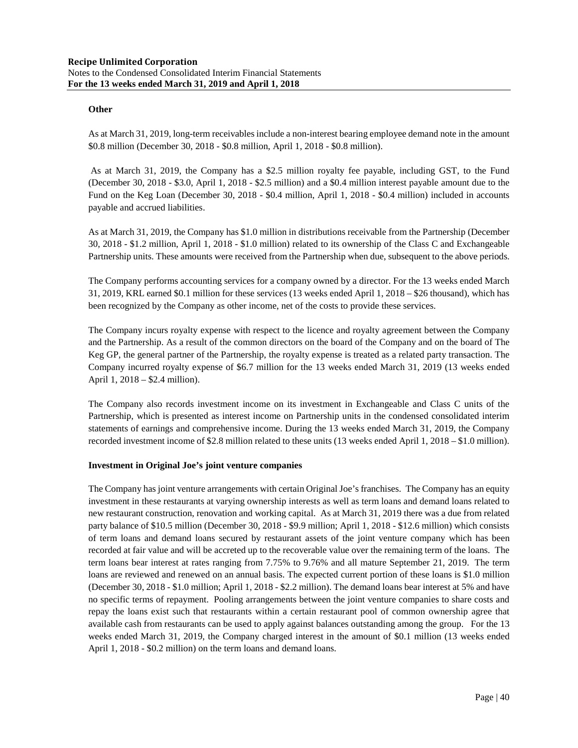**Other**

As at March 31, 2019, long-term receivables include a non-interest bearing employee demand note in the amount \$0.8 million (December 30, 2018 - \$0.8 million, April 1, 2018 - \$0.8 million).

As at March 31, 2019, the Company has a \$2.5 million royalty fee payable, including GST, to the Fund (December 30, 2018 - \$3.0, April 1, 2018 - \$2.5 million) and a \$0.4 million interest payable amount due to the Fund on the Keg Loan (December 30, 2018 - \$0.4 million, April 1, 2018 - \$0.4 million) included in accounts payable and accrued liabilities.

As at March 31, 2019, the Company has \$1.0 million in distributions receivable from the Partnership (December 30, 2018 - \$1.2 million, April 1, 2018 - \$1.0 million) related to its ownership of the Class C and Exchangeable Partnership units. These amounts were received from the Partnership when due, subsequent to the above periods.

The Company performs accounting services for a company owned by a director. For the 13 weeks ended March 31, 2019, KRL earned \$0.1 million for these services (13 weeks ended April 1, 2018 – \$26 thousand), which has been recognized by the Company as other income, net of the costs to provide these services.

The Company incurs royalty expense with respect to the licence and royalty agreement between the Company and the Partnership. As a result of the common directors on the board of the Company and on the board of The Keg GP, the general partner of the Partnership, the royalty expense is treated as a related party transaction. The Company incurred royalty expense of \$6.7 million for the 13 weeks ended March 31, 2019 (13 weeks ended April 1, 2018 – \$2.4 million).

The Company also records investment income on its investment in Exchangeable and Class C units of the Partnership, which is presented as interest income on Partnership units in the condensed consolidated interim statements of earnings and comprehensive income. During the 13 weeks ended March 31, 2019, the Company recorded investment income of \$2.8 million related to these units (13 weeks ended April 1, 2018 – \$1.0 million).

**Investment in Original Joe's joint venture companies**

The Company has joint venture arrangements with certain Original Joe's franchises. The Company has an equity investment in these restaurants at varying ownership interests as well as term loans and demand loans related to new restaurant construction, renovation and working capital. As at March 31, 2019 there was a due from related party balance of \$10.5 million (December 30, 2018 - \$9.9 million; April 1, 2018 - \$12.6 million) which consists of term loans and demand loans secured by restaurant assets of the joint venture company which has been recorded at fair value and will be accreted up to the recoverable value over the remaining term of the loans. The term loans bear interest at rates ranging from 7.75% to 9.76% and all mature September 21, 2019. The term loans are reviewed and renewed on an annual basis. The expected current portion of these loans is \$1.0 million (December 30, 2018 - \$1.0 million; April 1, 2018 - \$2.2 million). The demand loans bear interest at 5% and have no specific terms of repayment. Pooling arrangements between the joint venture companies to share costs and repay the loans exist such that restaurants within a certain restaurant pool of common ownership agree that available cash from restaurants can be used to apply against balances outstanding among the group. For the 13 weeks ended March 31, 2019, the Company charged interest in the amount of \$0.1 million (13 weeks ended April 1, 2018 - \$0.2 million) on the term loans and demand loans.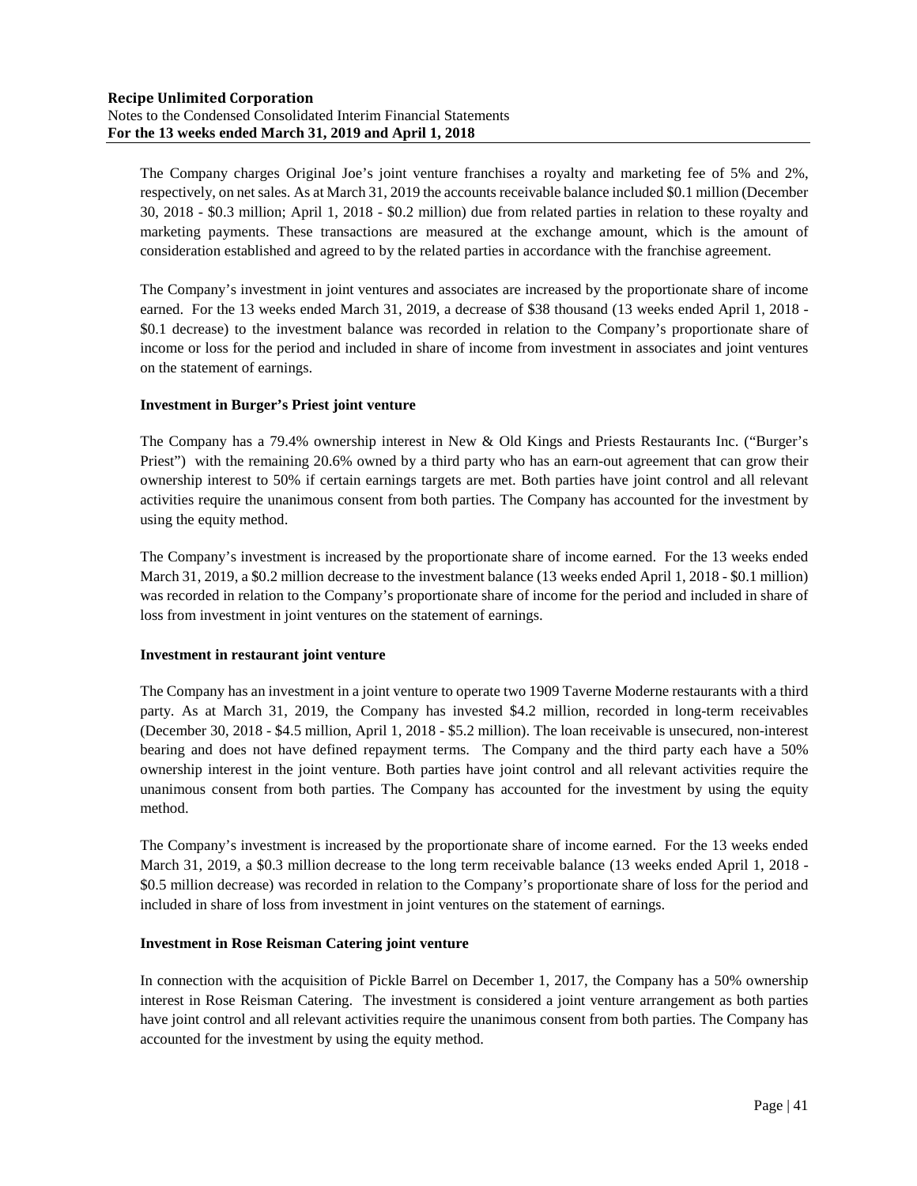The Company charges Original Joe's joint venture franchises a royalty and marketing fee of 5% and 2%, respectively, on net sales. As at March 31, 2019 the accounts receivable balance included \$0.1 million (December 30, 2018 - \$0.3 million; April 1, 2018 - \$0.2 million) due from related parties in relation to these royalty and marketing payments. These transactions are measured at the exchange amount, which is the amount of consideration established and agreed to by the related parties in accordance with the franchise agreement.

The Company's investment in joint ventures and associates are increased by the proportionate share of income earned. For the 13 weeks ended March 31, 2019, a decrease of \$38 thousand (13 weeks ended April 1, 2018 - \$0.1 decrease) to the investment balance was recorded in relation to the Company's proportionate share of income or loss for the period and included in share of income from investment in associates and joint ventures on the statement of earnings.

**Investment in Burger's Priest joint venture**

The Company has a 79.4% ownership interest in New & Old Kings and Priests Restaurants Inc. ("Burger's Priest") with the remaining 20.6% owned by a third party who has an earn-out agreement that can grow their ownership interest to 50% if certain earnings targets are met. Both parties have joint control and all relevant activities require the unanimous consent from both parties. The Company has accounted for the investment by using the equity method.

The Company's investment is increased by the proportionate share of income earned. For the 13 weeks ended March 31, 2019, a \$0.2 million decrease to the investment balance (13 weeks ended April 1, 2018 - \$0.1 million) was recorded in relation to the Company's proportionate share of income for the period and included in share of loss from investment in joint ventures on the statement of earnings.

**Investment in restaurant joint venture**

The Company has an investment in a joint venture to operate two 1909 Taverne Moderne restaurants with a third party. As at March 31, 2019, the Company has invested \$4.2 million, recorded in long-term receivables (December 30, 2018 - \$4.5 million, April 1, 2018 - \$5.2 million). The loan receivable is unsecured, non-interest bearing and does not have defined repayment terms. The Company and the third party each have a 50% ownership interest in the joint venture. Both parties have joint control and all relevant activities require the unanimous consent from both parties. The Company has accounted for the investment by using the equity method.

The Company's investment is increased by the proportionate share of income earned. For the 13 weeks ended March 31, 2019, a \$0.3 million decrease to the long term receivable balance (13 weeks ended April 1, 2018 - \$0.5 million decrease) was recorded in relation to the Company's proportionate share of loss for the period and included in share of loss from investment in joint ventures on the statement of earnings.

**Investment in Rose Reisman Catering joint venture**

In connection with the acquisition of Pickle Barrel on December 1, 2017, the Company has a 50% ownership interest in Rose Reisman Catering. The investment is considered a joint venture arrangement as both parties have joint control and all relevant activities require the unanimous consent from both parties. The Company has accounted for the investment by using the equity method.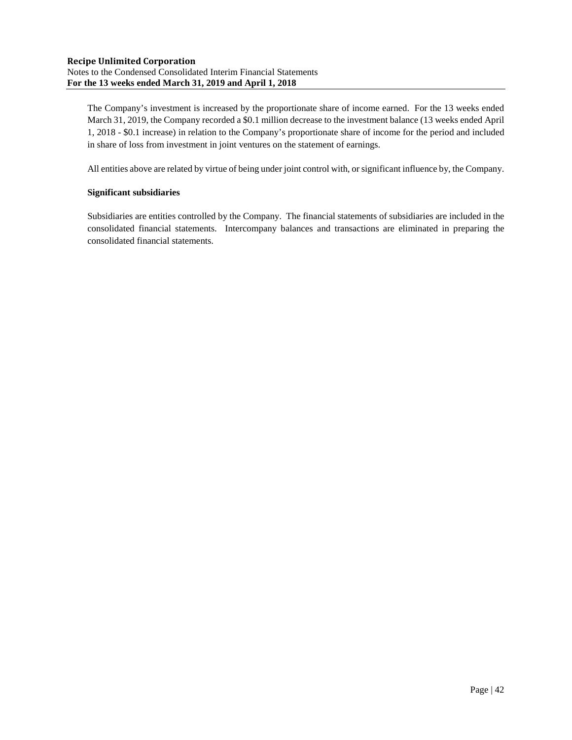The Company's investment is increased by the proportionate share of income earned. For the 13 weeks ended March 31, 2019, the Company recorded a $0.1 million decrease to the investment balance (13 weeks ended April 1, 2018 - $0.1 increase) in relation to the Company's proportionate share of income for the period and included in share of loss from investment in joint ventures on the statement of earnings.

All entities above are related by virtue of being under joint control with, or significant influence by, the Company.

**Significant subsidiaries**

Subsidiaries are entities controlled by the Company. The financial statements of subsidiaries are included in the consolidated financial statements. Intercompany balances and transactions are eliminated in preparing the consolidated financial statements.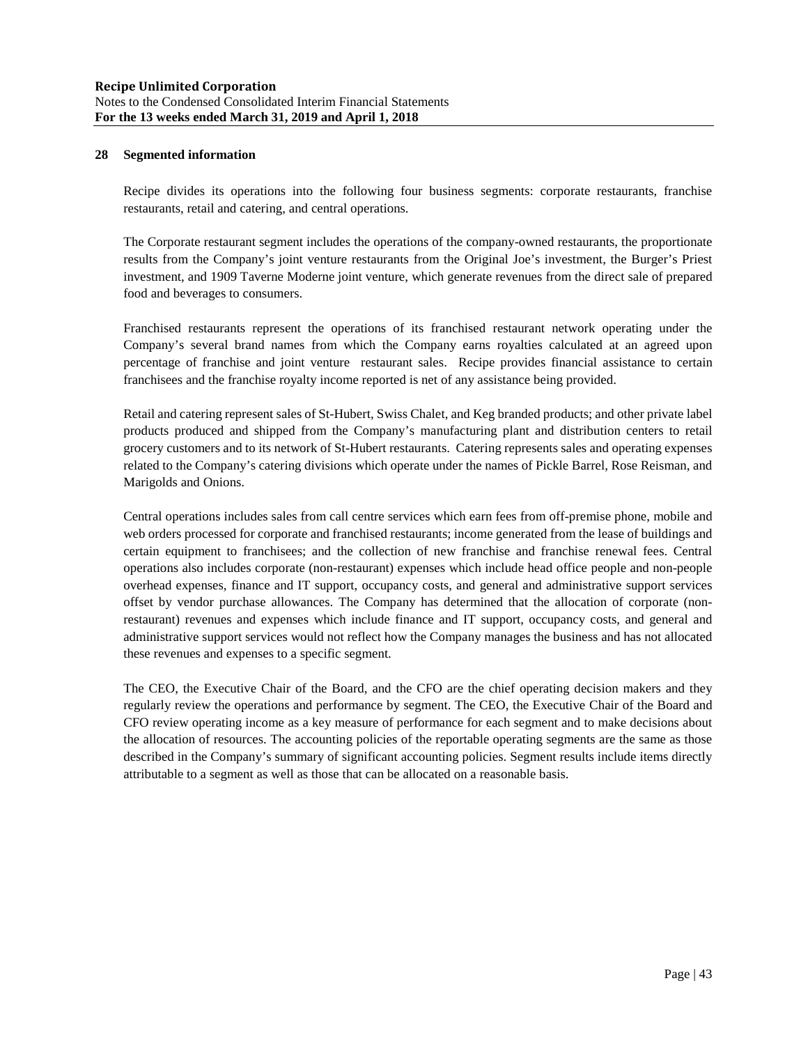## 28 Segmented information

Recipe divides its operations into the following four business segments: corporate restaurants, franchise restaurants, retail and catering, and central operations.

The Corporate restaurant segment includes the operations of the company-owned restaurants, the proportionate results from the Company's joint venture restaurants from the Original Joe's investment, the Burger's Priest investment, and 1909 Taverne Moderne joint venture, which generate revenues from the direct sale of prepared food and beverages to consumers.

Franchised restaurants represent the operations of its franchised restaurant network operating under the Company's several brand names from which the Company earns royalties calculated at an agreed upon percentage of franchise and joint venture restaurant sales. Recipe provides financial assistance to certain franchisees and the franchise royalty income reported is net of any assistance being provided.

Retail and catering represent sales of St-Hubert, Swiss Chalet, and Keg branded products; and other private label products produced and shipped from the Company's manufacturing plant and distribution centers to retail grocery customers and to its network of St-Hubert restaurants. Catering represents sales and operating expenses related to the Company's catering divisions which operate under the names of Pickle Barrel, Rose Reisman, and Marigolds and Onions.

Central operations includes sales from call centre services which earn fees from off-premise phone, mobile and web orders processed for corporate and franchised restaurants; income generated from the lease of buildings and certain equipment to franchisees; and the collection of new franchise and franchise renewal fees. Central operations also includes corporate (non-restaurant) expenses which include head office people and non-people overhead expenses, finance and IT support, occupancy costs, and general and administrative support services offset by vendor purchase allowances. The Company has determined that the allocation of corporate (non-restaurant) revenues and expenses which include finance and IT support, occupancy costs, and general and administrative support services would not reflect how the Company manages the business and has not allocated these revenues and expenses to a specific segment.

The CEO, the Executive Chair of the Board, and the CFO are the chief operating decision makers and they regularly review the operations and performance by segment. The CEO, the Executive Chair of the Board and CFO review operating income as a key measure of performance for each segment and to make decisions about the allocation of resources. The accounting policies of the reportable operating segments are the same as those described in the Company's summary of significant accounting policies. Segment results include items directly attributable to a segment as well as those that can be allocated on a reasonable basis.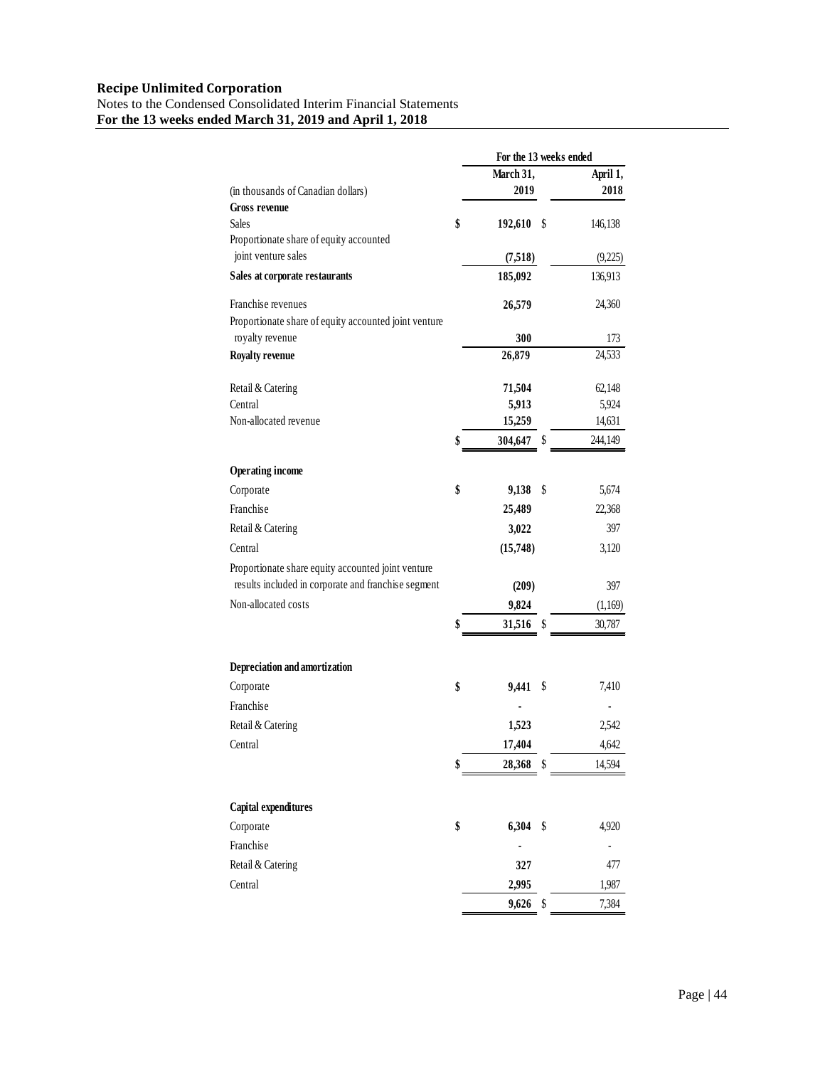**Recipe Unlimited Corporation**
Notes to the Condensed Consolidated Interim Financial Statements
**For the 13 weeks ended March 31, 2019 and April 1, 2018**

| | For the 13 weeks ended | |
|---|---|---|
| (in thousands of Canadian dollars) | March 31, 2019 | April 1, 2018 |
| **Gross revenue** | | |
| Sales | $ 192,610 | $ 146,138 |
| Proportionate share of equity accounted joint venture sales | (7,518) | (9,225) |
| **Sales at corporate restaurants** | 185,092 | 136,913 |
| Franchise revenues | 26,579 | 24,360 |
| Proportionate share of equity accounted joint venture royalty revenue | 300 | 173 |
| **Royalty revenue** | 26,879 | 24,533 |
| Retail & Catering | 71,504 | 62,148 |
| Central | 5,913 | 5,924 |
| Non-allocated revenue | 15,259 | 14,631 |
| | $ 304,647 | $ 244,149 |
| **Operating income** | | |
| Corporate | $ 9,138 | $ 5,674 |
| Franchise | 25,489 | 22,368 |
| Retail & Catering | 3,022 | 397 |
| Central | (15,748) | 3,120 |
| Proportionate share equity accounted joint venture results included in corporate and franchise segment | (209) | 397 |
| Non-allocated costs | 9,824 | (1,169) |
| | $ 31,516 | $ 30,787 |
| **Depreciation and amortization** | | |
| Corporate | $ 9,441 | $ 7,410 |
| Franchise | - | - |
| Retail & Catering | 1,523 | 2,542 |
| Central | 17,404 | 4,642 |
| | $ 28,368 | $ 14,594 |
| **Capital expenditures** | | |
| Corporate | $ 6,304 | $ 4,920 |
| Franchise | - | - |
| Retail & Catering | 327 | 477 |
| Central | 2,995 | 1,987 |
| | 9,626 | $ 7,384 |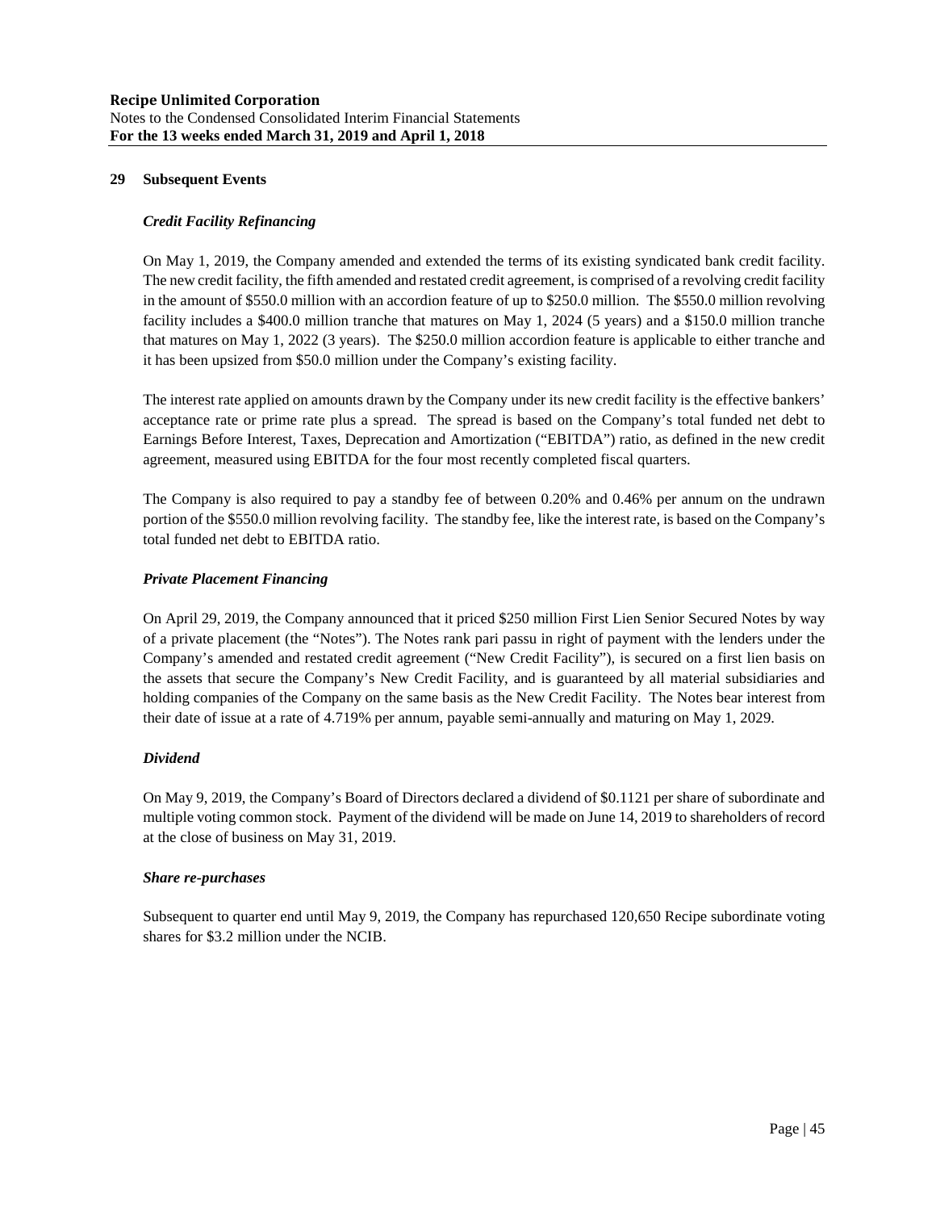## 29 Subsequent Events

### *Credit Facility Refinancing*

On May 1, 2019, the Company amended and extended the terms of its existing syndicated bank credit facility. The new credit facility, the fifth amended and restated credit agreement, is comprised of a revolving credit facility in the amount of $550.0 million with an accordion feature of up to $250.0 million. The $550.0 million revolving facility includes a $400.0 million tranche that matures on May 1, 2024 (5 years) and a $150.0 million tranche that matures on May 1, 2022 (3 years). The $250.0 million accordion feature is applicable to either tranche and it has been upsized from $50.0 million under the Company's existing facility.

The interest rate applied on amounts drawn by the Company under its new credit facility is the effective bankers' acceptance rate or prime rate plus a spread. The spread is based on the Company's total funded net debt to Earnings Before Interest, Taxes, Deprecation and Amortization ("EBITDA") ratio, as defined in the new credit agreement, measured using EBITDA for the four most recently completed fiscal quarters.

The Company is also required to pay a standby fee of between 0.20% and 0.46% per annum on the undrawn portion of the $550.0 million revolving facility. The standby fee, like the interest rate, is based on the Company's total funded net debt to EBITDA ratio.

### *Private Placement Financing*

On April 29, 2019, the Company announced that it priced $250 million First Lien Senior Secured Notes by way of a private placement (the "Notes"). The Notes rank pari passu in right of payment with the lenders under the Company's amended and restated credit agreement ("New Credit Facility"), is secured on a first lien basis on the assets that secure the Company's New Credit Facility, and is guaranteed by all material subsidiaries and holding companies of the Company on the same basis as the New Credit Facility. The Notes bear interest from their date of issue at a rate of 4.719% per annum, payable semi-annually and maturing on May 1, 2029.

### *Dividend*

On May 9, 2019, the Company's Board of Directors declared a dividend of $0.1121 per share of subordinate and multiple voting common stock. Payment of the dividend will be made on June 14, 2019 to shareholders of record at the close of business on May 31, 2019.

### *Share re-purchases*

Subsequent to quarter end until May 9, 2019, the Company has repurchased 120,650 Recipe subordinate voting shares for $3.2 million under the NCIB.